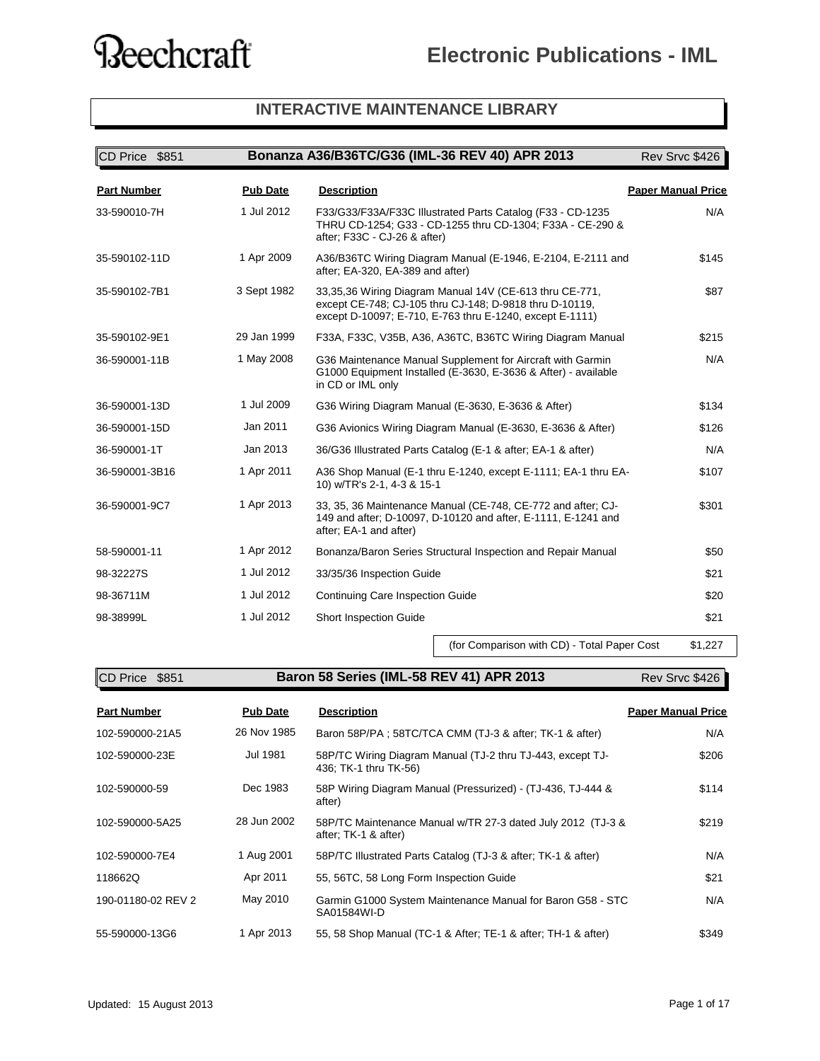# Beechcraft

# Electronic Publications - IML

## INTERACTIVE MAINTENANCE LIBRARY

### Bonanza A36/B36TC/G36 (IML-36 REV 40) APR 2013

CD Price $851 | Rev Srvc $426

| Part Number | Pub Date | Description | Paper Manual Price |
|---|---|---|---|
| 33-590010-7H | 1 Jul 2012 | F33/G33/F33A/F33C Illustrated Parts Catalog (F33 - CD-1235 THRU CD-1254; G33 - CD-1255 thru CD-1304; F33A - CE-290 & after; F33C - CJ-26 & after) | N/A |
| 35-590102-11D | 1 Apr 2009 | A36/B36TC Wiring Diagram Manual (E-1946, E-2104, E-2111 and after; EA-320, EA-389 and after) | $145 |
| 35-590102-7B1 | 3 Sept 1982 | 33,35,36 Wiring Diagram Manual 14V (CE-613 thru CE-771, except CE-748; CJ-105 thru CJ-148; D-9818 thru D-10119, except D-10097; E-710, E-763 thru E-1240, except E-1111) | $87 |
| 35-590102-9E1 | 29 Jan 1999 | F33A, F33C, V35B, A36, A36TC, B36TC Wiring Diagram Manual | $215 |
| 36-590001-11B | 1 May 2008 | G36 Maintenance Manual Supplement for Aircraft with Garmin G1000 Equipment Installed (E-3630, E-3636 & After) - available in CD or IML only | N/A |
| 36-590001-13D | 1 Jul 2009 | G36 Wiring Diagram Manual (E-3630, E-3636 & After) | $134 |
| 36-590001-15D | Jan 2011 | G36 Avionics Wiring Diagram Manual (E-3630, E-3636 & After) | $126 |
| 36-590001-1T | Jan 2013 | 36/G36 Illustrated Parts Catalog (E-1 & after; EA-1 & after) | N/A |
| 36-590001-3B16 | 1 Apr 2011 | A36 Shop Manual (E-1 thru E-1240, except E-1111; EA-1 thru EA-10) w/TR's 2-1, 4-3 & 15-1 | $107 |
| 36-590001-9C7 | 1 Apr 2013 | 33, 35, 36 Maintenance Manual (CE-748, CE-772 and after; CJ-149 and after; D-10097, D-10120 and after, E-1111, E-1241 and after; EA-1 and after) | $301 |
| 58-590001-11 | 1 Apr 2012 | Bonanza/Baron Series Structural Inspection and Repair Manual | $50 |
| 98-32227S | 1 Jul 2012 | 33/35/36 Inspection Guide | $21 |
| 98-36711M | 1 Jul 2012 | Continuing Care Inspection Guide | $20 |
| 98-38999L | 1 Jul 2012 | Short Inspection Guide | $21 |
| | | (for Comparison with CD) - Total Paper Cost | $1,227 |

### Baron 58 Series (IML-58 REV 41) APR 2013

CD Price $851 | Rev Srvc $426

| Part Number | Pub Date | Description | Paper Manual Price |
|---|---|---|---|
| 102-590000-21A5 | 26 Nov 1985 | Baron 58P/PA ; 58TC/TCA CMM (TJ-3 & after; TK-1 & after) | N/A |
| 102-590000-23E | Jul 1981 | 58P/TC Wiring Diagram Manual (TJ-2 thru TJ-443, except TJ-436; TK-1 thru TK-56) | $206 |
| 102-590000-59 | Dec 1983 | 58P Wiring Diagram Manual (Pressurized) - (TJ-436, TJ-444 & after) | $114 |
| 102-590000-5A25 | 28 Jun 2002 | 58P/TC Maintenance Manual w/TR 27-3 dated July 2012 (TJ-3 & after; TK-1 & after) | $219 |
| 102-590000-7E4 | 1 Aug 2001 | 58P/TC Illustrated Parts Catalog (TJ-3 & after; TK-1 & after) | N/A |
| 118662Q | Apr 2011 | 55, 56TC, 58 Long Form Inspection Guide | $21 |
| 190-01180-02 REV 2 | May 2010 | Garmin G1000 System Maintenance Manual for Baron G58 - STC SA01584WI-D | N/A |
| 55-590000-13G6 | 1 Apr 2013 | 55, 58 Shop Manual (TC-1 & After; TE-1 & after; TH-1 & after) | $349 |

Updated: 15 August 2013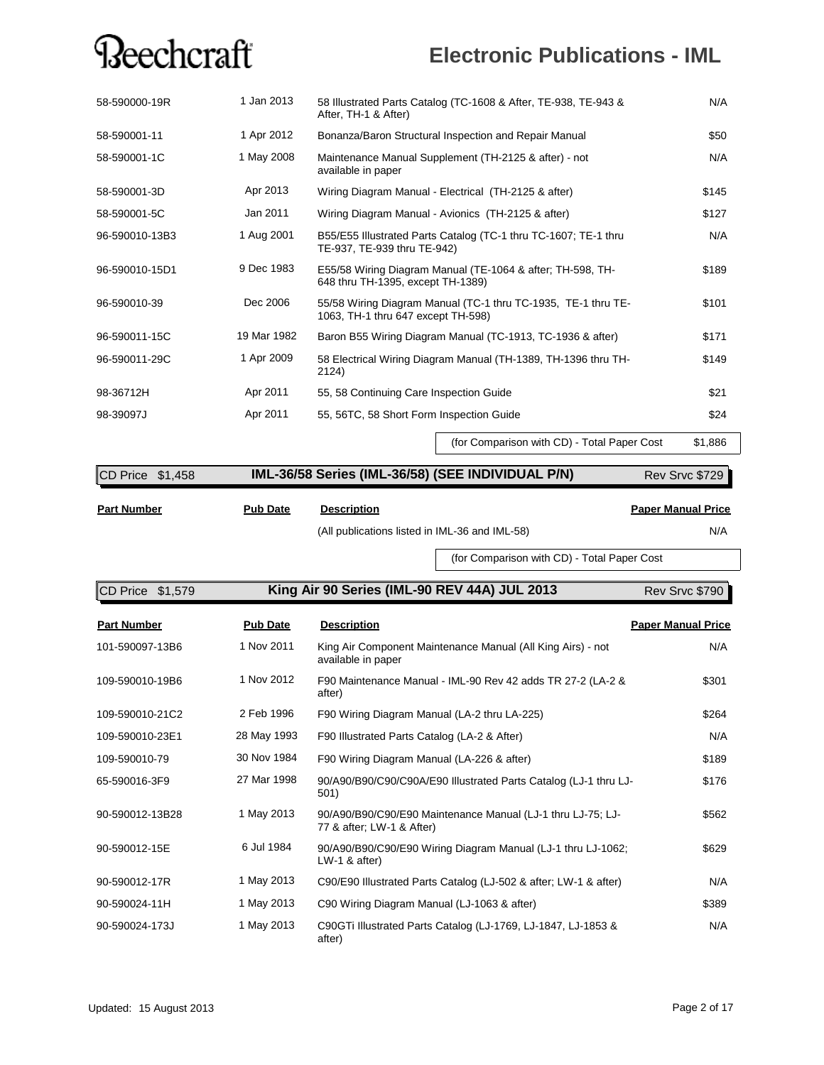| Part Number | Pub Date | Description | Paper Manual Price |
|---|---|---|---|
| 58-590000-19R | 1 Jan 2013 | 58 Illustrated Parts Catalog (TC-1608 & After, TE-938, TE-943 & After, TH-1 & After) | N/A |
| 58-590001-11 | 1 Apr 2012 | Bonanza/Baron Structural Inspection and Repair Manual | $50 |
| 58-590001-1C | 1 May 2008 | Maintenance Manual Supplement (TH-2125 & after) - not available in paper | N/A |
| 58-590001-3D | Apr 2013 | Wiring Diagram Manual - Electrical (TH-2125 & after) | $145 |
| 58-590001-5C | Jan 2011 | Wiring Diagram Manual - Avionics (TH-2125 & after) | $127 |
| 96-590010-13B3 | 1 Aug 2001 | B55/E55 Illustrated Parts Catalog (TC-1 thru TC-1607; TE-1 thru TE-937, TE-939 thru TE-942) | N/A |
| 96-590010-15D1 | 9 Dec 1983 | E55/58 Wiring Diagram Manual (TE-1064 & after; TH-598, TH-648 thru TH-1395, except TH-1389) | $189 |
| 96-590010-39 | Dec 2006 | 55/58 Wiring Diagram Manual (TC-1 thru TC-1935, TE-1 thru TE-1063, TH-1 thru 647 except TH-598) | $101 |
| 96-590011-15C | 19 Mar 1982 | Baron B55 Wiring Diagram Manual (TC-1913, TC-1936 & after) | $171 |
| 96-590011-29C | 1 Apr 2009 | 58 Electrical Wiring Diagram Manual (TH-1389, TH-1396 thru TH-2124) | $149 |
| 98-36712H | Apr 2011 | 55, 58 Continuing Care Inspection Guide | $21 |
| 98-39097J | Apr 2011 | 55, 56TC, 58 Short Form Inspection Guide | $24 |
| | | (for Comparison with CD) - Total Paper Cost | $1,886 |

## IML-36/58 Series (IML-36/58) (SEE INDIVIDUAL P/N)

CD Price $1,458 | Rev Srvc $729

| Part Number | Pub Date | Description | Paper Manual Price |
|---|---|---|---|
| | | (All publications listed in IML-36 and IML-58) | N/A |
| | | (for Comparison with CD) - Total Paper Cost | |

## King Air 90 Series (IML-90 REV 44A) JUL 2013

CD Price $1,579 | Rev Srvc $790

| Part Number | Pub Date | Description | Paper Manual Price |
|---|---|---|---|
| 101-590097-13B6 | 1 Nov 2011 | King Air Component Maintenance Manual (All King Airs) - not available in paper | N/A |
| 109-590010-19B6 | 1 Nov 2012 | F90 Maintenance Manual - IML-90 Rev 42 adds TR 27-2 (LA-2 & after) | $301 |
| 109-590010-21C2 | 2 Feb 1996 | F90 Wiring Diagram Manual (LA-2 thru LA-225) | $264 |
| 109-590010-23E1 | 28 May 1993 | F90 Illustrated Parts Catalog (LA-2 & After) | N/A |
| 109-590010-79 | 30 Nov 1984 | F90 Wiring Diagram Manual (LA-226 & after) | $189 |
| 65-590016-3F9 | 27 Mar 1998 | 90/A90/B90/C90/C90A/E90 Illustrated Parts Catalog (LJ-1 thru LJ-501) | $176 |
| 90-590012-13B28 | 1 May 2013 | 90/A90/B90/C90/E90 Maintenance Manual (LJ-1 thru LJ-75; LJ-77 & after; LW-1 & After) | $562 |
| 90-590012-15E | 6 Jul 1984 | 90/A90/B90/C90/E90 Wiring Diagram Manual (LJ-1 thru LJ-1062; LW-1 & after) | $629 |
| 90-590012-17R | 1 May 2013 | C90/E90 Illustrated Parts Catalog (LJ-502 & after; LW-1 & after) | N/A |
| 90-590024-11H | 1 May 2013 | C90 Wiring Diagram Manual (LJ-1063 & after) | $389 |
| 90-590024-173J | 1 May 2013 | C90GTi Illustrated Parts Catalog (LJ-1769, LJ-1847, LJ-1853 & after) | N/A |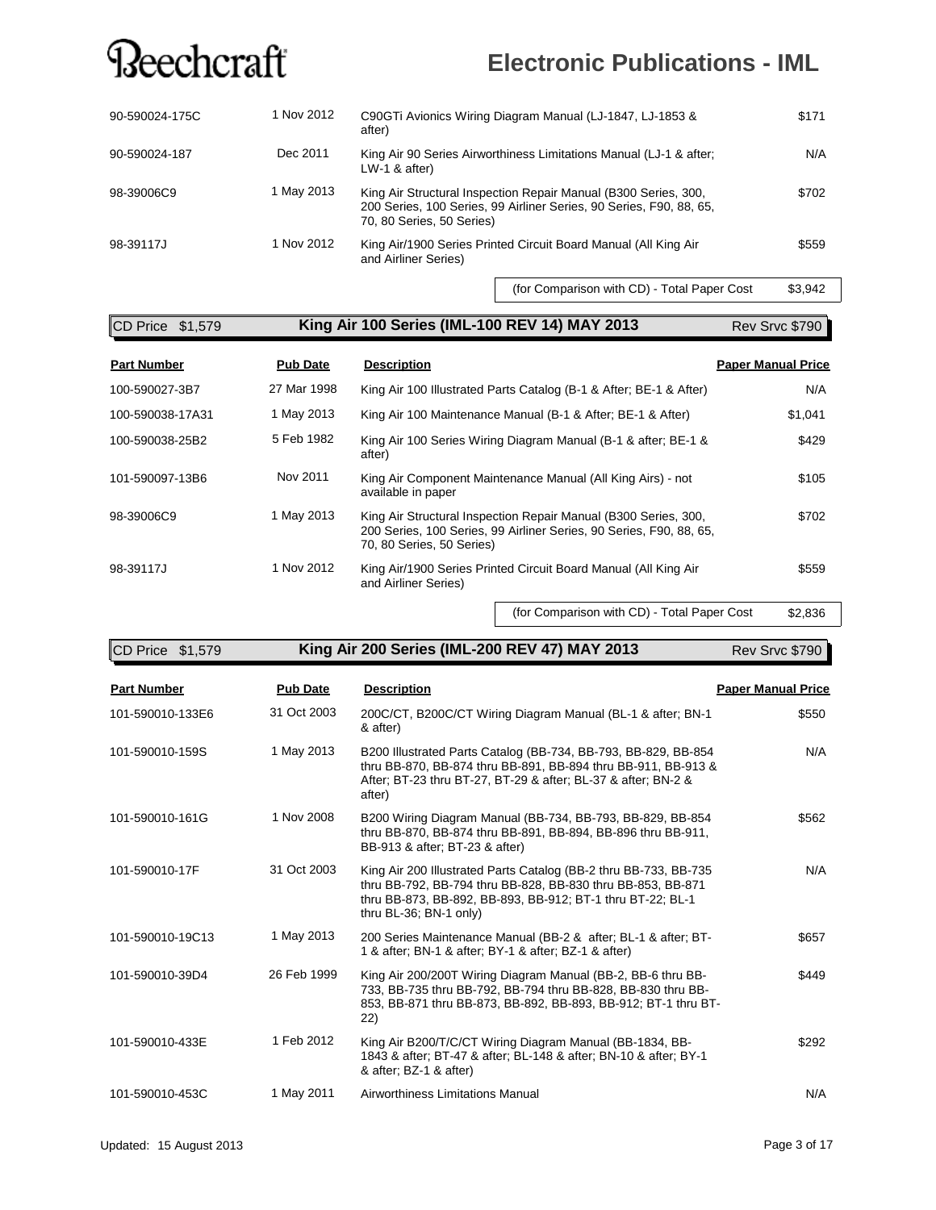| Part Number | Pub Date | Description | Paper Manual Price |
|---|---|---|---|
| 90-590024-175C | 1 Nov 2012 | C90GTi Avionics Wiring Diagram Manual (LJ-1847, LJ-1853 & after) | $171 |
| 90-590024-187 | Dec 2011 | King Air 90 Series Airworthiness Limitations Manual (LJ-1 & after; LW-1 & after) | N/A |
| 98-39006C9 | 1 May 2013 | King Air Structural Inspection Repair Manual (B300 Series, 300, 200 Series, 100 Series, 99 Airliner Series, 90 Series, F90, 88, 65, 70, 80 Series, 50 Series) | $702 |
| 98-39117J | 1 Nov 2012 | King Air/1900 Series Printed Circuit Board Manual (All King Air and Airliner Series) | $559 |
| | | (for Comparison with CD) - Total Paper Cost | $3,942 |

## King Air 100 Series (IML-100 REV 14) MAY 2013

CD Price $1,579 — Rev Srvc $790

| Part Number | Pub Date | Description | Paper Manual Price |
|---|---|---|---|
| 100-590027-3B7 | 27 Mar 1998 | King Air 100 Illustrated Parts Catalog (B-1 & After; BE-1 & After) | N/A |
| 100-590038-17A31 | 1 May 2013 | King Air 100 Maintenance Manual (B-1 & After; BE-1 & After) | $1,041 |
| 100-590038-25B2 | 5 Feb 1982 | King Air 100 Series Wiring Diagram Manual (B-1 & after; BE-1 & after) | $429 |
| 101-590097-13B6 | Nov 2011 | King Air Component Maintenance Manual (All King Airs) - not available in paper | $105 |
| 98-39006C9 | 1 May 2013 | King Air Structural Inspection Repair Manual (B300 Series, 300, 200 Series, 100 Series, 99 Airliner Series, 90 Series, F90, 88, 65, 70, 80 Series, 50 Series) | $702 |
| 98-39117J | 1 Nov 2012 | King Air/1900 Series Printed Circuit Board Manual (All King Air and Airliner Series) | $559 |
| | | (for Comparison with CD) - Total Paper Cost | $2,836 |

## King Air 200 Series (IML-200 REV 47) MAY 2013

CD Price $1,579 — Rev Srvc $790

| Part Number | Pub Date | Description | Paper Manual Price |
|---|---|---|---|
| 101-590010-133E6 | 31 Oct 2003 | 200C/CT, B200C/CT Wiring Diagram Manual (BL-1 & after; BN-1 & after) | $550 |
| 101-590010-159S | 1 May 2013 | B200 Illustrated Parts Catalog (BB-734, BB-793, BB-829, BB-854 thru BB-870, BB-874 thru BB-891, BB-894 thru BB-911, BB-913 & After; BT-23 thru BT-27, BT-29 & after; BL-37 & after; BN-2 & after) | N/A |
| 101-590010-161G | 1 Nov 2008 | B200 Wiring Diagram Manual (BB-734, BB-793, BB-829, BB-854 thru BB-870, BB-874 thru BB-891, BB-894, BB-896 thru BB-911, BB-913 & after; BT-23 & after) | $562 |
| 101-590010-17F | 31 Oct 2003 | King Air 200 Illustrated Parts Catalog (BB-2 thru BB-733, BB-735 thru BB-792, BB-794 thru BB-828, BB-830 thru BB-853, BB-871 thru BB-873, BB-892, BB-893, BB-912; BT-1 thru BT-22; BL-1 thru BL-36; BN-1 only) | N/A |
| 101-590010-19C13 | 1 May 2013 | 200 Series Maintenance Manual (BB-2 & after; BL-1 & after; BT-1 & after; BN-1 & after; BY-1 & after; BZ-1 & after) | $657 |
| 101-590010-39D4 | 26 Feb 1999 | King Air 200/200T Wiring Diagram Manual (BB-2, BB-6 thru BB-733, BB-735 thru BB-792, BB-794 thru BB-828, BB-830 thru BB-853, BB-871 thru BB-873, BB-892, BB-893, BB-912; BT-1 thru BT-22) | $449 |
| 101-590010-433E | 1 Feb 2012 | King Air B200/T/C/CT Wiring Diagram Manual (BB-1834, BB-1843 & after; BT-47 & after; BL-148 & after; BN-10 & after; BY-1 & after; BZ-1 & after) | $292 |
| 101-590010-453C | 1 May 2011 | Airworthiness Limitations Manual | N/A |

Updated: 15 August 2013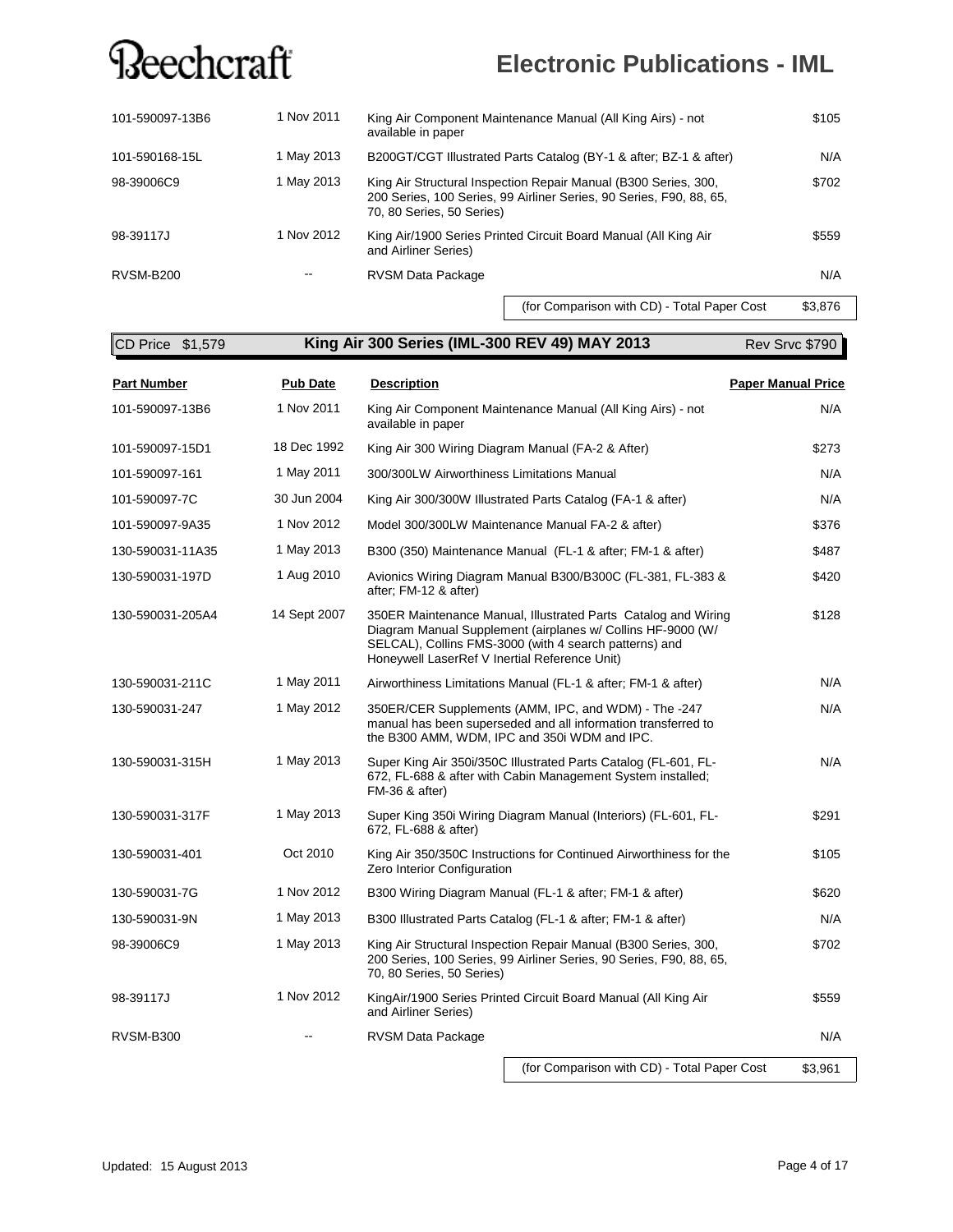| | | | |
|---|---|---|---|
| 101-590097-13B6 | 1 Nov 2011 | King Air Component Maintenance Manual (All King Airs) - not available in paper | $105 |
| 101-590168-15L | 1 May 2013 | B200GT/CGT Illustrated Parts Catalog (BY-1 & after; BZ-1 & after) | N/A |
| 98-39006C9 | 1 May 2013 | King Air Structural Inspection Repair Manual (B300 Series, 300, 200 Series, 100 Series, 99 Airliner Series, 90 Series, F90, 88, 65, 70, 80 Series, 50 Series) | $702 |
| 98-39117J | 1 Nov 2012 | King Air/1900 Series Printed Circuit Board Manual (All King Air and Airliner Series) | $559 |
| RVSM-B200 | -- | RVSM Data Package | N/A |
| | | (for Comparison with CD) - Total Paper Cost | $3,876 |

CD Price $1,579 **King Air 300 Series (IML-300 REV 49) MAY 2013** Rev Srvc $790

| Part Number | Pub Date | Description | Paper Manual Price |
|---|---|---|---|
| 101-590097-13B6 | 1 Nov 2011 | King Air Component Maintenance Manual (All King Airs) - not available in paper | N/A |
| 101-590097-15D1 | 18 Dec 1992 | King Air 300 Wiring Diagram Manual (FA-2 & After) | $273 |
| 101-590097-161 | 1 May 2011 | 300/300LW Airworthiness Limitations Manual | N/A |
| 101-590097-7C | 30 Jun 2004 | King Air 300/300W Illustrated Parts Catalog (FA-1 & after) | N/A |
| 101-590097-9A35 | 1 Nov 2012 | Model 300/300LW Maintenance Manual FA-2 & after) | $376 |
| 130-590031-11A35 | 1 May 2013 | B300 (350) Maintenance Manual (FL-1 & after; FM-1 & after) | $487 |
| 130-590031-197D | 1 Aug 2010 | Avionics Wiring Diagram Manual B300/B300C (FL-381, FL-383 & after; FM-12 & after) | $420 |
| 130-590031-205A4 | 14 Sept 2007 | 350ER Maintenance Manual, Illustrated Parts Catalog and Wiring Diagram Manual Supplement (airplanes w/ Collins HF-9000 (W/ SELCAL), Collins FMS-3000 (with 4 search patterns) and Honeywell LaserRef V Inertial Reference Unit) | $128 |
| 130-590031-211C | 1 May 2011 | Airworthiness Limitations Manual (FL-1 & after; FM-1 & after) | N/A |
| 130-590031-247 | 1 May 2012 | 350ER/CER Supplements (AMM, IPC, and WDM) - The -247 manual has been superseded and all information transferred to the B300 AMM, WDM, IPC and 350i WDM and IPC. | N/A |
| 130-590031-315H | 1 May 2013 | Super King Air 350i/350C Illustrated Parts Catalog (FL-601, FL-672, FL-688 & after with Cabin Management System installed; FM-36 & after) | N/A |
| 130-590031-317F | 1 May 2013 | Super King 350i Wiring Diagram Manual (Interiors) (FL-601, FL-672, FL-688 & after) | $291 |
| 130-590031-401 | Oct 2010 | King Air 350/350C Instructions for Continued Airworthiness for the Zero Interior Configuration | $105 |
| 130-590031-7G | 1 Nov 2012 | B300 Wiring Diagram Manual (FL-1 & after; FM-1 & after) | $620 |
| 130-590031-9N | 1 May 2013 | B300 Illustrated Parts Catalog (FL-1 & after; FM-1 & after) | N/A |
| 98-39006C9 | 1 May 2013 | King Air Structural Inspection Repair Manual (B300 Series, 300, 200 Series, 100 Series, 99 Airliner Series, 90 Series, F90, 88, 65, 70, 80 Series, 50 Series) | $702 |
| 98-39117J | 1 Nov 2012 | KingAir/1900 Series Printed Circuit Board Manual (All King Air and Airliner Series) | $559 |
| RVSM-B300 | -- | RVSM Data Package | N/A |
| | | (for Comparison with CD) - Total Paper Cost | $3,961 |

Updated: 15 August 2013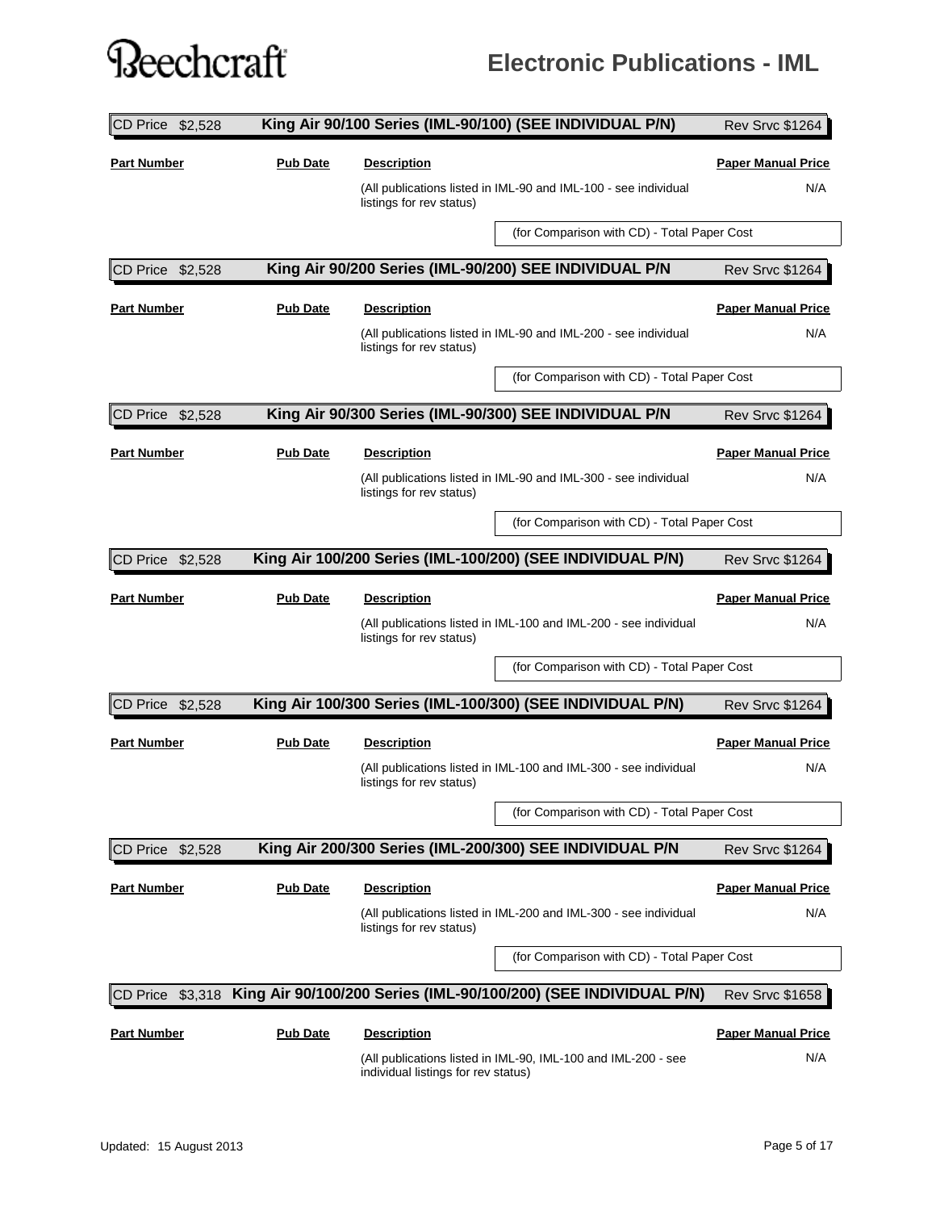CD Price $2,528 | **King Air 90/100 Series (IML-90/100) (SEE INDIVIDUAL P/N)** | Rev Srvc $1264

| Part Number | Pub Date | Description | Paper Manual Price |
|---|---|---|---|
| | | (All publications listed in IML-90 and IML-100 - see individual listings for rev status) | N/A |
| | | (for Comparison with CD) - Total Paper Cost | |

CD Price $2,528 | **King Air 90/200 Series (IML-90/200) SEE INDIVIDUAL P/N** | Rev Srvc $1264

| Part Number | Pub Date | Description | Paper Manual Price |
|---|---|---|---|
| | | (All publications listed in IML-90 and IML-200 - see individual listings for rev status) | N/A |
| | | (for Comparison with CD) - Total Paper Cost | |

CD Price $2,528 | **King Air 90/300 Series (IML-90/300) SEE INDIVIDUAL P/N** | Rev Srvc $1264

| Part Number | Pub Date | Description | Paper Manual Price |
|---|---|---|---|
| | | (All publications listed in IML-90 and IML-300 - see individual listings for rev status) | N/A |
| | | (for Comparison with CD) - Total Paper Cost | |

CD Price $2,528 | **King Air 100/200 Series (IML-100/200) (SEE INDIVIDUAL P/N)** | Rev Srvc $1264

| Part Number | Pub Date | Description | Paper Manual Price |
|---|---|---|---|
| | | (All publications listed in IML-100 and IML-200 - see individual listings for rev status) | N/A |
| | | (for Comparison with CD) - Total Paper Cost | |

CD Price $2,528 | **King Air 100/300 Series (IML-100/300) (SEE INDIVIDUAL P/N)** | Rev Srvc $1264

| Part Number | Pub Date | Description | Paper Manual Price |
|---|---|---|---|
| | | (All publications listed in IML-100 and IML-300 - see individual listings for rev status) | N/A |
| | | (for Comparison with CD) - Total Paper Cost | |

CD Price $2,528 | **King Air 200/300 Series (IML-200/300) SEE INDIVIDUAL P/N** | Rev Srvc $1264

| Part Number | Pub Date | Description | Paper Manual Price |
|---|---|---|---|
| | | (All publications listed in IML-200 and IML-300 - see individual listings for rev status) | N/A |
| | | (for Comparison with CD) - Total Paper Cost | |

CD Price $3,318 | **King Air 90/100/200 Series (IML-90/100/200) (SEE INDIVIDUAL P/N)** | Rev Srvc $1658

| Part Number | Pub Date | Description | Paper Manual Price |
|---|---|---|---|
| | | (All publications listed in IML-90, IML-100 and IML-200 - see individual listings for rev status) | N/A |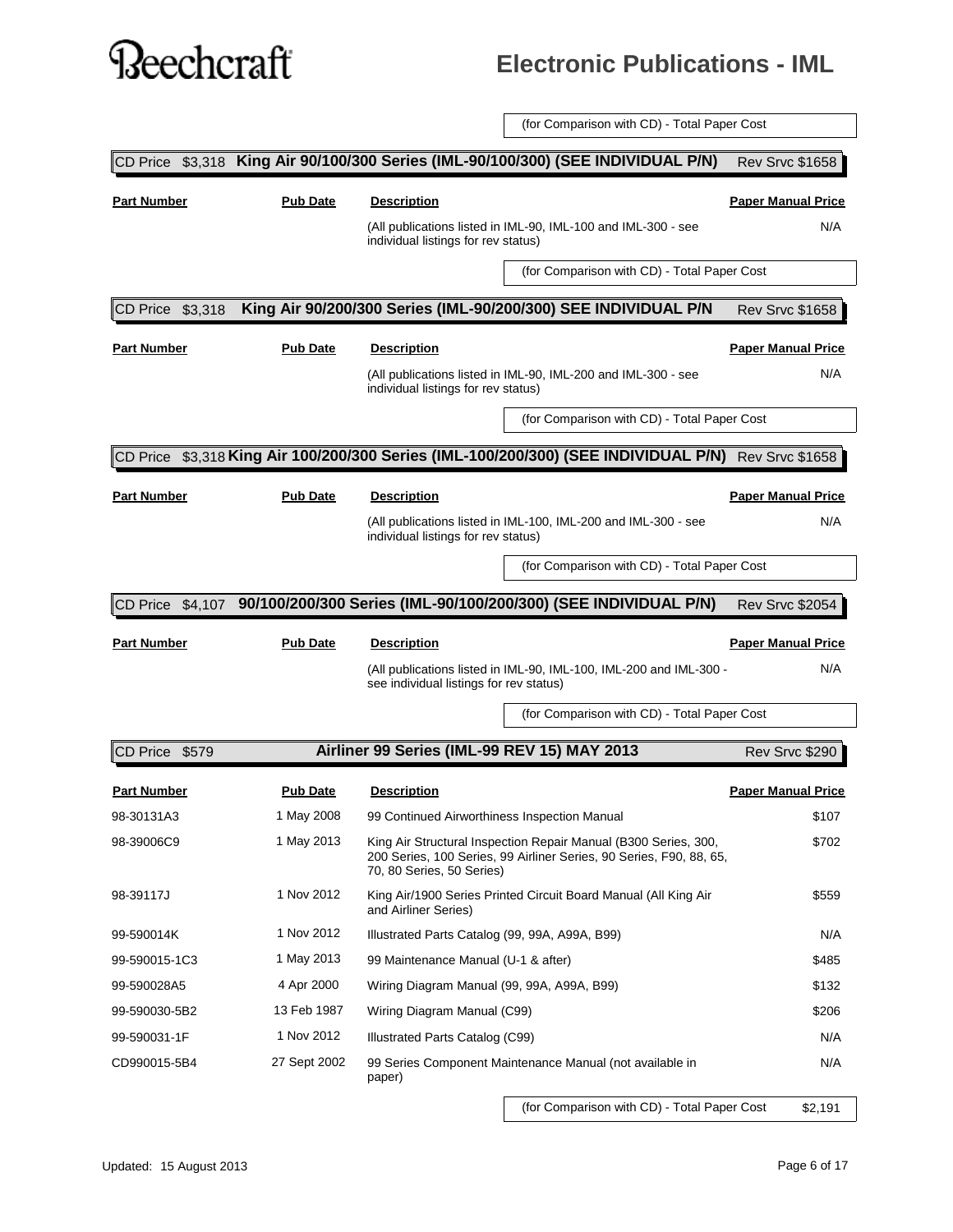# Beechcraft

## Electronic Publications - IML

(for Comparison with CD) - Total Paper Cost

### CD Price $3,318 King Air 90/100/300 Series (IML-90/100/300) (SEE INDIVIDUAL P/N) Rev Srvc $1658

| Part Number | Pub Date | Description | Paper Manual Price |
|---|---|---|---|
| | | (All publications listed in IML-90, IML-100 and IML-300 - see individual listings for rev status) | N/A |
| | | (for Comparison with CD) - Total Paper Cost | |

### CD Price $3,318 King Air 90/200/300 Series (IML-90/200/300) SEE INDIVIDUAL P/N Rev Srvc $1658

| Part Number | Pub Date | Description | Paper Manual Price |
|---|---|---|---|
| | | (All publications listed in IML-90, IML-200 and IML-300 - see individual listings for rev status) | N/A |
| | | (for Comparison with CD) - Total Paper Cost | |

### CD Price $3,318 King Air 100/200/300 Series (IML-100/200/300) (SEE INDIVIDUAL P/N) Rev Srvc $1658

| Part Number | Pub Date | Description | Paper Manual Price |
|---|---|---|---|
| | | (All publications listed in IML-100, IML-200 and IML-300 - see individual listings for rev status) | N/A |
| | | (for Comparison with CD) - Total Paper Cost | |

### CD Price $4,107 90/100/200/300 Series (IML-90/100/200/300) (SEE INDIVIDUAL P/N) Rev Srvc $2054

| Part Number | Pub Date | Description | Paper Manual Price |
|---|---|---|---|
| | | (All publications listed in IML-90, IML-100, IML-200 and IML-300 - see individual listings for rev status) | N/A |
| | | (for Comparison with CD) - Total Paper Cost | |

### CD Price $579 Airliner 99 Series (IML-99 REV 15) MAY 2013 Rev Srvc $290

| Part Number | Pub Date | Description | Paper Manual Price |
|---|---|---|---|
| 98-30131A3 | 1 May 2008 | 99 Continued Airworthiness Inspection Manual | $107 |
| 98-39006C9 | 1 May 2013 | King Air Structural Inspection Repair Manual (B300 Series, 300, 200 Series, 100 Series, 99 Airliner Series, 90 Series, F90, 88, 65, 70, 80 Series, 50 Series) | $702 |
| 98-39117J | 1 Nov 2012 | King Air/1900 Series Printed Circuit Board Manual (All King Air and Airliner Series) | $559 |
| 99-590014K | 1 Nov 2012 | Illustrated Parts Catalog (99, 99A, A99A, B99) | N/A |
| 99-590015-1C3 | 1 May 2013 | 99 Maintenance Manual (U-1 & after) | $485 |
| 99-590028A5 | 4 Apr 2000 | Wiring Diagram Manual (99, 99A, A99A, B99) | $132 |
| 99-590030-5B2 | 13 Feb 1987 | Wiring Diagram Manual (C99) | $206 |
| 99-590031-1F | 1 Nov 2012 | Illustrated Parts Catalog (C99) | N/A |
| CD990015-5B4 | 27 Sept 2002 | 99 Series Component Maintenance Manual (not available in paper) | N/A |
| | | (for Comparison with CD) - Total Paper Cost | $2,191 |

Updated: 15 August 2013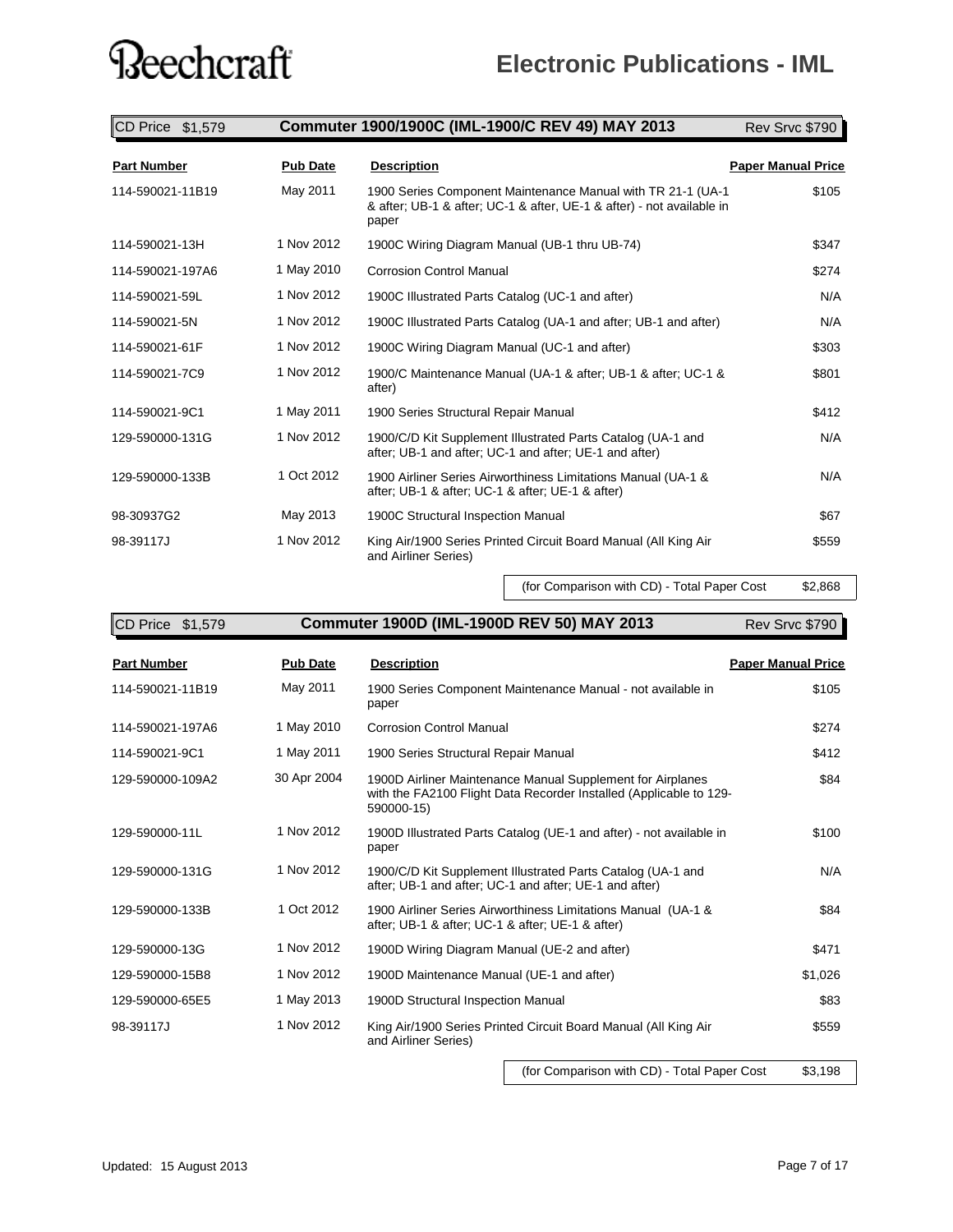## CD Price $1,579 — Commuter 1900/1900C (IML-1900/C REV 49) MAY 2013 — Rev Srvc $790

| Part Number | Pub Date | Description | Paper Manual Price |
|---|---|---|---|
| 114-590021-11B19 | May 2011 | 1900 Series Component Maintenance Manual with TR 21-1 (UA-1 & after; UB-1 & after; UC-1 & after, UE-1 & after) - not available in paper | $105 |
| 114-590021-13H | 1 Nov 2012 | 1900C Wiring Diagram Manual (UB-1 thru UB-74) | $347 |
| 114-590021-197A6 | 1 May 2010 | Corrosion Control Manual | $274 |
| 114-590021-59L | 1 Nov 2012 | 1900C Illustrated Parts Catalog (UC-1 and after) | N/A |
| 114-590021-5N | 1 Nov 2012 | 1900C Illustrated Parts Catalog (UA-1 and after; UB-1 and after) | N/A |
| 114-590021-61F | 1 Nov 2012 | 1900C Wiring Diagram Manual (UC-1 and after) | $303 |
| 114-590021-7C9 | 1 Nov 2012 | 1900/C Maintenance Manual (UA-1 & after; UB-1 & after; UC-1 & after) | $801 |
| 114-590021-9C1 | 1 May 2011 | 1900 Series Structural Repair Manual | $412 |
| 129-590000-131G | 1 Nov 2012 | 1900/C/D Kit Supplement Illustrated Parts Catalog (UA-1 and after; UB-1 and after; UC-1 and after; UE-1 and after) | N/A |
| 129-590000-133B | 1 Oct 2012 | 1900 Airliner Series Airworthiness Limitations Manual (UA-1 & after; UB-1 & after; UC-1 & after; UE-1 & after) | N/A |
| 98-30937G2 | May 2013 | 1900C Structural Inspection Manual | $67 |
| 98-39117J | 1 Nov 2012 | King Air/1900 Series Printed Circuit Board Manual (All King Air and Airliner Series) | $559 |
| | | (for Comparison with CD) - Total Paper Cost | $2,868 |

## CD Price $1,579 — Commuter 1900D (IML-1900D REV 50) MAY 2013 — Rev Srvc $790

| Part Number | Pub Date | Description | Paper Manual Price |
|---|---|---|---|
| 114-590021-11B19 | May 2011 | 1900 Series Component Maintenance Manual - not available in paper | $105 |
| 114-590021-197A6 | 1 May 2010 | Corrosion Control Manual | $274 |
| 114-590021-9C1 | 1 May 2011 | 1900 Series Structural Repair Manual | $412 |
| 129-590000-109A2 | 30 Apr 2004 | 1900D Airliner Maintenance Manual Supplement for Airplanes with the FA2100 Flight Data Recorder Installed (Applicable to 129-590000-15) | $84 |
| 129-590000-11L | 1 Nov 2012 | 1900D Illustrated Parts Catalog (UE-1 and after) - not available in paper | $100 |
| 129-590000-131G | 1 Nov 2012 | 1900/C/D Kit Supplement Illustrated Parts Catalog (UA-1 and after; UB-1 and after; UC-1 and after; UE-1 and after) | N/A |
| 129-590000-133B | 1 Oct 2012 | 1900 Airliner Series Airworthiness Limitations Manual (UA-1 & after; UB-1 & after; UC-1 & after; UE-1 & after) | $84 |
| 129-590000-13G | 1 Nov 2012 | 1900D Wiring Diagram Manual (UE-2 and after) | $471 |
| 129-590000-15B8 | 1 Nov 2012 | 1900D Maintenance Manual (UE-1 and after) | $1,026 |
| 129-590000-65E5 | 1 May 2013 | 1900D Structural Inspection Manual | $83 |
| 98-39117J | 1 Nov 2012 | King Air/1900 Series Printed Circuit Board Manual (All King Air and Airliner Series) | $559 |
| | | (for Comparison with CD) - Total Paper Cost | $3,198 |

Updated: 15 August 2013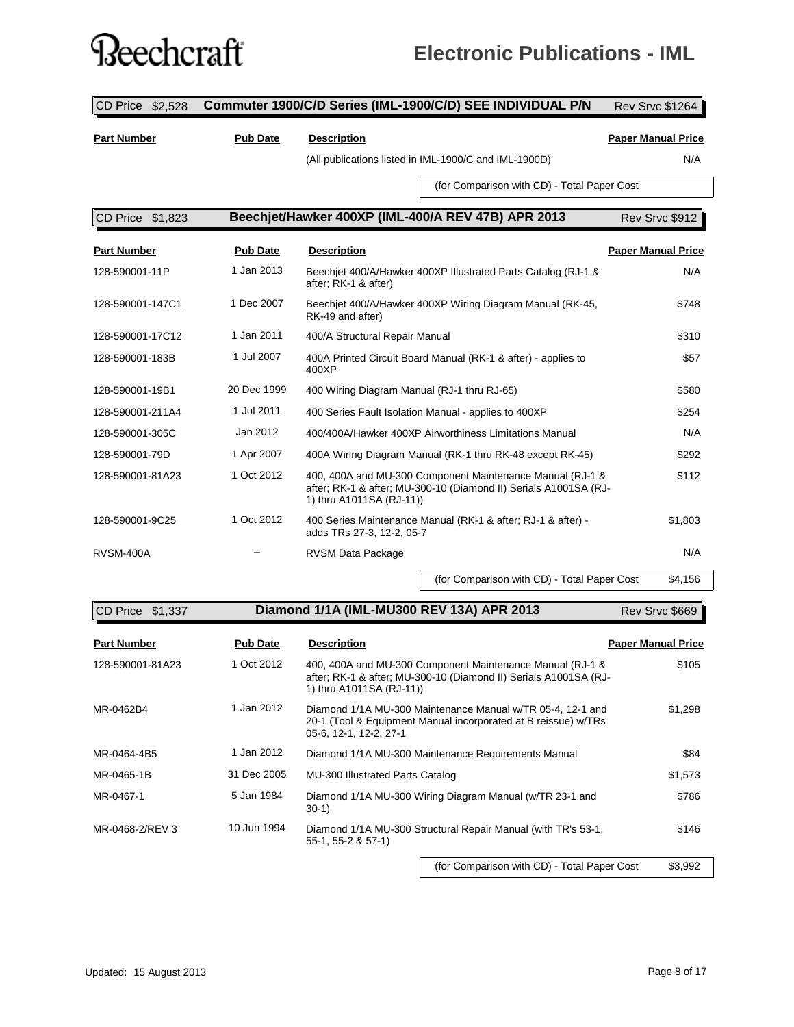# Electronic Publications - IML

## Commuter 1900/C/D Series (IML-1900/C/D) SEE INDIVIDUAL P/N

CD Price $2,528 | Rev Srvc $1264

| Part Number | Pub Date | Description | Paper Manual Price |
|---|---|---|---|
| | | (All publications listed in IML-1900/C and IML-1900D) | N/A |
| | | (for Comparison with CD) - Total Paper Cost | |

## Beechjet/Hawker 400XP (IML-400/A REV 47B) APR 2013

CD Price $1,823 | Rev Srvc $912

| Part Number | Pub Date | Description | Paper Manual Price |
|---|---|---|---|
| 128-590001-11P | 1 Jan 2013 | Beechjet 400/A/Hawker 400XP Illustrated Parts Catalog (RJ-1 & after; RK-1 & after) | N/A |
| 128-590001-147C1 | 1 Dec 2007 | Beechjet 400/A/Hawker 400XP Wiring Diagram Manual (RK-45, RK-49 and after) | $748 |
| 128-590001-17C12 | 1 Jan 2011 | 400/A Structural Repair Manual | $310 |
| 128-590001-183B | 1 Jul 2007 | 400A Printed Circuit Board Manual (RK-1 & after) - applies to 400XP | $57 |
| 128-590001-19B1 | 20 Dec 1999 | 400 Wiring Diagram Manual (RJ-1 thru RJ-65) | $580 |
| 128-590001-211A4 | 1 Jul 2011 | 400 Series Fault Isolation Manual - applies to 400XP | $254 |
| 128-590001-305C | Jan 2012 | 400/400A/Hawker 400XP Airworthiness Limitations Manual | N/A |
| 128-590001-79D | 1 Apr 2007 | 400A Wiring Diagram Manual (RK-1 thru RK-48 except RK-45) | $292 |
| 128-590001-81A23 | 1 Oct 2012 | 400, 400A and MU-300 Component Maintenance Manual (RJ-1 & after; RK-1 & after; MU-300-10 (Diamond II) Serials A1001SA (RJ-1) thru A1011SA (RJ-11)) | $112 |
| 128-590001-9C25 | 1 Oct 2012 | 400 Series Maintenance Manual (RK-1 & after; RJ-1 & after) - adds TRs 27-3, 12-2, 05-7 | $1,803 |
| RVSM-400A | -- | RVSM Data Package | N/A |
| | | (for Comparison with CD) - Total Paper Cost | $4,156 |

## Diamond 1/1A (IML-MU300 REV 13A) APR 2013

CD Price $1,337 | Rev Srvc $669

| Part Number | Pub Date | Description | Paper Manual Price |
|---|---|---|---|
| 128-590001-81A23 | 1 Oct 2012 | 400, 400A and MU-300 Component Maintenance Manual (RJ-1 & after; RK-1 & after; MU-300-10 (Diamond II) Serials A1001SA (RJ-1) thru A1011SA (RJ-11)) | $105 |
| MR-0462B4 | 1 Jan 2012 | Diamond 1/1A MU-300 Maintenance Manual w/TR 05-4, 12-1 and 20-1 (Tool & Equipment Manual incorporated at B reissue) w/TRs 05-6, 12-1, 12-2, 27-1 | $1,298 |
| MR-0464-4B5 | 1 Jan 2012 | Diamond 1/1A MU-300 Maintenance Requirements Manual | $84 |
| MR-0465-1B | 31 Dec 2005 | MU-300 Illustrated Parts Catalog | $1,573 |
| MR-0467-1 | 5 Jan 1984 | Diamond 1/1A MU-300 Wiring Diagram Manual (w/TR 23-1 and 30-1) | $786 |
| MR-0468-2/REV 3 | 10 Jun 1994 | Diamond 1/1A MU-300 Structural Repair Manual (with TR's 53-1, 55-1, 55-2 & 57-1) | $146 |
| | | (for Comparison with CD) - Total Paper Cost | $3,992 |

Updated: 15 August 2013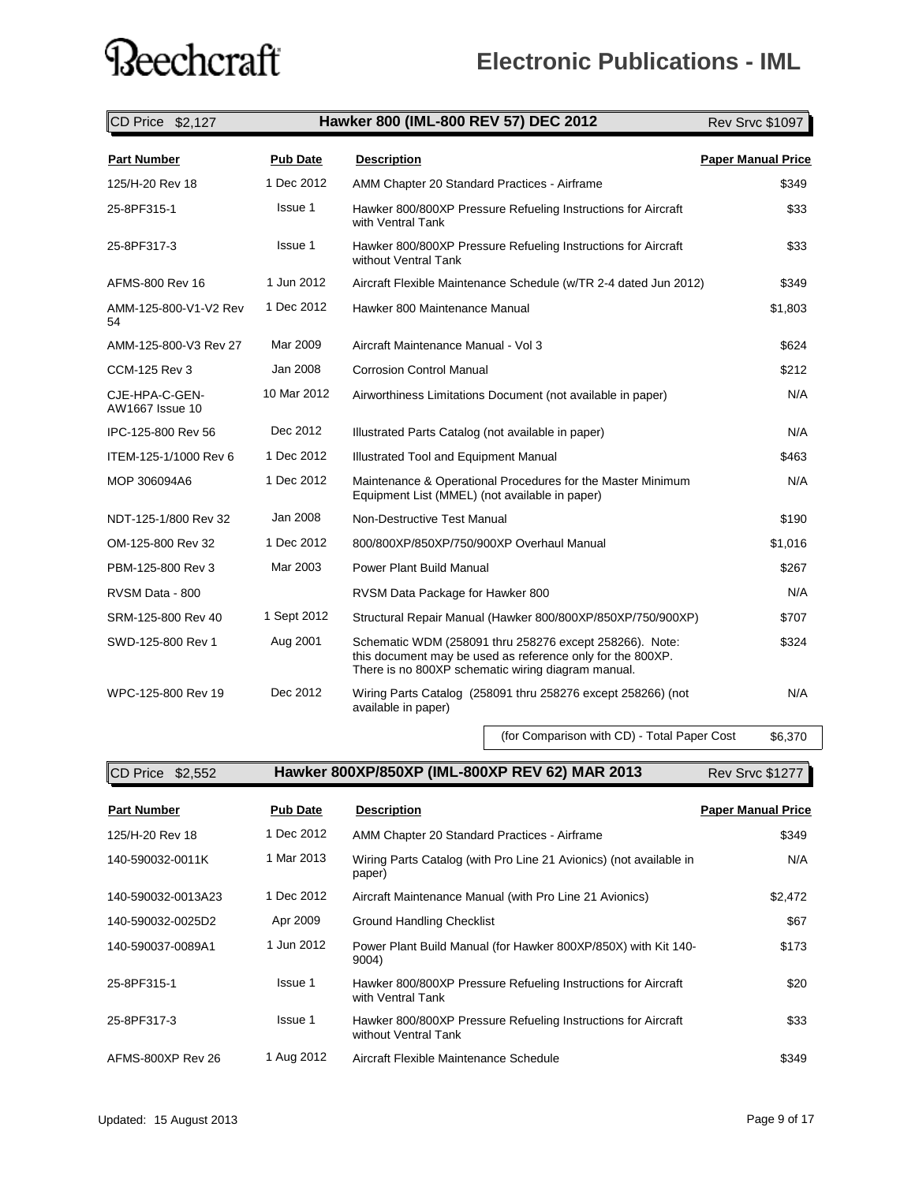# Electronic Publications - IML

## Hawker 800 (IML-800 REV 57) DEC 2012

CD Price $2,127 | Rev Srvc $1097

| Part Number | Pub Date | Description | Paper Manual Price |
|---|---|---|---|
| 125/H-20 Rev 18 | 1 Dec 2012 | AMM Chapter 20 Standard Practices - Airframe | $349 |
| 25-8PF315-1 | Issue 1 | Hawker 800/800XP Pressure Refueling Instructions for Aircraft with Ventral Tank | $33 |
| 25-8PF317-3 | Issue 1 | Hawker 800/800XP Pressure Refueling Instructions for Aircraft without Ventral Tank | $33 |
| AFMS-800 Rev 16 | 1 Jun 2012 | Aircraft Flexible Maintenance Schedule (w/TR 2-4 dated Jun 2012) | $349 |
| AMM-125-800-V1-V2 Rev 54 | 1 Dec 2012 | Hawker 800 Maintenance Manual | $1,803 |
| AMM-125-800-V3 Rev 27 | Mar 2009 | Aircraft Maintenance Manual - Vol 3 | $624 |
| CCM-125 Rev 3 | Jan 2008 | Corrosion Control Manual | $212 |
| CJE-HPA-C-GEN-AW1667 Issue 10 | 10 Mar 2012 | Airworthiness Limitations Document (not available in paper) | N/A |
| IPC-125-800 Rev 56 | Dec 2012 | Illustrated Parts Catalog (not available in paper) | N/A |
| ITEM-125-1/1000 Rev 6 | 1 Dec 2012 | Illustrated Tool and Equipment Manual | $463 |
| MOP 306094A6 | 1 Dec 2012 | Maintenance & Operational Procedures for the Master Minimum Equipment List (MMEL) (not available in paper) | N/A |
| NDT-125-1/800 Rev 32 | Jan 2008 | Non-Destructive Test Manual | $190 |
| OM-125-800 Rev 32 | 1 Dec 2012 | 800/800XP/850XP/750/900XP Overhaul Manual | $1,016 |
| PBM-125-800 Rev 3 | Mar 2003 | Power Plant Build Manual | $267 |
| RVSM Data - 800 | | RVSM Data Package for Hawker 800 | N/A |
| SRM-125-800 Rev 40 | 1 Sept 2012 | Structural Repair Manual (Hawker 800/800XP/850XP/750/900XP) | $707 |
| SWD-125-800 Rev 1 | Aug 2001 | Schematic WDM (258091 thru 258276 except 258266). Note: this document may be used as reference only for the 800XP. There is no 800XP schematic wiring diagram manual. | $324 |
| WPC-125-800 Rev 19 | Dec 2012 | Wiring Parts Catalog (258091 thru 258276 except 258266) (not available in paper) | N/A |
| | | (for Comparison with CD) - Total Paper Cost | $6,370 |

## Hawker 800XP/850XP (IML-800XP REV 62) MAR 2013

CD Price $2,552 | Rev Srvc $1277

| Part Number | Pub Date | Description | Paper Manual Price |
|---|---|---|---|
| 125/H-20 Rev 18 | 1 Dec 2012 | AMM Chapter 20 Standard Practices - Airframe | $349 |
| 140-590032-0011K | 1 Mar 2013 | Wiring Parts Catalog (with Pro Line 21 Avionics) (not available in paper) | N/A |
| 140-590032-0013A23 | 1 Dec 2012 | Aircraft Maintenance Manual (with Pro Line 21 Avionics) | $2,472 |
| 140-590032-0025D2 | Apr 2009 | Ground Handling Checklist | $67 |
| 140-590037-0089A1 | 1 Jun 2012 | Power Plant Build Manual (for Hawker 800XP/850X) with Kit 140-9004) | $173 |
| 25-8PF315-1 | Issue 1 | Hawker 800/800XP Pressure Refueling Instructions for Aircraft with Ventral Tank | $20 |
| 25-8PF317-3 | Issue 1 | Hawker 800/800XP Pressure Refueling Instructions for Aircraft without Ventral Tank | $33 |
| AFMS-800XP Rev 26 | 1 Aug 2012 | Aircraft Flexible Maintenance Schedule | $349 |

Updated: 15 August 2013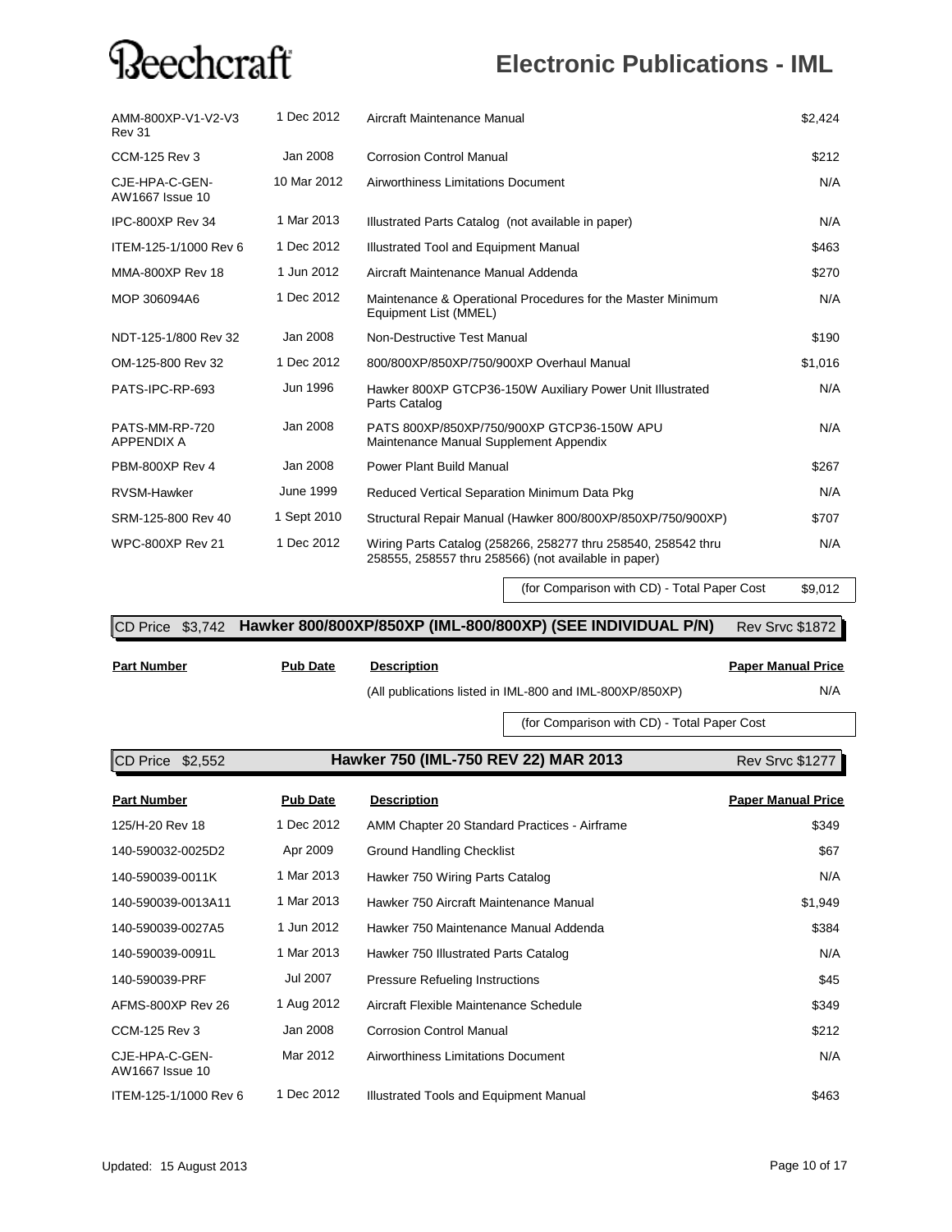| Part Number | Pub Date | Description | Paper Manual Price |
|---|---|---|---|
| AMM-800XP-V1-V2-V3 Rev 31 | 1 Dec 2012 | Aircraft Maintenance Manual | $2,424 |
| CCM-125 Rev 3 | Jan 2008 | Corrosion Control Manual | $212 |
| CJE-HPA-C-GEN-AW1667 Issue 10 | 10 Mar 2012 | Airworthiness Limitations Document | N/A |
| IPC-800XP Rev 34 | 1 Mar 2013 | Illustrated Parts Catalog (not available in paper) | N/A |
| ITEM-125-1/1000 Rev 6 | 1 Dec 2012 | Illustrated Tool and Equipment Manual | $463 |
| MMA-800XP Rev 18 | 1 Jun 2012 | Aircraft Maintenance Manual Addenda | $270 |
| MOP 306094A6 | 1 Dec 2012 | Maintenance & Operational Procedures for the Master Minimum Equipment List (MMEL) | N/A |
| NDT-125-1/800 Rev 32 | Jan 2008 | Non-Destructive Test Manual | $190 |
| OM-125-800 Rev 32 | 1 Dec 2012 | 800/800XP/850XP/750/900XP Overhaul Manual | $1,016 |
| PATS-IPC-RP-693 | Jun 1996 | Hawker 800XP GTCP36-150W Auxiliary Power Unit Illustrated Parts Catalog | N/A |
| PATS-MM-RP-720 APPENDIX A | Jan 2008 | PATS 800XP/850XP/750/900XP GTCP36-150W APU Maintenance Manual Supplement Appendix | N/A |
| PBM-800XP Rev 4 | Jan 2008 | Power Plant Build Manual | $267 |
| RVSM-Hawker | June 1999 | Reduced Vertical Separation Minimum Data Pkg | N/A |
| SRM-125-800 Rev 40 | 1 Sept 2010 | Structural Repair Manual (Hawker 800/800XP/850XP/750/900XP) | $707 |
| WPC-800XP Rev 21 | 1 Dec 2012 | Wiring Parts Catalog (258266, 258277 thru 258540, 258542 thru 258555, 258557 thru 258566) (not available in paper) | N/A |
| | | (for Comparison with CD) - Total Paper Cost | $9,012 |

## CD Price $3,742 Hawker 800/800XP/850XP (IML-800/800XP) (SEE INDIVIDUAL P/N) Rev Srvc $1872

| Part Number | Pub Date | Description | Paper Manual Price |
|---|---|---|---|
| | | (All publications listed in IML-800 and IML-800XP/850XP) | N/A |
| | | (for Comparison with CD) - Total Paper Cost | |

## CD Price $2,552 Hawker 750 (IML-750 REV 22) MAR 2013 Rev Srvc $1277

| Part Number | Pub Date | Description | Paper Manual Price |
|---|---|---|---|
| 125/H-20 Rev 18 | 1 Dec 2012 | AMM Chapter 20 Standard Practices - Airframe | $349 |
| 140-590032-0025D2 | Apr 2009 | Ground Handling Checklist | $67 |
| 140-590039-0011K | 1 Mar 2013 | Hawker 750 Wiring Parts Catalog | N/A |
| 140-590039-0013A11 | 1 Mar 2013 | Hawker 750 Aircraft Maintenance Manual | $1,949 |
| 140-590039-0027A5 | 1 Jun 2012 | Hawker 750 Maintenance Manual Addenda | $384 |
| 140-590039-0091L | 1 Mar 2013 | Hawker 750 Illustrated Parts Catalog | N/A |
| 140-590039-PRF | Jul 2007 | Pressure Refueling Instructions | $45 |
| AFMS-800XP Rev 26 | 1 Aug 2012 | Aircraft Flexible Maintenance Schedule | $349 |
| CCM-125 Rev 3 | Jan 2008 | Corrosion Control Manual | $212 |
| CJE-HPA-C-GEN-AW1667 Issue 10 | Mar 2012 | Airworthiness Limitations Document | N/A |
| ITEM-125-1/1000 Rev 6 | 1 Dec 2012 | Illustrated Tools and Equipment Manual | $463 |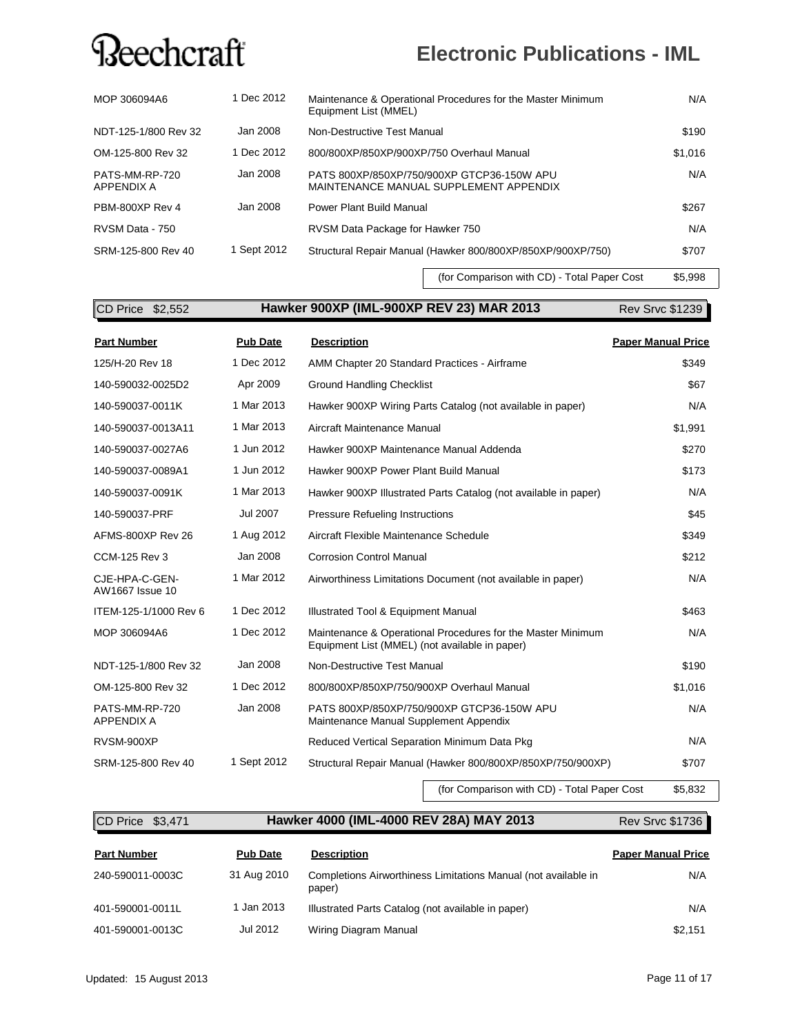| Part Number | Pub Date | Description | Paper Manual Price |
|---|---|---|---|
| MOP 306094A6 | 1 Dec 2012 | Maintenance & Operational Procedures for the Master Minimum Equipment List (MMEL) | N/A |
| NDT-125-1/800 Rev 32 | Jan 2008 | Non-Destructive Test Manual | $190 |
| OM-125-800 Rev 32 | 1 Dec 2012 | 800/800XP/850XP/900XP/750 Overhaul Manual | $1,016 |
| PATS-MM-RP-720 APPENDIX A | Jan 2008 | PATS 800XP/850XP/750/900XP GTCP36-150W APU MAINTENANCE MANUAL SUPPLEMENT APPENDIX | N/A |
| PBM-800XP Rev 4 | Jan 2008 | Power Plant Build Manual | $267 |
| RVSM Data - 750 | | RVSM Data Package for Hawker 750 | N/A |
| SRM-125-800 Rev 40 | 1 Sept 2012 | Structural Repair Manual (Hawker 800/800XP/850XP/900XP/750) | $707 |
| | | (for Comparison with CD) - Total Paper Cost | $5,998 |

## Hawker 900XP (IML-900XP REV 23) MAR 2013

CD Price $2,552 — Rev Srvc $1239

| Part Number | Pub Date | Description | Paper Manual Price |
|---|---|---|---|
| 125/H-20 Rev 18 | 1 Dec 2012 | AMM Chapter 20 Standard Practices - Airframe | $349 |
| 140-590032-0025D2 | Apr 2009 | Ground Handling Checklist | $67 |
| 140-590037-0011K | 1 Mar 2013 | Hawker 900XP Wiring Parts Catalog (not available in paper) | N/A |
| 140-590037-0013A11 | 1 Mar 2013 | Aircraft Maintenance Manual | $1,991 |
| 140-590037-0027A6 | 1 Jun 2012 | Hawker 900XP Maintenance Manual Addenda | $270 |
| 140-590037-0089A1 | 1 Jun 2012 | Hawker 900XP Power Plant Build Manual | $173 |
| 140-590037-0091K | 1 Mar 2013 | Hawker 900XP Illustrated Parts Catalog (not available in paper) | N/A |
| 140-590037-PRF | Jul 2007 | Pressure Refueling Instructions | $45 |
| AFMS-800XP Rev 26 | 1 Aug 2012 | Aircraft Flexible Maintenance Schedule | $349 |
| CCM-125 Rev 3 | Jan 2008 | Corrosion Control Manual | $212 |
| CJE-HPA-C-GEN-AW1667 Issue 10 | 1 Mar 2012 | Airworthiness Limitations Document (not available in paper) | N/A |
| ITEM-125-1/1000 Rev 6 | 1 Dec 2012 | Illustrated Tool & Equipment Manual | $463 |
| MOP 306094A6 | 1 Dec 2012 | Maintenance & Operational Procedures for the Master Minimum Equipment List (MMEL) (not available in paper) | N/A |
| NDT-125-1/800 Rev 32 | Jan 2008 | Non-Destructive Test Manual | $190 |
| OM-125-800 Rev 32 | 1 Dec 2012 | 800/800XP/850XP/750/900XP Overhaul Manual | $1,016 |
| PATS-MM-RP-720 APPENDIX A | Jan 2008 | PATS 800XP/850XP/750/900XP GTCP36-150W APU Maintenance Manual Supplement Appendix | N/A |
| RVSM-900XP | | Reduced Vertical Separation Minimum Data Pkg | N/A |
| SRM-125-800 Rev 40 | 1 Sept 2012 | Structural Repair Manual (Hawker 800/800XP/850XP/750/900XP) | $707 |
| | | (for Comparison with CD) - Total Paper Cost | $5,832 |

## Hawker 4000 (IML-4000 REV 28A) MAY 2013

CD Price $3,471 — Rev Srvc $1736

| Part Number | Pub Date | Description | Paper Manual Price |
|---|---|---|---|
| 240-590011-0003C | 31 Aug 2010 | Completions Airworthiness Limitations Manual (not available in paper) | N/A |
| 401-590001-0011L | 1 Jan 2013 | Illustrated Parts Catalog (not available in paper) | N/A |
| 401-590001-0013C | Jul 2012 | Wiring Diagram Manual | $2,151 |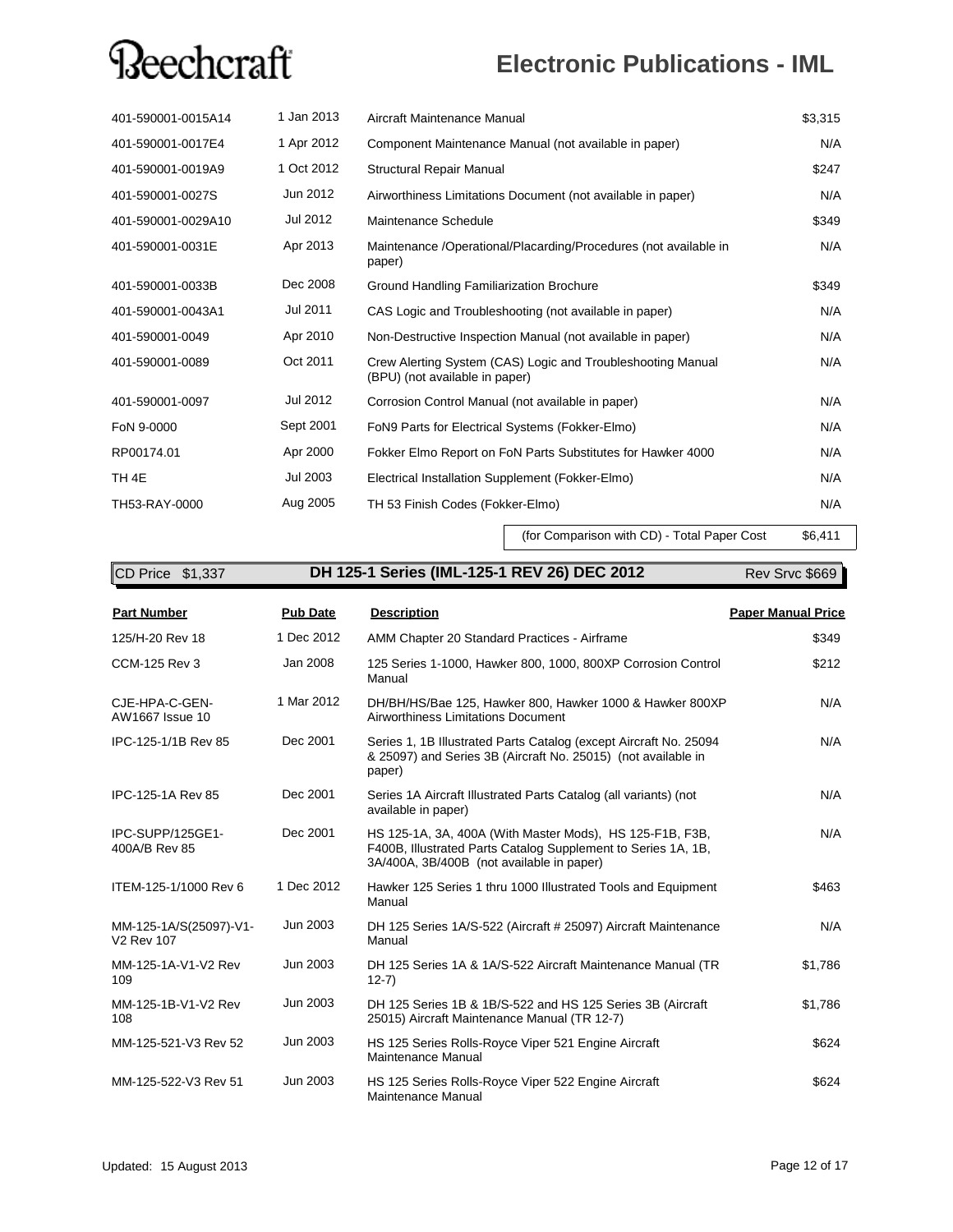| | | | |
|---|---|---|---|
| 401-590001-0015A14 | 1 Jan 2013 | Aircraft Maintenance Manual | $3,315 |
| 401-590001-0017E4 | 1 Apr 2012 | Component Maintenance Manual (not available in paper) | N/A |
| 401-590001-0019A9 | 1 Oct 2012 | Structural Repair Manual | $247 |
| 401-590001-0027S | Jun 2012 | Airworthiness Limitations Document (not available in paper) | N/A |
| 401-590001-0029A10 | Jul 2012 | Maintenance Schedule | $349 |
| 401-590001-0031E | Apr 2013 | Maintenance /Operational/Placarding/Procedures (not available in paper) | N/A |
| 401-590001-0033B | Dec 2008 | Ground Handling Familiarization Brochure | $349 |
| 401-590001-0043A1 | Jul 2011 | CAS Logic and Troubleshooting (not available in paper) | N/A |
| 401-590001-0049 | Apr 2010 | Non-Destructive Inspection Manual (not available in paper) | N/A |
| 401-590001-0089 | Oct 2011 | Crew Alerting System (CAS) Logic and Troubleshooting Manual (BPU) (not available in paper) | N/A |
| 401-590001-0097 | Jul 2012 | Corrosion Control Manual (not available in paper) | N/A |
| FoN 9-0000 | Sept 2001 | FoN9 Parts for Electrical Systems (Fokker-Elmo) | N/A |
| RP00174.01 | Apr 2000 | Fokker Elmo Report on FoN Parts Substitutes for Hawker 4000 | N/A |
| TH 4E | Jul 2003 | Electrical Installation Supplement (Fokker-Elmo) | N/A |
| TH53-RAY-0000 | Aug 2005 | TH 53 Finish Codes (Fokker-Elmo) | N/A |
| | | (for Comparison with CD) - Total Paper Cost | $6,411 |

CD Price $1,337 | **DH 125-1 Series (IML-125-1 REV 26) DEC 2012** | Rev Srvc $669

| Part Number | Pub Date | Description | Paper Manual Price |
|---|---|---|---|
| 125/H-20 Rev 18 | 1 Dec 2012 | AMM Chapter 20 Standard Practices - Airframe | $349 |
| CCM-125 Rev 3 | Jan 2008 | 125 Series 1-1000, Hawker 800, 1000, 800XP Corrosion Control Manual | $212 |
| CJE-HPA-C-GEN-AW1667 Issue 10 | 1 Mar 2012 | DH/BH/HS/Bae 125, Hawker 800, Hawker 1000 & Hawker 800XP Airworthiness Limitations Document | N/A |
| IPC-125-1/1B Rev 85 | Dec 2001 | Series 1, 1B Illustrated Parts Catalog (except Aircraft No. 25094 & 25097) and Series 3B (Aircraft No. 25015) (not available in paper) | N/A |
| IPC-125-1A Rev 85 | Dec 2001 | Series 1A Aircraft Illustrated Parts Catalog (all variants) (not available in paper) | N/A |
| IPC-SUPP/125GE1-400A/B Rev 85 | Dec 2001 | HS 125-1A, 3A, 400A (With Master Mods), HS 125-F1B, F3B, F400B, Illustrated Parts Catalog Supplement to Series 1A, 1B, 3A/400A, 3B/400B (not available in paper) | N/A |
| ITEM-125-1/1000 Rev 6 | 1 Dec 2012 | Hawker 125 Series 1 thru 1000 Illustrated Tools and Equipment Manual | $463 |
| MM-125-1A/S(25097)-V1-V2 Rev 107 | Jun 2003 | DH 125 Series 1A/S-522 (Aircraft # 25097) Aircraft Maintenance Manual | N/A |
| MM-125-1A-V1-V2 Rev 109 | Jun 2003 | DH 125 Series 1A & 1A/S-522 Aircraft Maintenance Manual (TR 12-7) | $1,786 |
| MM-125-1B-V1-V2 Rev 108 | Jun 2003 | DH 125 Series 1B & 1B/S-522 and HS 125 Series 3B (Aircraft 25015) Aircraft Maintenance Manual (TR 12-7) | $1,786 |
| MM-125-521-V3 Rev 52 | Jun 2003 | HS 125 Series Rolls-Royce Viper 521 Engine Aircraft Maintenance Manual | $624 |
| MM-125-522-V3 Rev 51 | Jun 2003 | HS 125 Series Rolls-Royce Viper 522 Engine Aircraft Maintenance Manual | $624 |

Updated: 15 August 2013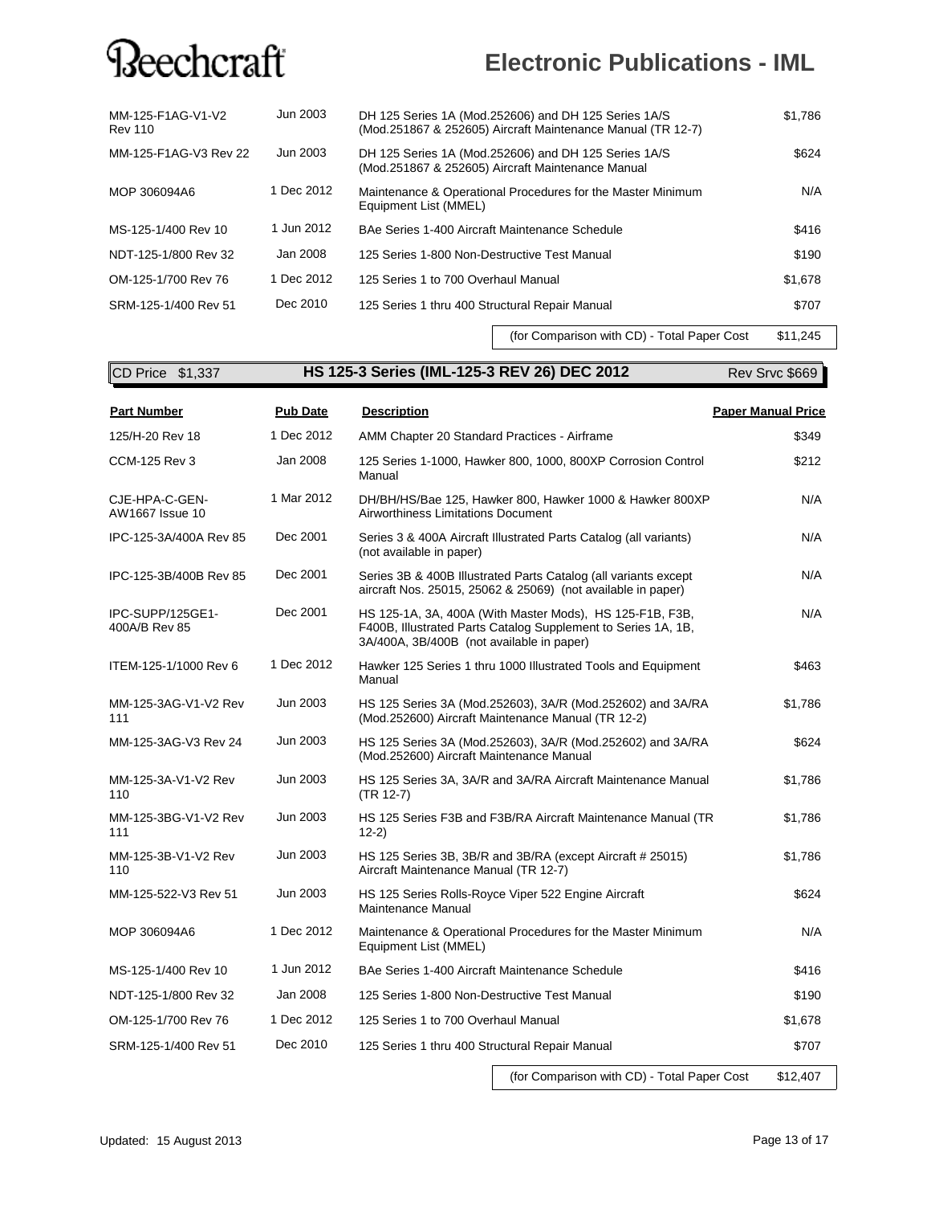| Part Number | Pub Date | Description | Paper Manual Price |
|---|---|---|---|
| MM-125-F1AG-V1-V2 Rev 110 | Jun 2003 | DH 125 Series 1A (Mod.252606) and DH 125 Series 1A/S (Mod.251867 & 252605) Aircraft Maintenance Manual (TR 12-7) | $1,786 |
| MM-125-F1AG-V3 Rev 22 | Jun 2003 | DH 125 Series 1A (Mod.252606) and DH 125 Series 1A/S (Mod.251867 & 252605) Aircraft Maintenance Manual | $624 |
| MOP 306094A6 | 1 Dec 2012 | Maintenance & Operational Procedures for the Master Minimum Equipment List (MMEL) | N/A |
| MS-125-1/400 Rev 10 | 1 Jun 2012 | BAe Series 1-400 Aircraft Maintenance Schedule | $416 |
| NDT-125-1/800 Rev 32 | Jan 2008 | 125 Series 1-800 Non-Destructive Test Manual | $190 |
| OM-125-1/700 Rev 76 | 1 Dec 2012 | 125 Series 1 to 700 Overhaul Manual | $1,678 |
| SRM-125-1/400 Rev 51 | Dec 2010 | 125 Series 1 thru 400 Structural Repair Manual | $707 |
| | | (for Comparison with CD) - Total Paper Cost | $11,245 |

## CD Price $1,337 — HS 125-3 Series (IML-125-3 REV 26) DEC 2012 — Rev Srvc $669

| Part Number | Pub Date | Description | Paper Manual Price |
|---|---|---|---|
| 125/H-20 Rev 18 | 1 Dec 2012 | AMM Chapter 20 Standard Practices - Airframe | $349 |
| CCM-125 Rev 3 | Jan 2008 | 125 Series 1-1000, Hawker 800, 1000, 800XP Corrosion Control Manual | $212 |
| CJE-HPA-C-GEN-AW1667 Issue 10 | 1 Mar 2012 | DH/BH/HS/Bae 125, Hawker 800, Hawker 1000 & Hawker 800XP Airworthiness Limitations Document | N/A |
| IPC-125-3A/400A Rev 85 | Dec 2001 | Series 3 & 400A Aircraft Illustrated Parts Catalog (all variants) (not available in paper) | N/A |
| IPC-125-3B/400B Rev 85 | Dec 2001 | Series 3B & 400B Illustrated Parts Catalog (all variants except aircraft Nos. 25015, 25062 & 25069) (not available in paper) | N/A |
| IPC-SUPP/125GE1-400A/B Rev 85 | Dec 2001 | HS 125-1A, 3A, 400A (With Master Mods), HS 125-F1B, F3B, F400B, Illustrated Parts Catalog Supplement to Series 1A, 1B, 3A/400A, 3B/400B (not available in paper) | N/A |
| ITEM-125-1/1000 Rev 6 | 1 Dec 2012 | Hawker 125 Series 1 thru 1000 Illustrated Tools and Equipment Manual | $463 |
| MM-125-3AG-V1-V2 Rev 111 | Jun 2003 | HS 125 Series 3A (Mod.252603), 3A/R (Mod.252602) and 3A/RA (Mod.252600) Aircraft Maintenance Manual (TR 12-2) | $1,786 |
| MM-125-3AG-V3 Rev 24 | Jun 2003 | HS 125 Series 3A (Mod.252603), 3A/R (Mod.252602) and 3A/RA (Mod.252600) Aircraft Maintenance Manual | $624 |
| MM-125-3A-V1-V2 Rev 110 | Jun 2003 | HS 125 Series 3A, 3A/R and 3A/RA Aircraft Maintenance Manual (TR 12-7) | $1,786 |
| MM-125-3BG-V1-V2 Rev 111 | Jun 2003 | HS 125 Series F3B and F3B/RA Aircraft Maintenance Manual (TR 12-2) | $1,786 |
| MM-125-3B-V1-V2 Rev 110 | Jun 2003 | HS 125 Series 3B, 3B/R and 3B/RA (except Aircraft # 25015) Aircraft Maintenance Manual (TR 12-7) | $1,786 |
| MM-125-522-V3 Rev 51 | Jun 2003 | HS 125 Series Rolls-Royce Viper 522 Engine Aircraft Maintenance Manual | $624 |
| MOP 306094A6 | 1 Dec 2012 | Maintenance & Operational Procedures for the Master Minimum Equipment List (MMEL) | N/A |
| MS-125-1/400 Rev 10 | 1 Jun 2012 | BAe Series 1-400 Aircraft Maintenance Schedule | $416 |
| NDT-125-1/800 Rev 32 | Jan 2008 | 125 Series 1-800 Non-Destructive Test Manual | $190 |
| OM-125-1/700 Rev 76 | 1 Dec 2012 | 125 Series 1 to 700 Overhaul Manual | $1,678 |
| SRM-125-1/400 Rev 51 | Dec 2010 | 125 Series 1 thru 400 Structural Repair Manual | $707 |
| | | (for Comparison with CD) - Total Paper Cost | $12,407 |

Updated: 15 August 2013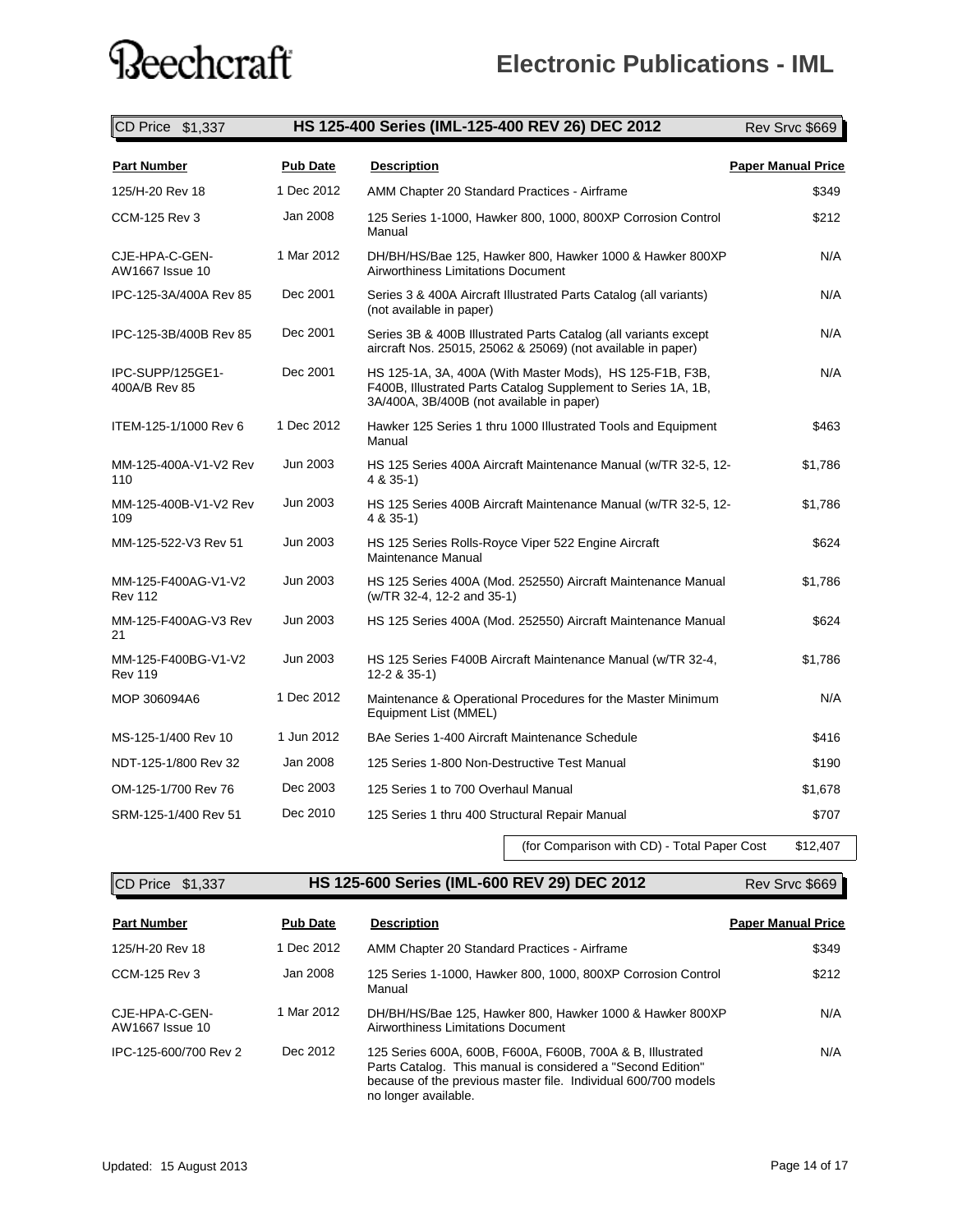# Electronic Publications - IML

## HS 125-400 Series (IML-125-400 REV 26) DEC 2012

CD Price $1,337 | Rev Srvc $669

| Part Number | Pub Date | Description | Paper Manual Price |
|---|---|---|---|
| 125/H-20 Rev 18 | 1 Dec 2012 | AMM Chapter 20 Standard Practices - Airframe | $349 |
| CCM-125 Rev 3 | Jan 2008 | 125 Series 1-1000, Hawker 800, 1000, 800XP Corrosion Control Manual | $212 |
| CJE-HPA-C-GEN-AW1667 Issue 10 | 1 Mar 2012 | DH/BH/HS/Bae 125, Hawker 800, Hawker 1000 & Hawker 800XP Airworthiness Limitations Document | N/A |
| IPC-125-3A/400A Rev 85 | Dec 2001 | Series 3 & 400A Aircraft Illustrated Parts Catalog (all variants) (not available in paper) | N/A |
| IPC-125-3B/400B Rev 85 | Dec 2001 | Series 3B & 400B Illustrated Parts Catalog (all variants except aircraft Nos. 25015, 25062 & 25069) (not available in paper) | N/A |
| IPC-SUPP/125GE1-400A/B Rev 85 | Dec 2001 | HS 125-1A, 3A, 400A (With Master Mods), HS 125-F1B, F3B, F400B, Illustrated Parts Catalog Supplement to Series 1A, 1B, 3A/400A, 3B/400B (not available in paper) | N/A |
| ITEM-125-1/1000 Rev 6 | 1 Dec 2012 | Hawker 125 Series 1 thru 1000 Illustrated Tools and Equipment Manual | $463 |
| MM-125-400A-V1-V2 Rev 110 | Jun 2003 | HS 125 Series 400A Aircraft Maintenance Manual (w/TR 32-5, 12-4 & 35-1) | $1,786 |
| MM-125-400B-V1-V2 Rev 109 | Jun 2003 | HS 125 Series 400B Aircraft Maintenance Manual (w/TR 32-5, 12-4 & 35-1) | $1,786 |
| MM-125-522-V3 Rev 51 | Jun 2003 | HS 125 Series Rolls-Royce Viper 522 Engine Aircraft Maintenance Manual | $624 |
| MM-125-F400AG-V1-V2 Rev 112 | Jun 2003 | HS 125 Series 400A (Mod. 252550) Aircraft Maintenance Manual (w/TR 32-4, 12-2 and 35-1) | $1,786 |
| MM-125-F400AG-V3 Rev 21 | Jun 2003 | HS 125 Series 400A (Mod. 252550) Aircraft Maintenance Manual | $624 |
| MM-125-F400BG-V1-V2 Rev 119 | Jun 2003 | HS 125 Series F400B Aircraft Maintenance Manual (w/TR 32-4, 12-2 & 35-1) | $1,786 |
| MOP 306094A6 | 1 Dec 2012 | Maintenance & Operational Procedures for the Master Minimum Equipment List (MMEL) | N/A |
| MS-125-1/400 Rev 10 | 1 Jun 2012 | BAe Series 1-400 Aircraft Maintenance Schedule | $416 |
| NDT-125-1/800 Rev 32 | Jan 2008 | 125 Series 1-800 Non-Destructive Test Manual | $190 |
| OM-125-1/700 Rev 76 | Dec 2003 | 125 Series 1 to 700 Overhaul Manual | $1,678 |
| SRM-125-1/400 Rev 51 | Dec 2010 | 125 Series 1 thru 400 Structural Repair Manual | $707 |
| | | (for Comparison with CD) - Total Paper Cost | $12,407 |

## HS 125-600 Series (IML-600 REV 29) DEC 2012

CD Price $1,337 | Rev Srvc $669

| Part Number | Pub Date | Description | Paper Manual Price |
|---|---|---|---|
| 125/H-20 Rev 18 | 1 Dec 2012 | AMM Chapter 20 Standard Practices - Airframe | $349 |
| CCM-125 Rev 3 | Jan 2008 | 125 Series 1-1000, Hawker 800, 1000, 800XP Corrosion Control Manual | $212 |
| CJE-HPA-C-GEN-AW1667 Issue 10 | 1 Mar 2012 | DH/BH/HS/Bae 125, Hawker 800, Hawker 1000 & Hawker 800XP Airworthiness Limitations Document | N/A |
| IPC-125-600/700 Rev 2 | Dec 2012 | 125 Series 600A, 600B, F600A, F600B, 700A & B, Illustrated Parts Catalog. This manual is considered a "Second Edition" because of the previous master file. Individual 600/700 models no longer available. | N/A |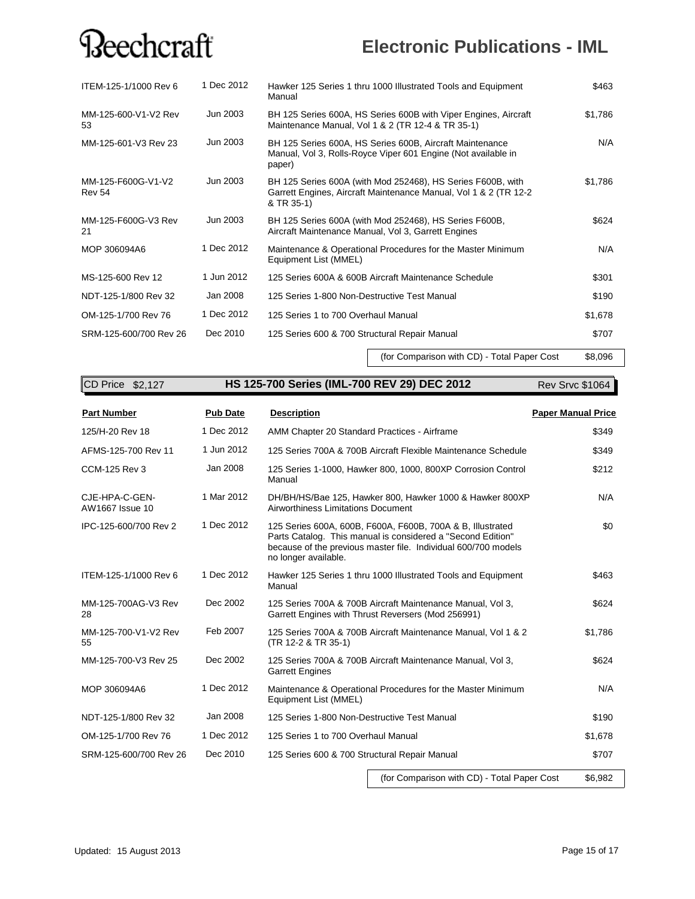| | | | |
|---|---|---|---|
| ITEM-125-1/1000 Rev 6 | 1 Dec 2012 | Hawker 125 Series 1 thru 1000 Illustrated Tools and Equipment Manual | $463 |
| MM-125-600-V1-V2 Rev 53 | Jun 2003 | BH 125 Series 600A, HS Series 600B with Viper Engines, Aircraft Maintenance Manual, Vol 1 & 2 (TR 12-4 & TR 35-1) | $1,786 |
| MM-125-601-V3 Rev 23 | Jun 2003 | BH 125 Series 600A, HS Series 600B, Aircraft Maintenance Manual, Vol 3, Rolls-Royce Viper 601 Engine (Not available in paper) | N/A |
| MM-125-F600G-V1-V2 Rev 54 | Jun 2003 | BH 125 Series 600A (with Mod 252468), HS Series F600B, with Garrett Engines, Aircraft Maintenance Manual, Vol 1 & 2 (TR 12-2 & TR 35-1) | $1,786 |
| MM-125-F600G-V3 Rev 21 | Jun 2003 | BH 125 Series 600A (with Mod 252468), HS Series F600B, Aircraft Maintenance Manual, Vol 3, Garrett Engines | $624 |
| MOP 306094A6 | 1 Dec 2012 | Maintenance & Operational Procedures for the Master Minimum Equipment List (MMEL) | N/A |
| MS-125-600 Rev 12 | 1 Jun 2012 | 125 Series 600A & 600B Aircraft Maintenance Schedule | $301 |
| NDT-125-1/800 Rev 32 | Jan 2008 | 125 Series 1-800 Non-Destructive Test Manual | $190 |
| OM-125-1/700 Rev 76 | 1 Dec 2012 | 125 Series 1 to 700 Overhaul Manual | $1,678 |
| SRM-125-600/700 Rev 26 | Dec 2010 | 125 Series 600 & 700 Structural Repair Manual | $707 |
| | | (for Comparison with CD) - Total Paper Cost | $8,096 |

## HS 125-700 Series (IML-700 REV 29) DEC 2012

CD Price $2,127 — Rev Srvc $1064

| Part Number | Pub Date | Description | Paper Manual Price |
|---|---|---|---|
| 125/H-20 Rev 18 | 1 Dec 2012 | AMM Chapter 20 Standard Practices - Airframe | $349 |
| AFMS-125-700 Rev 11 | 1 Jun 2012 | 125 Series 700A & 700B Aircraft Flexible Maintenance Schedule | $349 |
| CCM-125 Rev 3 | Jan 2008 | 125 Series 1-1000, Hawker 800, 1000, 800XP Corrosion Control Manual | $212 |
| CJE-HPA-C-GEN-AW1667 Issue 10 | 1 Mar 2012 | DH/BH/HS/Bae 125, Hawker 800, Hawker 1000 & Hawker 800XP Airworthiness Limitations Document | N/A |
| IPC-125-600/700 Rev 2 | 1 Dec 2012 | 125 Series 600A, 600B, F600A, F600B, 700A & B, Illustrated Parts Catalog. This manual is considered a "Second Edition" because of the previous master file. Individual 600/700 models no longer available. | $0 |
| ITEM-125-1/1000 Rev 6 | 1 Dec 2012 | Hawker 125 Series 1 thru 1000 Illustrated Tools and Equipment Manual | $463 |
| MM-125-700AG-V3 Rev 28 | Dec 2002 | 125 Series 700A & 700B Aircraft Maintenance Manual, Vol 3, Garrett Engines with Thrust Reversers (Mod 256991) | $624 |
| MM-125-700-V1-V2 Rev 55 | Feb 2007 | 125 Series 700A & 700B Aircraft Maintenance Manual, Vol 1 & 2 (TR 12-2 & TR 35-1) | $1,786 |
| MM-125-700-V3 Rev 25 | Dec 2002 | 125 Series 700A & 700B Aircraft Maintenance Manual, Vol 3, Garrett Engines | $624 |
| MOP 306094A6 | 1 Dec 2012 | Maintenance & Operational Procedures for the Master Minimum Equipment List (MMEL) | N/A |
| NDT-125-1/800 Rev 32 | Jan 2008 | 125 Series 1-800 Non-Destructive Test Manual | $190 |
| OM-125-1/700 Rev 76 | 1 Dec 2012 | 125 Series 1 to 700 Overhaul Manual | $1,678 |
| SRM-125-600/700 Rev 26 | Dec 2010 | 125 Series 600 & 700 Structural Repair Manual | $707 |
| | | (for Comparison with CD) - Total Paper Cost | $6,982 |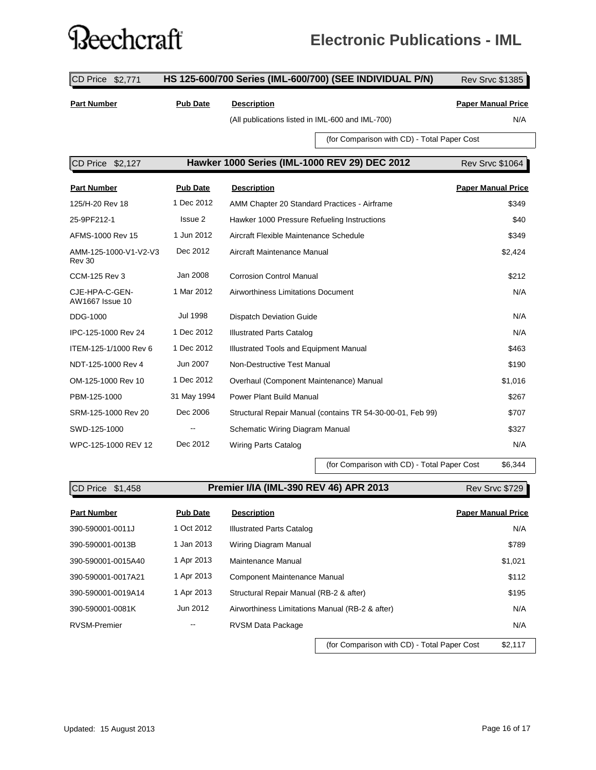# Electronic Publications - IML

## HS 125-600/700 Series (IML-600/700) (SEE INDIVIDUAL P/N)

CD Price $2,771 — Rev Srvc $1385

| Part Number | Pub Date | Description | Paper Manual Price |
|---|---|---|---|
| | | (All publications listed in IML-600 and IML-700) | N/A |
| | | (for Comparison with CD) - Total Paper Cost | |

## Hawker 1000 Series (IML-1000 REV 29) DEC 2012

CD Price $2,127 — Rev Srvc $1064

| Part Number | Pub Date | Description | Paper Manual Price |
|---|---|---|---|
| 125/H-20 Rev 18 | 1 Dec 2012 | AMM Chapter 20 Standard Practices - Airframe | $349 |
| 25-9PF212-1 | Issue 2 | Hawker 1000 Pressure Refueling Instructions | $40 |
| AFMS-1000 Rev 15 | 1 Jun 2012 | Aircraft Flexible Maintenance Schedule | $349 |
| AMM-125-1000-V1-V2-V3 Rev 30 | Dec 2012 | Aircraft Maintenance Manual | $2,424 |
| CCM-125 Rev 3 | Jan 2008 | Corrosion Control Manual | $212 |
| CJE-HPA-C-GEN-AW1667 Issue 10 | 1 Mar 2012 | Airworthiness Limitations Document | N/A |
| DDG-1000 | Jul 1998 | Dispatch Deviation Guide | N/A |
| IPC-125-1000 Rev 24 | 1 Dec 2012 | Illustrated Parts Catalog | N/A |
| ITEM-125-1/1000 Rev 6 | 1 Dec 2012 | Illustrated Tools and Equipment Manual | $463 |
| NDT-125-1000 Rev 4 | Jun 2007 | Non-Destructive Test Manual | $190 |
| OM-125-1000 Rev 10 | 1 Dec 2012 | Overhaul (Component Maintenance) Manual | $1,016 |
| PBM-125-1000 | 31 May 1994 | Power Plant Build Manual | $267 |
| SRM-125-1000 Rev 20 | Dec 2006 | Structural Repair Manual (contains TR 54-30-00-01, Feb 99) | $707 |
| SWD-125-1000 | -- | Schematic Wiring Diagram Manual | $327 |
| WPC-125-1000 REV 12 | Dec 2012 | Wiring Parts Catalog | N/A |
| | | (for Comparison with CD) - Total Paper Cost | $6,344 |

## Premier I/IA (IML-390 REV 46) APR 2013

CD Price $1,458 — Rev Srvc $729

| Part Number | Pub Date | Description | Paper Manual Price |
|---|---|---|---|
| 390-590001-0011J | 1 Oct 2012 | Illustrated Parts Catalog | N/A |
| 390-590001-0013B | 1 Jan 2013 | Wiring Diagram Manual | $789 |
| 390-590001-0015A40 | 1 Apr 2013 | Maintenance Manual | $1,021 |
| 390-590001-0017A21 | 1 Apr 2013 | Component Maintenance Manual | $112 |
| 390-590001-0019A14 | 1 Apr 2013 | Structural Repair Manual (RB-2 & after) | $195 |
| 390-590001-0081K | Jun 2012 | Airworthiness Limitations Manual (RB-2 & after) | N/A |
| RVSM-Premier | -- | RVSM Data Package | N/A |
| | | (for Comparison with CD) - Total Paper Cost | $2,117 |

Updated: 15 August 2013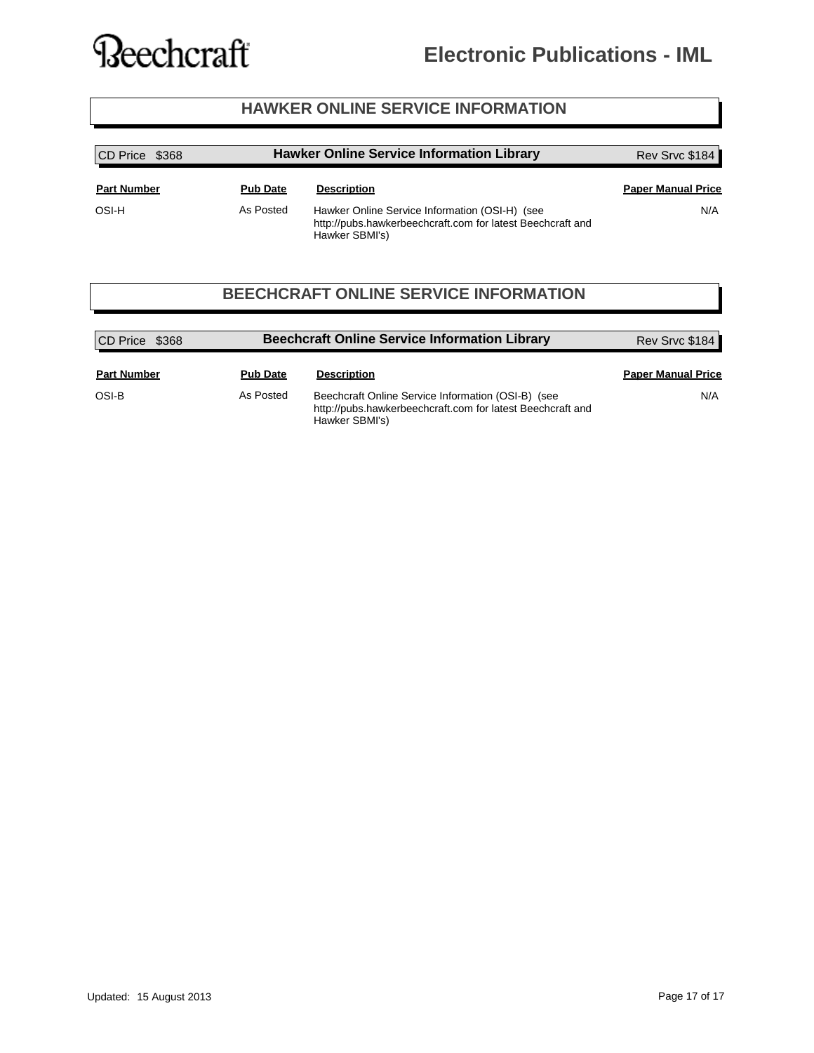## HAWKER ONLINE SERVICE INFORMATION

| CD Price $368 | Hawker Online Service Information Library | | Rev Srvc $184 |
|---|---|---|---|
| **Part Number** | **Pub Date** | **Description** | **Paper Manual Price** |
| OSI-H | As Posted | Hawker Online Service Information (OSI-H) (see http://pubs.hawkerbeechcraft.com for latest Beechcraft and Hawker SBMI's) | N/A |

## BEECHCRAFT ONLINE SERVICE INFORMATION

| CD Price $368 | Beechcraft Online Service Information Library | | Rev Srvc $184 |
|---|---|---|---|
| **Part Number** | **Pub Date** | **Description** | **Paper Manual Price** |
| OSI-B | As Posted | Beechcraft Online Service Information (OSI-B) (see http://pubs.hawkerbeechcraft.com for latest Beechcraft and Hawker SBMI's) | N/A |

Updated: 15 August 2013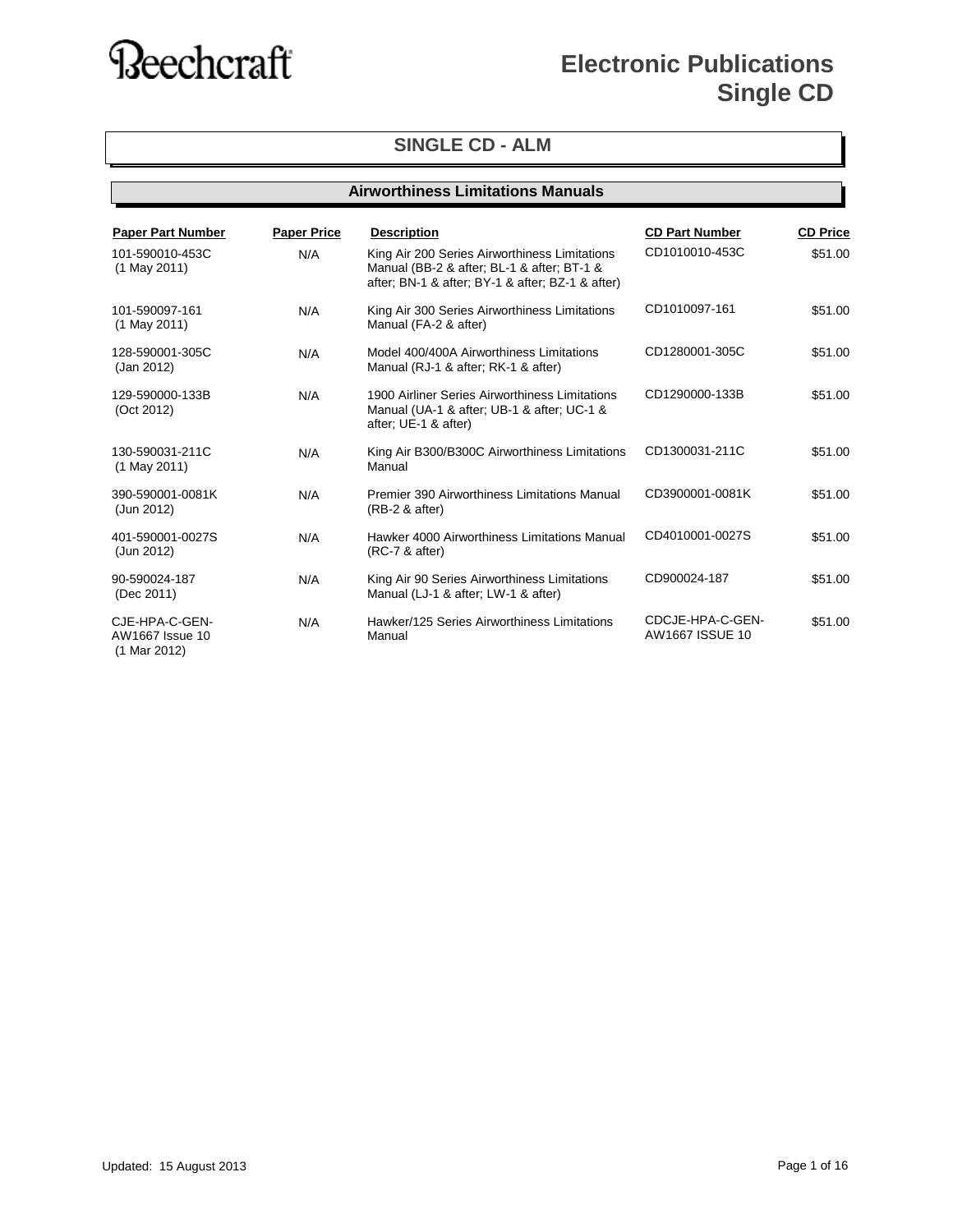# Beechcraft

# Electronic Publications Single CD

## SINGLE CD - ALM

### Airworthiness Limitations Manuals

| Paper Part Number | Paper Price | Description | CD Part Number | CD Price |
|---|---|---|---|---|
| 101-590010-453C (1 May 2011) | N/A | King Air 200 Series Airworthiness Limitations Manual (BB-2 & after; BL-1 & after; BT-1 & after; BN-1 & after; BY-1 & after; BZ-1 & after) | CD1010010-453C | $51.00 |
| 101-590097-161 (1 May 2011) | N/A | King Air 300 Series Airworthiness Limitations Manual (FA-2 & after) | CD1010097-161 | $51.00 |
| 128-590001-305C (Jan 2012) | N/A | Model 400/400A Airworthiness Limitations Manual (RJ-1 & after; RK-1 & after) | CD1280001-305C | $51.00 |
| 129-590000-133B (Oct 2012) | N/A | 1900 Airliner Series Airworthiness Limitations Manual (UA-1 & after; UB-1 & after; UC-1 & after; UE-1 & after) | CD1290000-133B | $51.00 |
| 130-590031-211C (1 May 2011) | N/A | King Air B300/B300C Airworthiness Limitations Manual | CD1300031-211C | $51.00 |
| 390-590001-0081K (Jun 2012) | N/A | Premier 390 Airworthiness Limitations Manual (RB-2 & after) | CD3900001-0081K | $51.00 |
| 401-590001-0027S (Jun 2012) | N/A | Hawker 4000 Airworthiness Limitations Manual (RC-7 & after) | CD4010001-0027S | $51.00 |
| 90-590024-187 (Dec 2011) | N/A | King Air 90 Series Airworthiness Limitations Manual (LJ-1 & after; LW-1 & after) | CD900024-187 | $51.00 |
| CJE-HPA-C-GEN-AW1667 Issue 10 (1 Mar 2012) | N/A | Hawker/125 Series Airworthiness Limitations Manual | CDCJE-HPA-C-GEN-AW1667 ISSUE 10 | $51.00 |

Updated: 15 August 2013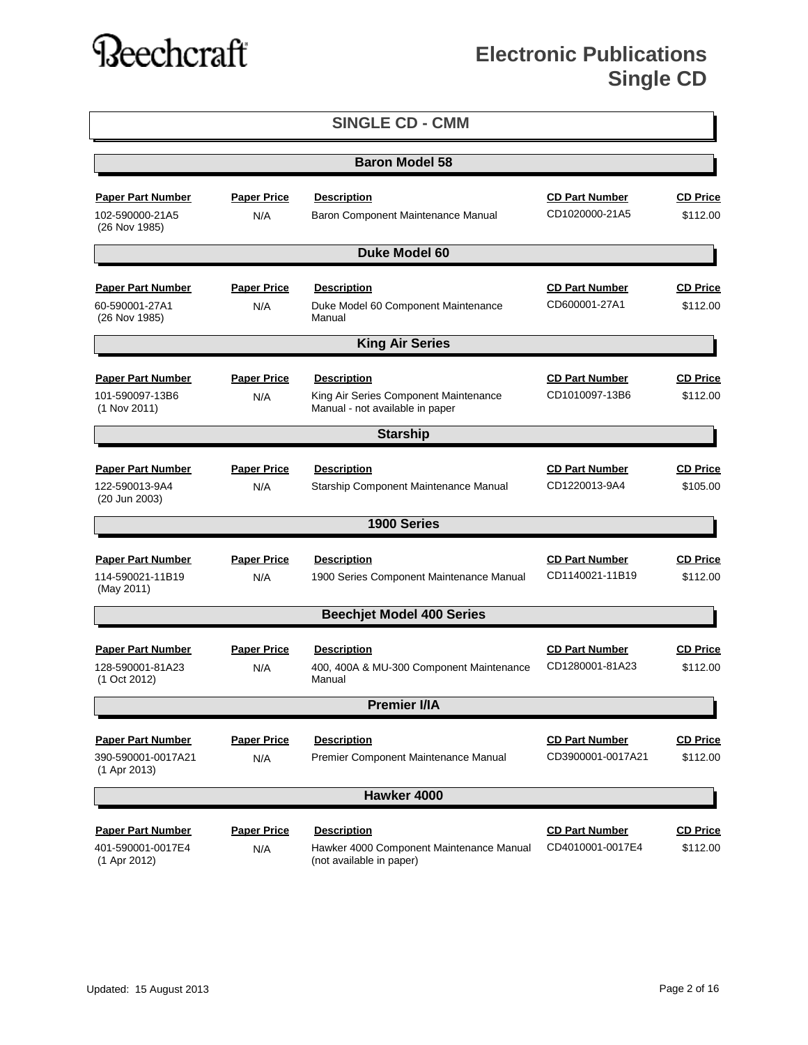# Electronic Publications Single CD

## SINGLE CD - CMM

### Baron Model 58

| Paper Part Number | Paper Price | Description | CD Part Number | CD Price |
|---|---|---|---|---|
| 102-590000-21A5 (26 Nov 1985) | N/A | Baron Component Maintenance Manual | CD1020000-21A5 | $112.00 |

### Duke Model 60

| Paper Part Number | Paper Price | Description | CD Part Number | CD Price |
|---|---|---|---|---|
| 60-590001-27A1 (26 Nov 1985) | N/A | Duke Model 60 Component Maintenance Manual | CD600001-27A1 | $112.00 |

### King Air Series

| Paper Part Number | Paper Price | Description | CD Part Number | CD Price |
|---|---|---|---|---|
| 101-590097-13B6 (1 Nov 2011) | N/A | King Air Series Component Maintenance Manual - not available in paper | CD1010097-13B6 | $112.00 |

### Starship

| Paper Part Number | Paper Price | Description | CD Part Number | CD Price |
|---|---|---|---|---|
| 122-590013-9A4 (20 Jun 2003) | N/A | Starship Component Maintenance Manual | CD1220013-9A4 | $105.00 |

### 1900 Series

| Paper Part Number | Paper Price | Description | CD Part Number | CD Price |
|---|---|---|---|---|
| 114-590021-11B19 (May 2011) | N/A | 1900 Series Component Maintenance Manual | CD1140021-11B19 | $112.00 |

### Beechjet Model 400 Series

| Paper Part Number | Paper Price | Description | CD Part Number | CD Price |
|---|---|---|---|---|
| 128-590001-81A23 (1 Oct 2012) | N/A | 400, 400A & MU-300 Component Maintenance Manual | CD1280001-81A23 | $112.00 |

### Premier I/IA

| Paper Part Number | Paper Price | Description | CD Part Number | CD Price |
|---|---|---|---|---|
| 390-590001-0017A21 (1 Apr 2013) | N/A | Premier Component Maintenance Manual | CD3900001-0017A21 | $112.00 |

### Hawker 4000

| Paper Part Number | Paper Price | Description | CD Part Number | CD Price |
|---|---|---|---|---|
| 401-590001-0017E4 (1 Apr 2012) | N/A | Hawker 4000 Component Maintenance Manual (not available in paper) | CD4010001-0017E4 | $112.00 |

Updated: 15 August 2013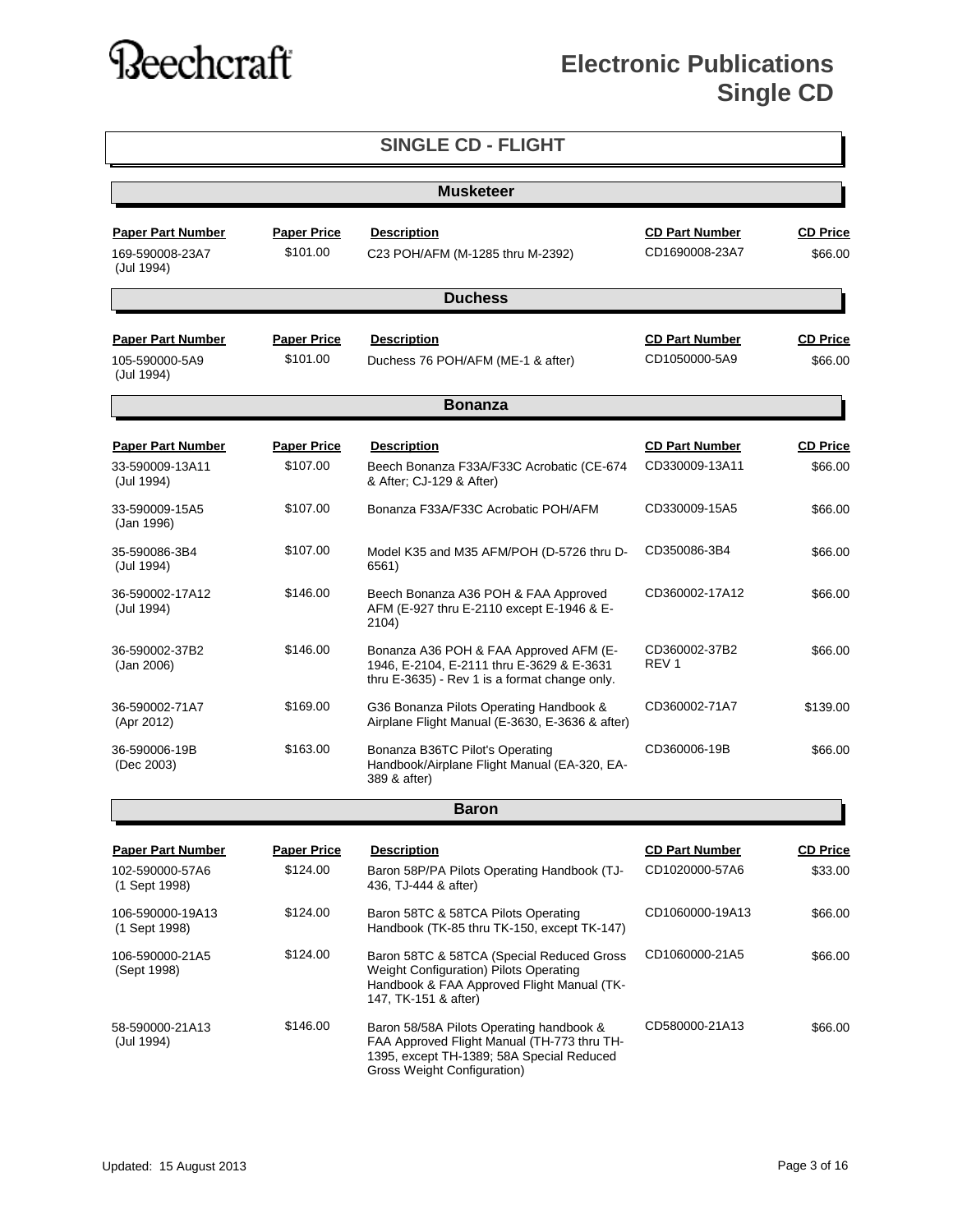# Beechcraft

## Electronic Publications Single CD

## SINGLE CD - FLIGHT

### Musketeer

| Paper Part Number | Paper Price | Description | CD Part Number | CD Price |
|---|---|---|---|---|
| 169-590008-23A7 (Jul 1994) | $101.00 | C23 POH/AFM (M-1285 thru M-2392) | CD1690008-23A7 | $66.00 |

### Duchess

| Paper Part Number | Paper Price | Description | CD Part Number | CD Price |
|---|---|---|---|---|
| 105-590000-5A9 (Jul 1994) | $101.00 | Duchess 76 POH/AFM (ME-1 & after) | CD1050000-5A9 | $66.00 |

### Bonanza

| Paper Part Number | Paper Price | Description | CD Part Number | CD Price |
|---|---|---|---|---|
| 33-590009-13A11 (Jul 1994) | $107.00 | Beech Bonanza F33A/F33C Acrobatic (CE-674 & After; CJ-129 & After) | CD330009-13A11 | $66.00 |
| 33-590009-15A5 (Jan 1996) | $107.00 | Bonanza F33A/F33C Acrobatic POH/AFM | CD330009-15A5 | $66.00 |
| 35-590086-3B4 (Jul 1994) | $107.00 | Model K35 and M35 AFM/POH (D-5726 thru D-6561) | CD350086-3B4 | $66.00 |
| 36-590002-17A12 (Jul 1994) | $146.00 | Beech Bonanza A36 POH & FAA Approved AFM (E-927 thru E-2110 except E-1946 & E-2104) | CD360002-17A12 | $66.00 |
| 36-590002-37B2 (Jan 2006) | $146.00 | Bonanza A36 POH & FAA Approved AFM (E-1946, E-2104, E-2111 thru E-3629 & E-3631 thru E-3635) - Rev 1 is a format change only. | CD360002-37B2 REV 1 | $66.00 |
| 36-590002-71A7 (Apr 2012) | $169.00 | G36 Bonanza Pilots Operating Handbook & Airplane Flight Manual (E-3630, E-3636 & after) | CD360002-71A7 | $139.00 |
| 36-590006-19B (Dec 2003) | $163.00 | Bonanza B36TC Pilot's Operating Handbook/Airplane Flight Manual (EA-320, EA-389 & after) | CD360006-19B | $66.00 |

### Baron

| Paper Part Number | Paper Price | Description | CD Part Number | CD Price |
|---|---|---|---|---|
| 102-590000-57A6 (1 Sept 1998) | $124.00 | Baron 58P/PA Pilots Operating Handbook (TJ-436, TJ-444 & after) | CD1020000-57A6 | $33.00 |
| 106-590000-19A13 (1 Sept 1998) | $124.00 | Baron 58TC & 58TCA Pilots Operating Handbook (TK-85 thru TK-150, except TK-147) | CD1060000-19A13 | $66.00 |
| 106-590000-21A5 (Sept 1998) | $124.00 | Baron 58TC & 58TCA (Special Reduced Gross Weight Configuration) Pilots Operating Handbook & FAA Approved Flight Manual (TK-147, TK-151 & after) | CD1060000-21A5 | $66.00 |
| 58-590000-21A13 (Jul 1994) | $146.00 | Baron 58/58A Pilots Operating handbook & FAA Approved Flight Manual (TH-773 thru TH-1395, except TH-1389; 58A Special Reduced Gross Weight Configuration) | CD580000-21A13 | $66.00 |

Updated: 15 August 2013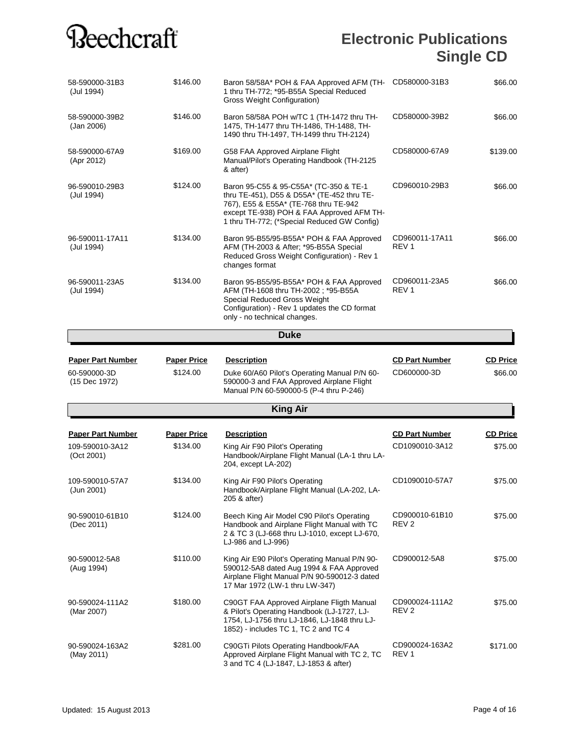# Beechcraft

## Electronic Publications Single CD

| Paper Part Number | Paper Price | Description | CD Part Number | CD Price |
|---|---|---|---|---|
| 58-590000-31B3 (Jul 1994) | $146.00 | Baron 58/58A* POH & FAA Approved AFM (TH-1 thru TH-772; *95-B55A Special Reduced Gross Weight Configuration) | CD580000-31B3 | $66.00 |
| 58-590000-39B2 (Jan 2006) | $146.00 | Baron 58/58A POH w/TC 1 (TH-1472 thru TH-1475, TH-1477 thru TH-1486, TH-1488, TH-1490 thru TH-1497, TH-1499 thru TH-2124) | CD580000-39B2 | $66.00 |
| 58-590000-67A9 (Apr 2012) | $169.00 | G58 FAA Approved Airplane Flight Manual/Pilot's Operating Handbook (TH-2125 & after) | CD580000-67A9 | $139.00 |
| 96-590010-29B3 (Jul 1994) | $124.00 | Baron 95-C55 & 95-C55A* (TC-350 & TE-1 thru TE-451), D55 & D55A* (TE-452 thru TE-767), E55 & E55A* (TE-768 thru TE-942 except TE-938) POH & FAA Approved AFM TH-1 thru TH-772; (*Special Reduced GW Config) | CD960010-29B3 | $66.00 |
| 96-590011-17A11 (Jul 1994) | $134.00 | Baron 95-B55/95-B55A* POH & FAA Approved AFM (TH-2003 & After; *95-B55A Special Reduced Gross Weight Configuration) - Rev 1 changes format | CD960011-17A11 REV 1 | $66.00 |
| 96-590011-23A5 (Jul 1994) | $134.00 | Baron 95-B55/95-B55A* POH & FAA Approved AFM (TH-1608 thru TH-2002 ; *95-B55A Special Reduced Gross Weight Configuration) - Rev 1 updates the CD format only - no technical changes. | CD960011-23A5 REV 1 | $66.00 |

### Duke

| Paper Part Number | Paper Price | Description | CD Part Number | CD Price |
|---|---|---|---|---|
| 60-590000-3D (15 Dec 1972) | $124.00 | Duke 60/A60 Pilot's Operating Manual P/N 60-590000-3 and FAA Approved Airplane Flight Manual P/N 60-590000-5 (P-4 thru P-246) | CD600000-3D | $66.00 |

### King Air

| Paper Part Number | Paper Price | Description | CD Part Number | CD Price |
|---|---|---|---|---|
| 109-590010-3A12 (Oct 2001) | $134.00 | King Air F90 Pilot's Operating Handbook/Airplane Flight Manual (LA-1 thru LA-204, except LA-202) | CD1090010-3A12 | $75.00 |
| 109-590010-57A7 (Jun 2001) | $134.00 | King Air F90 Pilot's Operating Handbook/Airplane Flight Manual (LA-202, LA-205 & after) | CD1090010-57A7 | $75.00 |
| 90-590010-61B10 (Dec 2011) | $124.00 | Beech King Air Model C90 Pilot's Operating Handbook and Airplane Flight Manual with TC 2 & TC 3 (LJ-668 thru LJ-1010, except LJ-670, LJ-986 and LJ-996) | CD900010-61B10 REV 2 | $75.00 |
| 90-590012-5A8 (Aug 1994) | $110.00 | King Air E90 Pilot's Operating Manual P/N 90-590012-5A8 dated Aug 1994 & FAA Approved Airplane Flight Manual P/N 90-590012-3 dated 17 Mar 1972 (LW-1 thru LW-347) | CD900012-5A8 | $75.00 |
| 90-590024-111A2 (Mar 2007) | $180.00 | C90GT FAA Approved Airplane Fligth Manual & Pilot's Operating Handbook (LJ-1727, LJ-1754, LJ-1756 thru LJ-1846, LJ-1848 thru LJ-1852) - includes TC 1, TC 2 and TC 4 | CD900024-111A2 REV 2 | $75.00 |
| 90-590024-163A2 (May 2011) | $281.00 | C90GTi Pilots Operating Handbook/FAA Approved Airplane Flight Manual with TC 2, TC 3 and TC 4 (LJ-1847, LJ-1853 & after) | CD900024-163A2 REV 1 | $171.00 |

Updated: 15 August 2013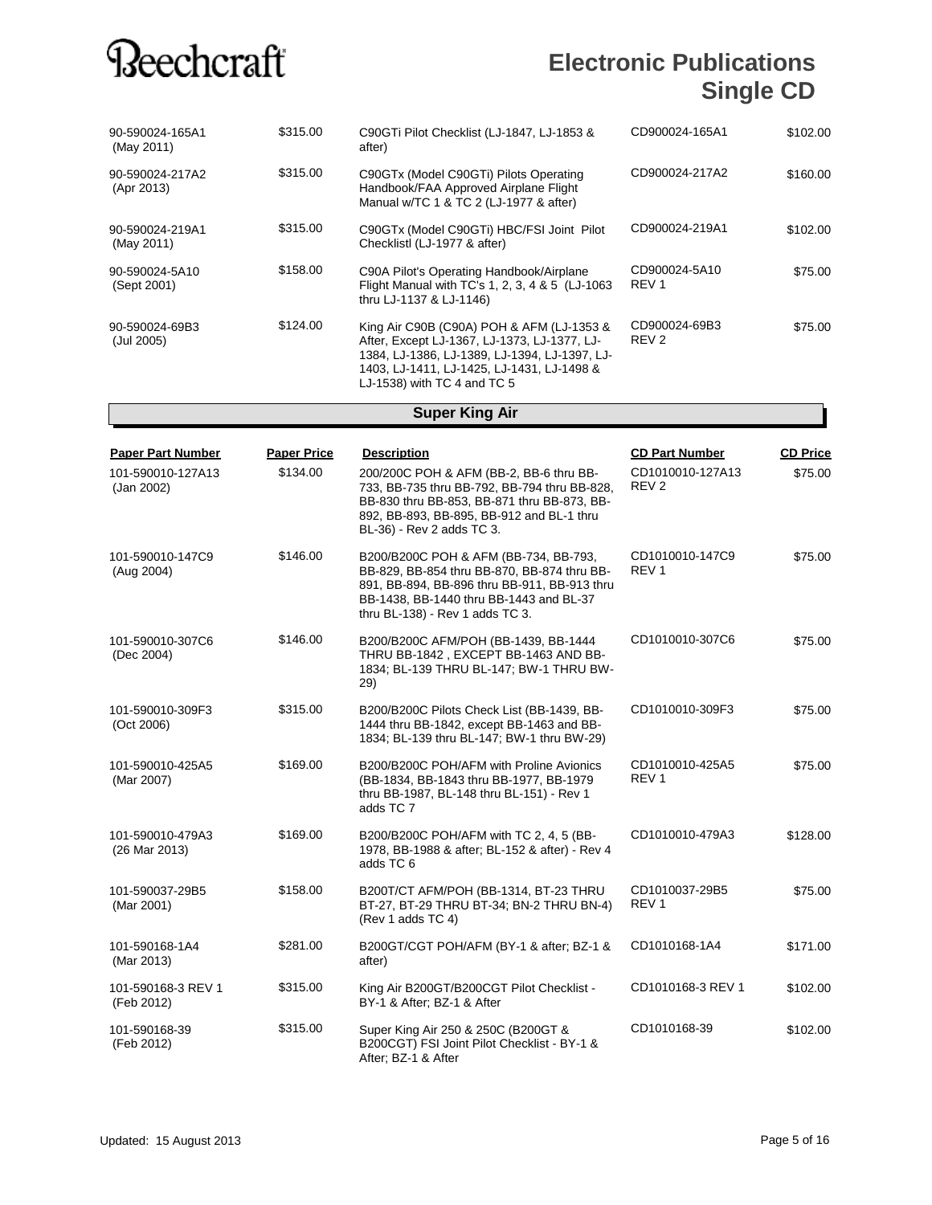# Electronic Publications Single CD

| Paper Part Number | Paper Price | Description | CD Part Number | CD Price |
|---|---|---|---|---|
| 90-590024-165A1 (May 2011) | $315.00 | C90GTi Pilot Checklist (LJ-1847, LJ-1853 & after) | CD900024-165A1 | $102.00 |
| 90-590024-217A2 (Apr 2013) | $315.00 | C90GTx (Model C90GTi) Pilots Operating Handbook/FAA Approved Airplane Flight Manual w/TC 1 & TC 2 (LJ-1977 & after) | CD900024-217A2 | $160.00 |
| 90-590024-219A1 (May 2011) | $315.00 | C90GTx (Model C90GTi) HBC/FSI Joint Pilot Checklistl (LJ-1977 & after) | CD900024-219A1 | $102.00 |
| 90-590024-5A10 (Sept 2001) | $158.00 | C90A Pilot's Operating Handbook/Airplane Flight Manual with TC's 1, 2, 3, 4 & 5 (LJ-1063 thru LJ-1137 & LJ-1146) | CD900024-5A10 REV 1 | $75.00 |
| 90-590024-69B3 (Jul 2005) | $124.00 | King Air C90B (C90A) POH & AFM (LJ-1353 & After, Except LJ-1367, LJ-1373, LJ-1377, LJ-1384, LJ-1386, LJ-1389, LJ-1394, LJ-1397, LJ-1403, LJ-1411, LJ-1425, LJ-1431, LJ-1498 & LJ-1538) with TC 4 and TC 5 | CD900024-69B3 REV 2 | $75.00 |

## Super King Air

| Paper Part Number | Paper Price | Description | CD Part Number | CD Price |
|---|---|---|---|---|
| 101-590010-127A13 (Jan 2002) | $134.00 | 200/200C POH & AFM (BB-2, BB-6 thru BB-733, BB-735 thru BB-792, BB-794 thru BB-828, BB-830 thru BB-853, BB-871 thru BB-873, BB-892, BB-893, BB-895, BB-912 and BL-1 thru BL-36) - Rev 2 adds TC 3. | CD1010010-127A13 REV 2 | $75.00 |
| 101-590010-147C9 (Aug 2004) | $146.00 | B200/B200C POH & AFM (BB-734, BB-793, BB-829, BB-854 thru BB-870, BB-874 thru BB-891, BB-894, BB-896 thru BB-911, BB-913 thru BB-1438, BB-1440 thru BB-1443 and BL-37 thru BL-138) - Rev 1 adds TC 3. | CD1010010-147C9 REV 1 | $75.00 |
| 101-590010-307C6 (Dec 2004) | $146.00 | B200/B200C AFM/POH (BB-1439, BB-1444 THRU BB-1842 , EXCEPT BB-1463 AND BB-1834; BL-139 THRU BL-147; BW-1 THRU BW-29) | CD1010010-307C6 | $75.00 |
| 101-590010-309F3 (Oct 2006) | $315.00 | B200/B200C Pilots Check List (BB-1439, BB-1444 thru BB-1842, except BB-1463 and BB-1834; BL-139 thru BL-147; BW-1 thru BW-29) | CD1010010-309F3 | $75.00 |
| 101-590010-425A5 (Mar 2007) | $169.00 | B200/B200C POH/AFM with Proline Avionics (BB-1834, BB-1843 thru BB-1977, BB-1979 thru BB-1987, BL-148 thru BL-151) - Rev 1 adds TC 7 | CD1010010-425A5 REV 1 | $75.00 |
| 101-590010-479A3 (26 Mar 2013) | $169.00 | B200/B200C POH/AFM with TC 2, 4, 5 (BB-1978, BB-1988 & after; BL-152 & after) - Rev 4 adds TC 6 | CD1010010-479A3 | $128.00 |
| 101-590037-29B5 (Mar 2001) | $158.00 | B200T/CT AFM/POH (BB-1314, BT-23 THRU BT-27, BT-29 THRU BT-34; BN-2 THRU BN-4) (Rev 1 adds TC 4) | CD1010037-29B5 REV 1 | $75.00 |
| 101-590168-1A4 (Mar 2013) | $281.00 | B200GT/CGT POH/AFM (BY-1 & after; BZ-1 & after) | CD1010168-1A4 | $171.00 |
| 101-590168-3 REV 1 (Feb 2012) | $315.00 | King Air B200GT/B200CGT Pilot Checklist - BY-1 & After; BZ-1 & After | CD1010168-3 REV 1 | $102.00 |
| 101-590168-39 (Feb 2012) | $315.00 | Super King Air 250 & 250C (B200GT & B200CGT) FSI Joint Pilot Checklist - BY-1 & After; BZ-1 & After | CD1010168-39 | $102.00 |

Updated: 15 August 2013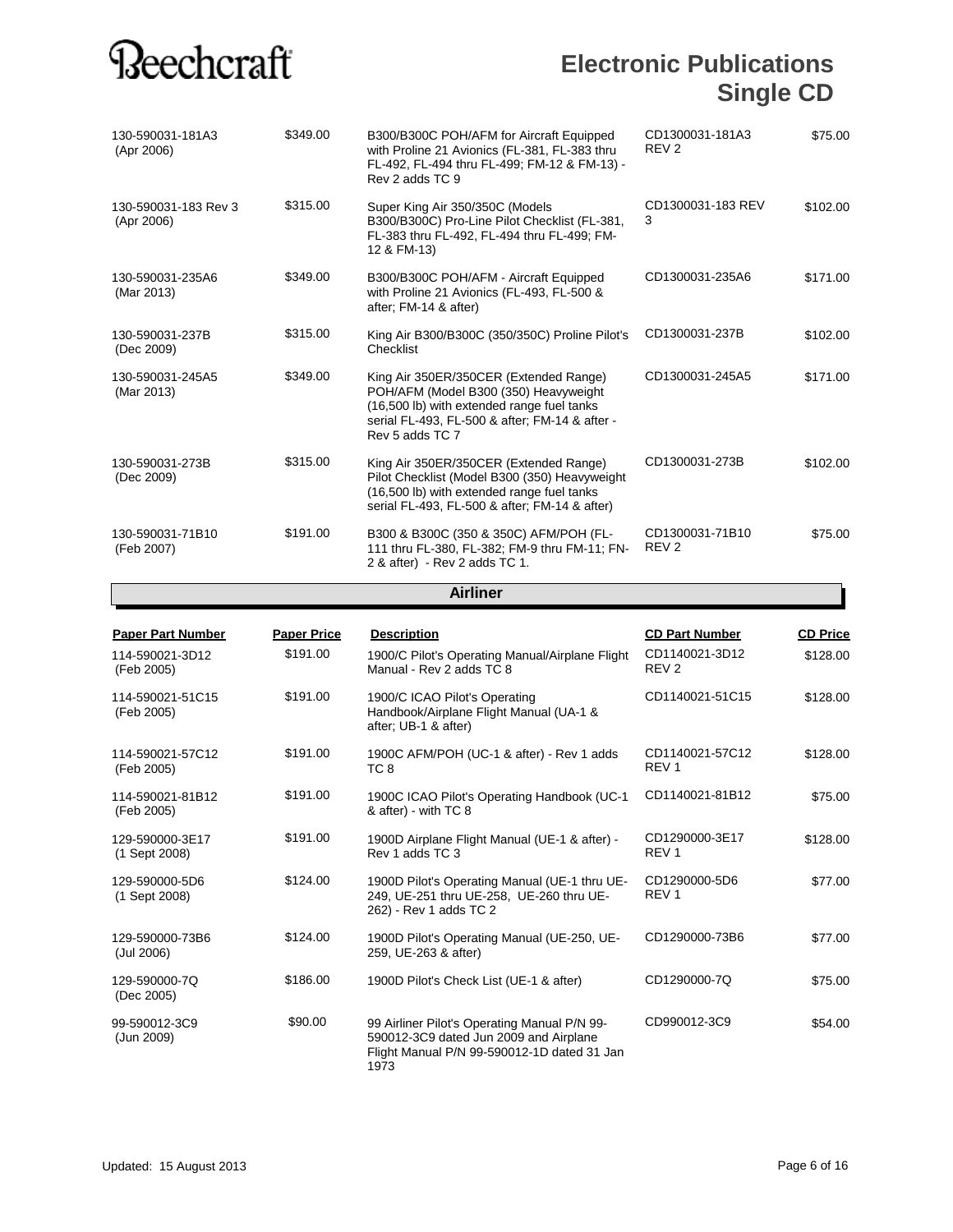# Electronic Publications Single CD

| Paper Part Number | Paper Price | Description | CD Part Number | CD Price |
|---|---|---|---|---|
| 130-590031-181A3 (Apr 2006) | $349.00 | B300/B300C POH/AFM for Aircraft Equipped with Proline 21 Avionics (FL-381, FL-383 thru FL-492, FL-494 thru FL-499; FM-12 & FM-13) - Rev 2 adds TC 9 | CD1300031-181A3 REV 2 | $75.00 |
| 130-590031-183 Rev 3 (Apr 2006) | $315.00 | Super King Air 350/350C (Models B300/B300C) Pro-Line Pilot Checklist (FL-381, FL-383 thru FL-492, FL-494 thru FL-499; FM-12 & FM-13) | CD1300031-183 REV 3 | $102.00 |
| 130-590031-235A6 (Mar 2013) | $349.00 | B300/B300C POH/AFM - Aircraft Equipped with Proline 21 Avionics (FL-493, FL-500 & after; FM-14 & after) | CD1300031-235A6 | $171.00 |
| 130-590031-237B (Dec 2009) | $315.00 | King Air B300/B300C (350/350C) Proline Pilot's Checklist | CD1300031-237B | $102.00 |
| 130-590031-245A5 (Mar 2013) | $349.00 | King Air 350ER/350CER (Extended Range) POH/AFM (Model B300 (350) Heavyweight (16,500 lb) with extended range fuel tanks serial FL-493, FL-500 & after; FM-14 & after - Rev 5 adds TC 7 | CD1300031-245A5 | $171.00 |
| 130-590031-273B (Dec 2009) | $315.00 | King Air 350ER/350CER (Extended Range) Pilot Checklist (Model B300 (350) Heavyweight (16,500 lb) with extended range fuel tanks serial FL-493, FL-500 & after; FM-14 & after) | CD1300031-273B | $102.00 |
| 130-590031-71B10 (Feb 2007) | $191.00 | B300 & B300C (350 & 350C) AFM/POH (FL-111 thru FL-380, FL-382; FM-9 thru FM-11; FN-2 & after) - Rev 2 adds TC 1. | CD1300031-71B10 REV 2 | $75.00 |

## Airliner

| Paper Part Number | Paper Price | Description | CD Part Number | CD Price |
|---|---|---|---|---|
| 114-590021-3D12 (Feb 2005) | $191.00 | 1900/C Pilot's Operating Manual/Airplane Flight Manual - Rev 2 adds TC 8 | CD1140021-3D12 REV 2 | $128.00 |
| 114-590021-51C15 (Feb 2005) | $191.00 | 1900/C ICAO Pilot's Operating Handbook/Airplane Flight Manual (UA-1 & after; UB-1 & after) | CD1140021-51C15 | $128.00 |
| 114-590021-57C12 (Feb 2005) | $191.00 | 1900C AFM/POH (UC-1 & after) - Rev 1 adds TC 8 | CD1140021-57C12 REV 1 | $128.00 |
| 114-590021-81B12 (Feb 2005) | $191.00 | 1900C ICAO Pilot's Operating Handbook (UC-1 & after) - with TC 8 | CD1140021-81B12 | $75.00 |
| 129-590000-3E17 (1 Sept 2008) | $191.00 | 1900D Airplane Flight Manual (UE-1 & after) - Rev 1 adds TC 3 | CD1290000-3E17 REV 1 | $128.00 |
| 129-590000-5D6 (1 Sept 2008) | $124.00 | 1900D Pilot's Operating Manual (UE-1 thru UE-249, UE-251 thru UE-258, UE-260 thru UE-262) - Rev 1 adds TC 2 | CD1290000-5D6 REV 1 | $77.00 |
| 129-590000-73B6 (Jul 2006) | $124.00 | 1900D Pilot's Operating Manual (UE-250, UE-259, UE-263 & after) | CD1290000-73B6 | $77.00 |
| 129-590000-7Q (Dec 2005) | $186.00 | 1900D Pilot's Check List (UE-1 & after) | CD1290000-7Q | $75.00 |
| 99-590012-3C9 (Jun 2009) | $90.00 | 99 Airliner Pilot's Operating Manual P/N 99-590012-3C9 dated Jun 2009 and Airplane Flight Manual P/N 99-590012-1D dated 31 Jan 1973 | CD990012-3C9 | $54.00 |

Updated: 15 August 2013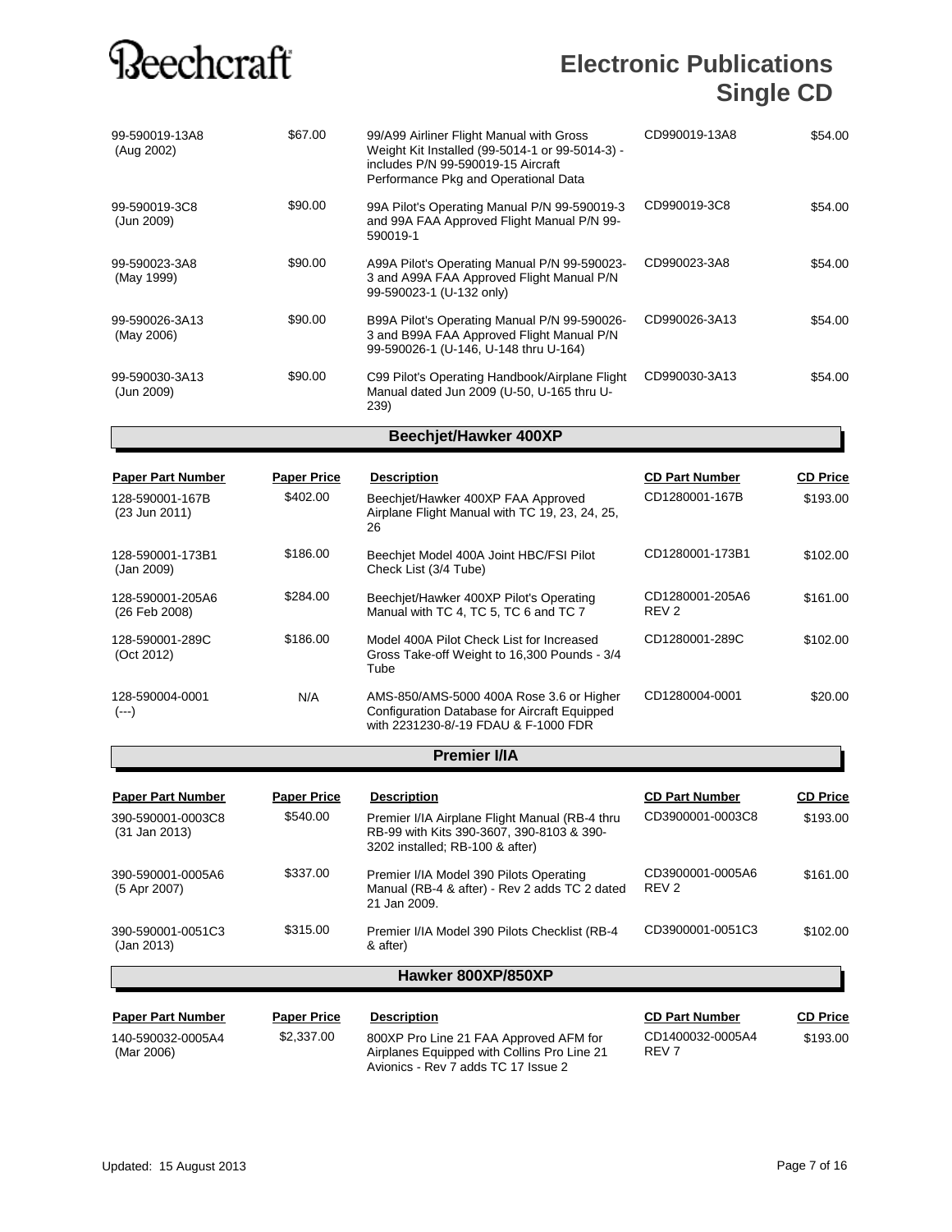# Beechcraft

## Electronic Publications Single CD

| Paper Part Number | Paper Price | Description | CD Part Number | CD Price |
|---|---|---|---|---|
| 99-590019-13A8 (Aug 2002) | $67.00 | 99/A99 Airliner Flight Manual with Gross Weight Kit Installed (99-5014-1 or 99-5014-3) - includes P/N 99-590019-15 Aircraft Performance Pkg and Operational Data | CD990019-13A8 | $54.00 |
| 99-590019-3C8 (Jun 2009) | $90.00 | 99A Pilot's Operating Manual P/N 99-590019-3 and 99A FAA Approved Flight Manual P/N 99-590019-1 | CD990019-3C8 | $54.00 |
| 99-590023-3A8 (May 1999) | $90.00 | A99A Pilot's Operating Manual P/N 99-590023-3 and A99A FAA Approved Flight Manual P/N 99-590023-1 (U-132 only) | CD990023-3A8 | $54.00 |
| 99-590026-3A13 (May 2006) | $90.00 | B99A Pilot's Operating Manual P/N 99-590026-3 and B99A FAA Approved Flight Manual P/N 99-590026-1 (U-146, U-148 thru U-164) | CD990026-3A13 | $54.00 |
| 99-590030-3A13 (Jun 2009) | $90.00 | C99 Pilot's Operating Handbook/Airplane Flight Manual dated Jun 2009 (U-50, U-165 thru U-239) | CD990030-3A13 | $54.00 |

### Beechjet/Hawker 400XP

| Paper Part Number | Paper Price | Description | CD Part Number | CD Price |
|---|---|---|---|---|
| 128-590001-167B (23 Jun 2011) | $402.00 | Beechjet/Hawker 400XP FAA Approved Airplane Flight Manual with TC 19, 23, 24, 25, 26 | CD1280001-167B | $193.00 |
| 128-590001-173B1 (Jan 2009) | $186.00 | Beechjet Model 400A Joint HBC/FSI Pilot Check List (3/4 Tube) | CD1280001-173B1 | $102.00 |
| 128-590001-205A6 (26 Feb 2008) | $284.00 | Beechjet/Hawker 400XP Pilot's Operating Manual with TC 4, TC 5, TC 6 and TC 7 | CD1280001-205A6 REV 2 | $161.00 |
| 128-590001-289C (Oct 2012) | $186.00 | Model 400A Pilot Check List for Increased Gross Take-off Weight to 16,300 Pounds - 3/4 Tube | CD1280001-289C | $102.00 |
| 128-590004-0001 (---) | N/A | AMS-850/AMS-5000 400A Rose 3.6 or Higher Configuration Database for Aircraft Equipped with 2231230-8/-19 FDAU & F-1000 FDR | CD1280004-0001 | $20.00 |

### Premier I/IA

| Paper Part Number | Paper Price | Description | CD Part Number | CD Price |
|---|---|---|---|---|
| 390-590001-0003C8 (31 Jan 2013) | $540.00 | Premier I/IA Airplane Flight Manual (RB-4 thru RB-99 with Kits 390-3607, 390-8103 & 390-3202 installed; RB-100 & after) | CD3900001-0003C8 | $193.00 |
| 390-590001-0005A6 (5 Apr 2007) | $337.00 | Premier I/IA Model 390 Pilots Operating Manual (RB-4 & after) - Rev 2 adds TC 2 dated 21 Jan 2009. | CD3900001-0005A6 REV 2 | $161.00 |
| 390-590001-0051C3 (Jan 2013) | $315.00 | Premier I/IA Model 390 Pilots Checklist (RB-4 & after) | CD3900001-0051C3 | $102.00 |

### Hawker 800XP/850XP

| Paper Part Number | Paper Price | Description | CD Part Number | CD Price |
|---|---|---|---|---|
| 140-590032-0005A4 (Mar 2006) | $2,337.00 | 800XP Pro Line 21 FAA Approved AFM for Airplanes Equipped with Collins Pro Line 21 Avionics - Rev 7 adds TC 17 Issue 2 | CD1400032-0005A4 REV 7 | $193.00 |

Updated: 15 August 2013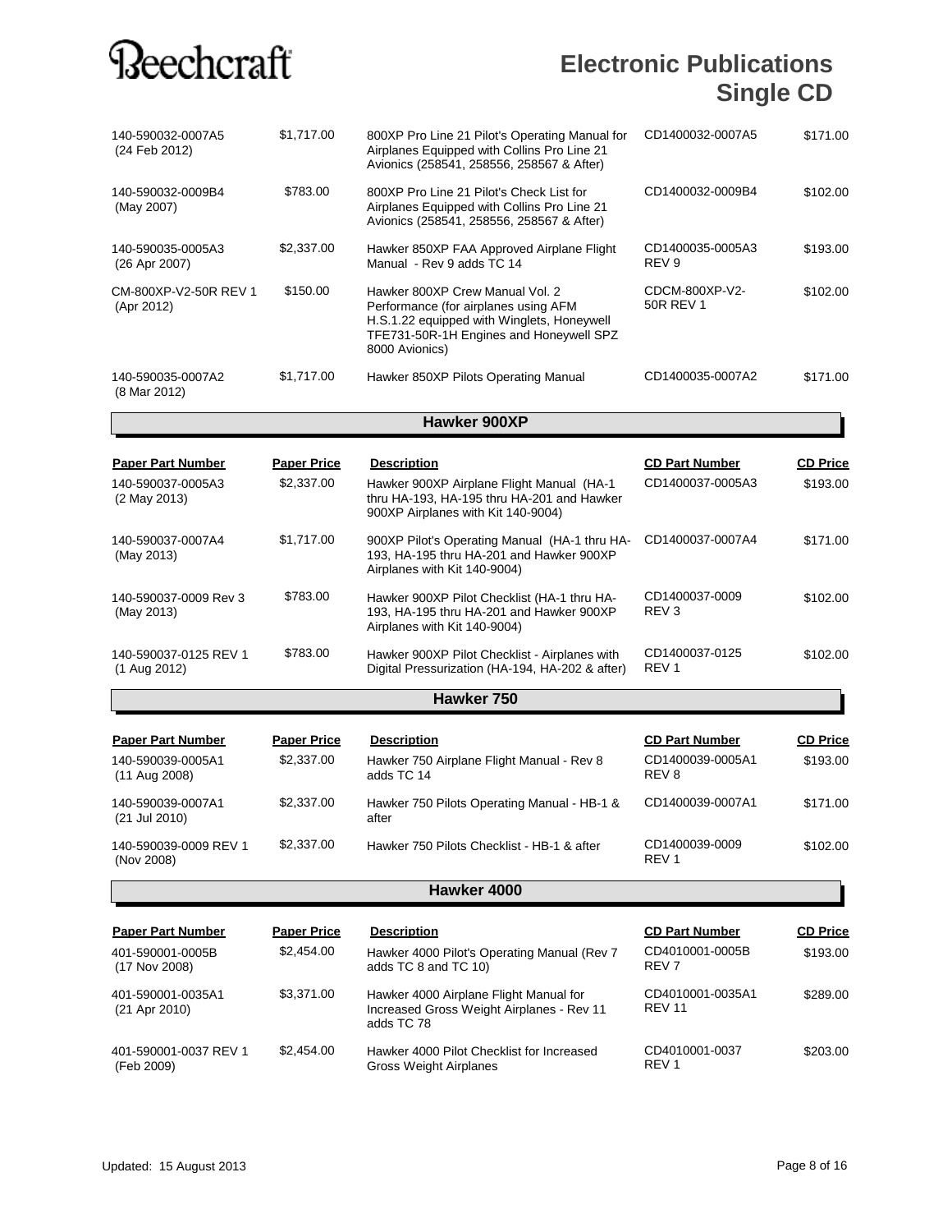| Paper Part Number | Paper Price | Description | CD Part Number | CD Price |
|---|---|---|---|---|
| 140-590032-0007A5 (24 Feb 2012) | $1,717.00 | 800XP Pro Line 21 Pilot's Operating Manual for Airplanes Equipped with Collins Pro Line 21 Avionics (258541, 258556, 258567 & After) | CD1400032-0007A5 | $171.00 |
| 140-590032-0009B4 (May 2007) | $783.00 | 800XP Pro Line 21 Pilot's Check List for Airplanes Equipped with Collins Pro Line 21 Avionics (258541, 258556, 258567 & After) | CD1400032-0009B4 | $102.00 |
| 140-590035-0005A3 (26 Apr 2007) | $2,337.00 | Hawker 850XP FAA Approved Airplane Flight Manual - Rev 9 adds TC 14 | CD1400035-0005A3 REV 9 | $193.00 |
| CM-800XP-V2-50R REV 1 (Apr 2012) | $150.00 | Hawker 800XP Crew Manual Vol. 2 Performance (for airplanes using AFM H.S.1.22 equipped with Winglets, Honeywell TFE731-50R-1H Engines and Honeywell SPZ 8000 Avionics) | CDCM-800XP-V2-50R REV 1 | $102.00 |
| 140-590035-0007A2 (8 Mar 2012) | $1,717.00 | Hawker 850XP Pilots Operating Manual | CD1400035-0007A2 | $171.00 |

## Hawker 900XP

| Paper Part Number | Paper Price | Description | CD Part Number | CD Price |
|---|---|---|---|---|
| 140-590037-0005A3 (2 May 2013) | $2,337.00 | Hawker 900XP Airplane Flight Manual (HA-1 thru HA-193, HA-195 thru HA-201 and Hawker 900XP Airplanes with Kit 140-9004) | CD1400037-0005A3 | $193.00 |
| 140-590037-0007A4 (May 2013) | $1,717.00 | 900XP Pilot's Operating Manual (HA-1 thru HA-193, HA-195 thru HA-201 and Hawker 900XP Airplanes with Kit 140-9004) | CD1400037-0007A4 | $171.00 |
| 140-590037-0009 Rev 3 (May 2013) | $783.00 | Hawker 900XP Pilot Checklist (HA-1 thru HA-193, HA-195 thru HA-201 and Hawker 900XP Airplanes with Kit 140-9004) | CD1400037-0009 REV 3 | $102.00 |
| 140-590037-0125 REV 1 (1 Aug 2012) | $783.00 | Hawker 900XP Pilot Checklist - Airplanes with Digital Pressurization (HA-194, HA-202 & after) | CD1400037-0125 REV 1 | $102.00 |

## Hawker 750

| Paper Part Number | Paper Price | Description | CD Part Number | CD Price |
|---|---|---|---|---|
| 140-590039-0005A1 (11 Aug 2008) | $2,337.00 | Hawker 750 Airplane Flight Manual - Rev 8 adds TC 14 | CD1400039-0005A1 REV 8 | $193.00 |
| 140-590039-0007A1 (21 Jul 2010) | $2,337.00 | Hawker 750 Pilots Operating Manual - HB-1 & after | CD1400039-0007A1 | $171.00 |
| 140-590039-0009 REV 1 (Nov 2008) | $2,337.00 | Hawker 750 Pilots Checklist - HB-1 & after | CD1400039-0009 REV 1 | $102.00 |

## Hawker 4000

| Paper Part Number | Paper Price | Description | CD Part Number | CD Price |
|---|---|---|---|---|
| 401-590001-0005B (17 Nov 2008) | $2,454.00 | Hawker 4000 Pilot's Operating Manual (Rev 7 adds TC 8 and TC 10) | CD4010001-0005B REV 7 | $193.00 |
| 401-590001-0035A1 (21 Apr 2010) | $3,371.00 | Hawker 4000 Airplane Flight Manual for Increased Gross Weight Airplanes - Rev 11 adds TC 78 | CD4010001-0035A1 REV 11 | $289.00 |
| 401-590001-0037 REV 1 (Feb 2009) | $2,454.00 | Hawker 4000 Pilot Checklist for Increased Gross Weight Airplanes | CD4010001-0037 REV 1 | $203.00 |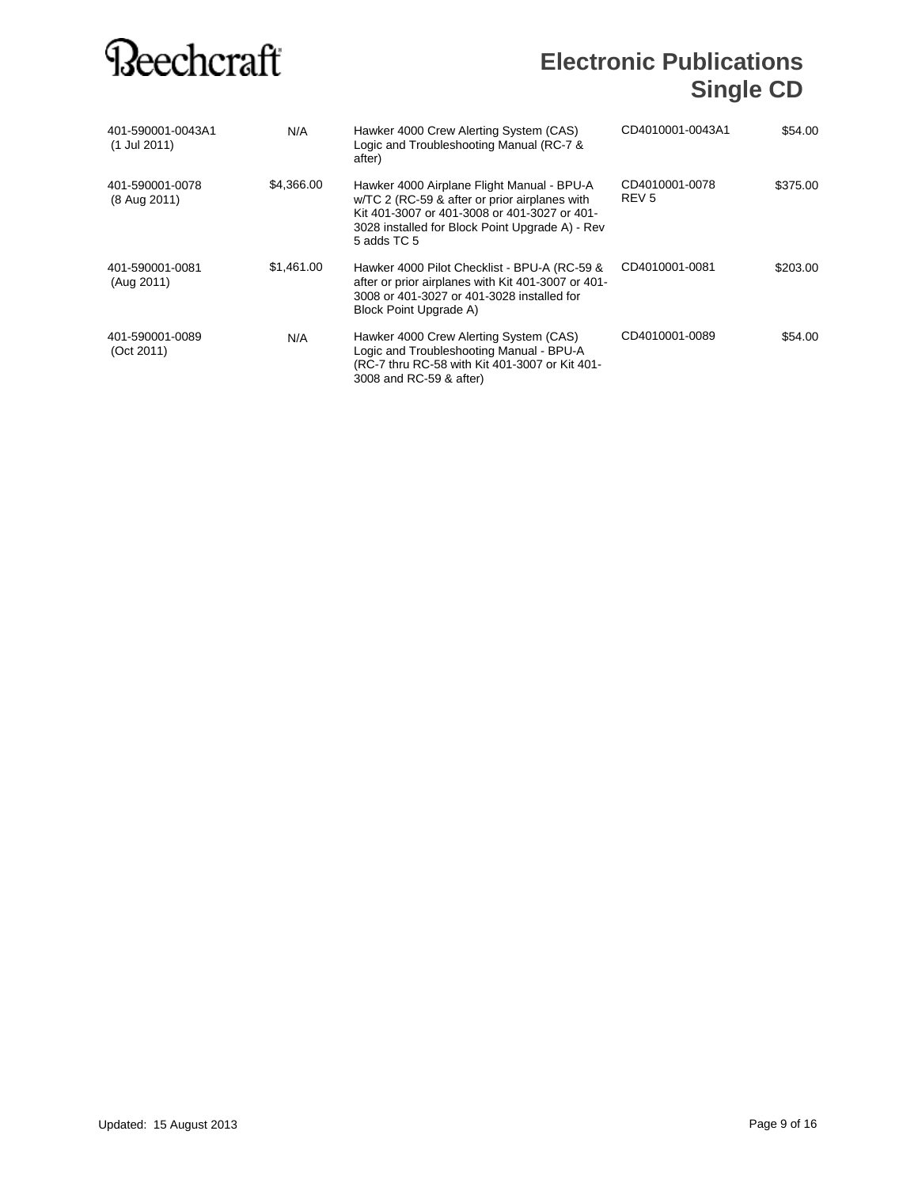# Electronic Publications Single CD

| | | | | |
|---|---|---|---|---|
| 401-590001-0043A1 (1 Jul 2011) | N/A | Hawker 4000 Crew Alerting System (CAS) Logic and Troubleshooting Manual (RC-7 & after) | CD4010001-0043A1 | $54.00 |
| 401-590001-0078 (8 Aug 2011) | $4,366.00 | Hawker 4000 Airplane Flight Manual - BPU-A w/TC 2 (RC-59 & after or prior airplanes with Kit 401-3007 or 401-3008 or 401-3027 or 401-3028 installed for Block Point Upgrade A) - Rev 5 adds TC 5 | CD4010001-0078 REV 5 | $375.00 |
| 401-590001-0081 (Aug 2011) | $1,461.00 | Hawker 4000 Pilot Checklist - BPU-A (RC-59 & after or prior airplanes with Kit 401-3007 or 401-3008 or 401-3027 or 401-3028 installed for Block Point Upgrade A) | CD4010001-0081 | $203.00 |
| 401-590001-0089 (Oct 2011) | N/A | Hawker 4000 Crew Alerting System (CAS) Logic and Troubleshooting Manual - BPU-A (RC-7 thru RC-58 with Kit 401-3007 or Kit 401-3008 and RC-59 & after) | CD4010001-0089 | $54.00 |

Updated: 15 August 2013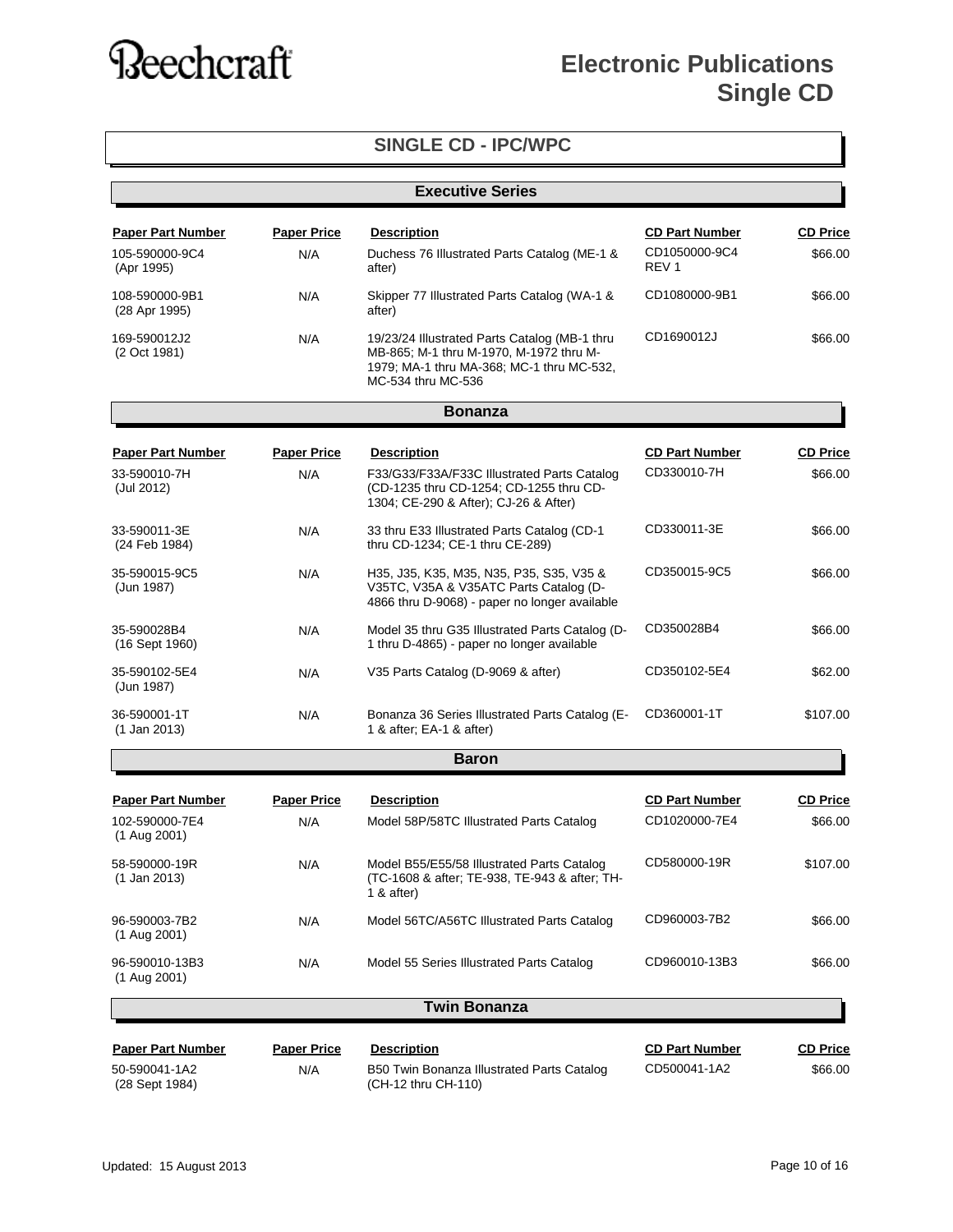# Electronic Publications Single CD

## SINGLE CD - IPC/WPC

### Executive Series

| Paper Part Number | Paper Price | Description | CD Part Number | CD Price |
|---|---|---|---|---|
| 105-590000-9C4 (Apr 1995) | N/A | Duchess 76 Illustrated Parts Catalog (ME-1 & after) | CD1050000-9C4 REV 1 | $66.00 |
| 108-590000-9B1 (28 Apr 1995) | N/A | Skipper 77 Illustrated Parts Catalog (WA-1 & after) | CD1080000-9B1 | $66.00 |
| 169-590012J2 (2 Oct 1981) | N/A | 19/23/24 Illustrated Parts Catalog (MB-1 thru MB-865; M-1 thru M-1970, M-1972 thru M-1979; MA-1 thru MA-368; MC-1 thru MC-532, MC-534 thru MC-536 | CD1690012J | $66.00 |

### Bonanza

| Paper Part Number | Paper Price | Description | CD Part Number | CD Price |
|---|---|---|---|---|
| 33-590010-7H (Jul 2012) | N/A | F33/G33/F33A/F33C Illustrated Parts Catalog (CD-1235 thru CD-1254; CD-1255 thru CD-1304; CE-290 & After); CJ-26 & After) | CD330010-7H | $66.00 |
| 33-590011-3E (24 Feb 1984) | N/A | 33 thru E33 Illustrated Parts Catalog (CD-1 thru CD-1234; CE-1 thru CE-289) | CD330011-3E | $66.00 |
| 35-590015-9C5 (Jun 1987) | N/A | H35, J35, K35, M35, N35, P35, S35, V35 & V35TC, V35A & V35ATC Parts Catalog (D-4866 thru D-9068) - paper no longer available | CD350015-9C5 | $66.00 |
| 35-590028B4 (16 Sept 1960) | N/A | Model 35 thru G35 Illustrated Parts Catalog (D-1 thru D-4865) - paper no longer available | CD350028B4 | $66.00 |
| 35-590102-5E4 (Jun 1987) | N/A | V35 Parts Catalog (D-9069 & after) | CD350102-5E4 | $62.00 |
| 36-590001-1T (1 Jan 2013) | N/A | Bonanza 36 Series Illustrated Parts Catalog (E-1 & after; EA-1 & after) | CD360001-1T | $107.00 |

### Baron

| Paper Part Number | Paper Price | Description | CD Part Number | CD Price |
|---|---|---|---|---|
| 102-590000-7E4 (1 Aug 2001) | N/A | Model 58P/58TC Illustrated Parts Catalog | CD1020000-7E4 | $66.00 |
| 58-590000-19R (1 Jan 2013) | N/A | Model B55/E55/58 Illustrated Parts Catalog (TC-1608 & after; TE-938, TE-943 & after; TH-1 & after) | CD580000-19R | $107.00 |
| 96-590003-7B2 (1 Aug 2001) | N/A | Model 56TC/A56TC Illustrated Parts Catalog | CD960003-7B2 | $66.00 |
| 96-590010-13B3 (1 Aug 2001) | N/A | Model 55 Series Illustrated Parts Catalog | CD960010-13B3 | $66.00 |

### Twin Bonanza

| Paper Part Number | Paper Price | Description | CD Part Number | CD Price |
|---|---|---|---|---|
| 50-590041-1A2 (28 Sept 1984) | N/A | B50 Twin Bonanza Illustrated Parts Catalog (CH-12 thru CH-110) | CD500041-1A2 | $66.00 |

Updated: 15 August 2013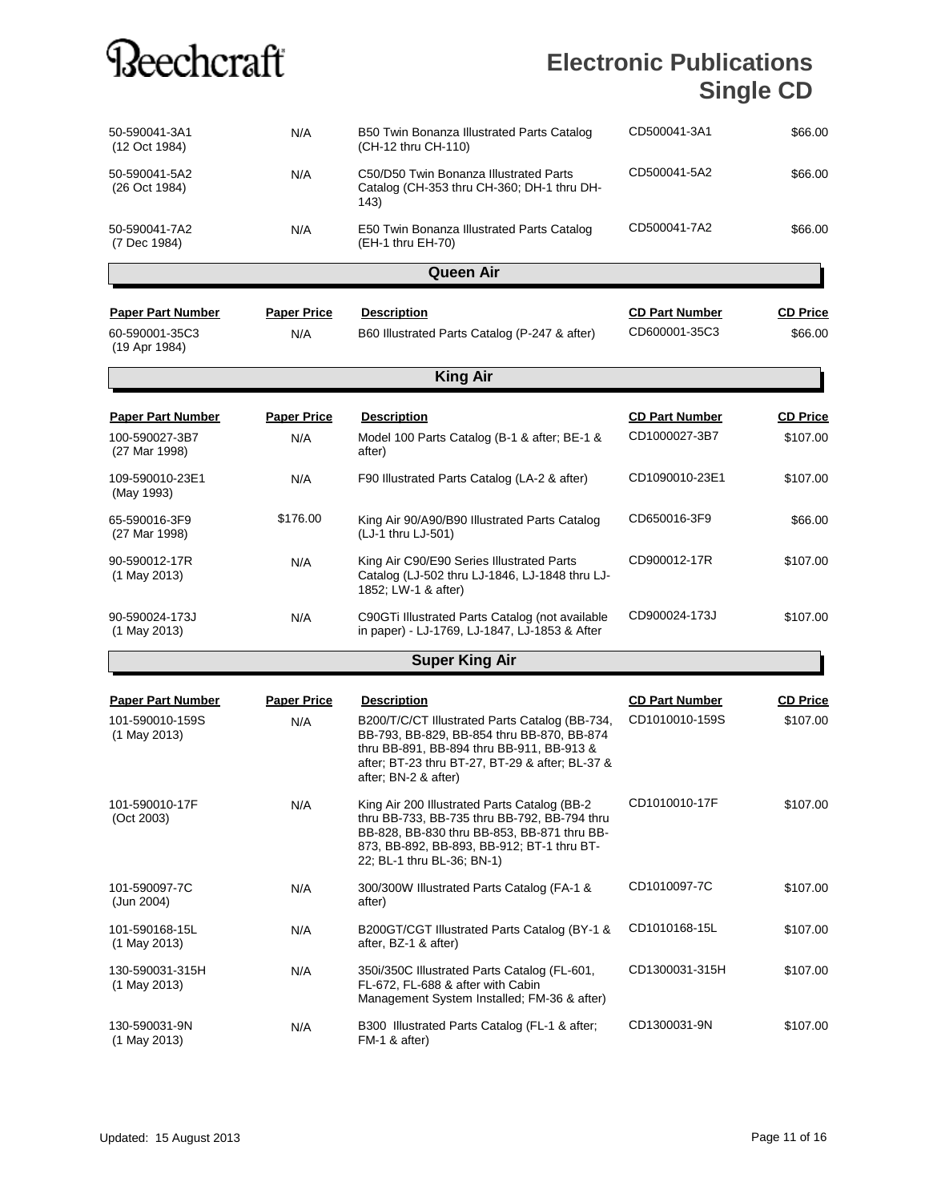# Beechcraft

## Electronic Publications Single CD

| Paper Part Number | Paper Price | Description | CD Part Number | CD Price |
|---|---|---|---|---|
| 50-590041-3A1 (12 Oct 1984) | N/A | B50 Twin Bonanza Illustrated Parts Catalog (CH-12 thru CH-110) | CD500041-3A1 | $66.00 |
| 50-590041-5A2 (26 Oct 1984) | N/A | C50/D50 Twin Bonanza Illustrated Parts Catalog (CH-353 thru CH-360; DH-1 thru DH-143) | CD500041-5A2 | $66.00 |
| 50-590041-7A2 (7 Dec 1984) | N/A | E50 Twin Bonanza Illustrated Parts Catalog (EH-1 thru EH-70) | CD500041-7A2 | $66.00 |

### Queen Air

| Paper Part Number | Paper Price | Description | CD Part Number | CD Price |
|---|---|---|---|---|
| 60-590001-35C3 (19 Apr 1984) | N/A | B60 Illustrated Parts Catalog (P-247 & after) | CD600001-35C3 | $66.00 |

### King Air

| Paper Part Number | Paper Price | Description | CD Part Number | CD Price |
|---|---|---|---|---|
| 100-590027-3B7 (27 Mar 1998) | N/A | Model 100 Parts Catalog (B-1 & after; BE-1 & after) | CD1000027-3B7 | $107.00 |
| 109-590010-23E1 (May 1993) | N/A | F90 Illustrated Parts Catalog (LA-2 & after) | CD1090010-23E1 | $107.00 |
| 65-590016-3F9 (27 Mar 1998) | $176.00 | King Air 90/A90/B90 Illustrated Parts Catalog (LJ-1 thru LJ-501) | CD650016-3F9 | $66.00 |
| 90-590012-17R (1 May 2013) | N/A | King Air C90/E90 Series Illustrated Parts Catalog (LJ-502 thru LJ-1846, LJ-1848 thru LJ-1852; LW-1 & after) | CD900012-17R | $107.00 |
| 90-590024-173J (1 May 2013) | N/A | C90GTi Illustrated Parts Catalog (not available in paper) - LJ-1769, LJ-1847, LJ-1853 & After | CD900024-173J | $107.00 |

### Super King Air

| Paper Part Number | Paper Price | Description | CD Part Number | CD Price |
|---|---|---|---|---|
| 101-590010-159S (1 May 2013) | N/A | B200/T/C/CT Illustrated Parts Catalog (BB-734, BB-793, BB-829, BB-854 thru BB-870, BB-874 thru BB-891, BB-894 thru BB-911, BB-913 & after; BT-23 thru BT-27, BT-29 & after; BL-37 & after; BN-2 & after) | CD1010010-159S | $107.00 |
| 101-590010-17F (Oct 2003) | N/A | King Air 200 Illustrated Parts Catalog (BB-2 thru BB-733, BB-735 thru BB-792, BB-794 thru BB-828, BB-830 thru BB-853, BB-871 thru BB-873, BB-892, BB-893, BB-912; BT-1 thru BT-22; BL-1 thru BL-36; BN-1) | CD1010010-17F | $107.00 |
| 101-590097-7C (Jun 2004) | N/A | 300/300W Illustrated Parts Catalog (FA-1 & after) | CD1010097-7C | $107.00 |
| 101-590168-15L (1 May 2013) | N/A | B200GT/CGT Illustrated Parts Catalog (BY-1 & after, BZ-1 & after) | CD1010168-15L | $107.00 |
| 130-590031-315H (1 May 2013) | N/A | 350i/350C Illustrated Parts Catalog (FL-601, FL-672, FL-688 & after with Cabin Management System Installed; FM-36 & after) | CD1300031-315H | $107.00 |
| 130-590031-9N (1 May 2013) | N/A | B300 Illustrated Parts Catalog (FL-1 & after; FM-1 & after) | CD1300031-9N | $107.00 |

Updated: 15 August 2013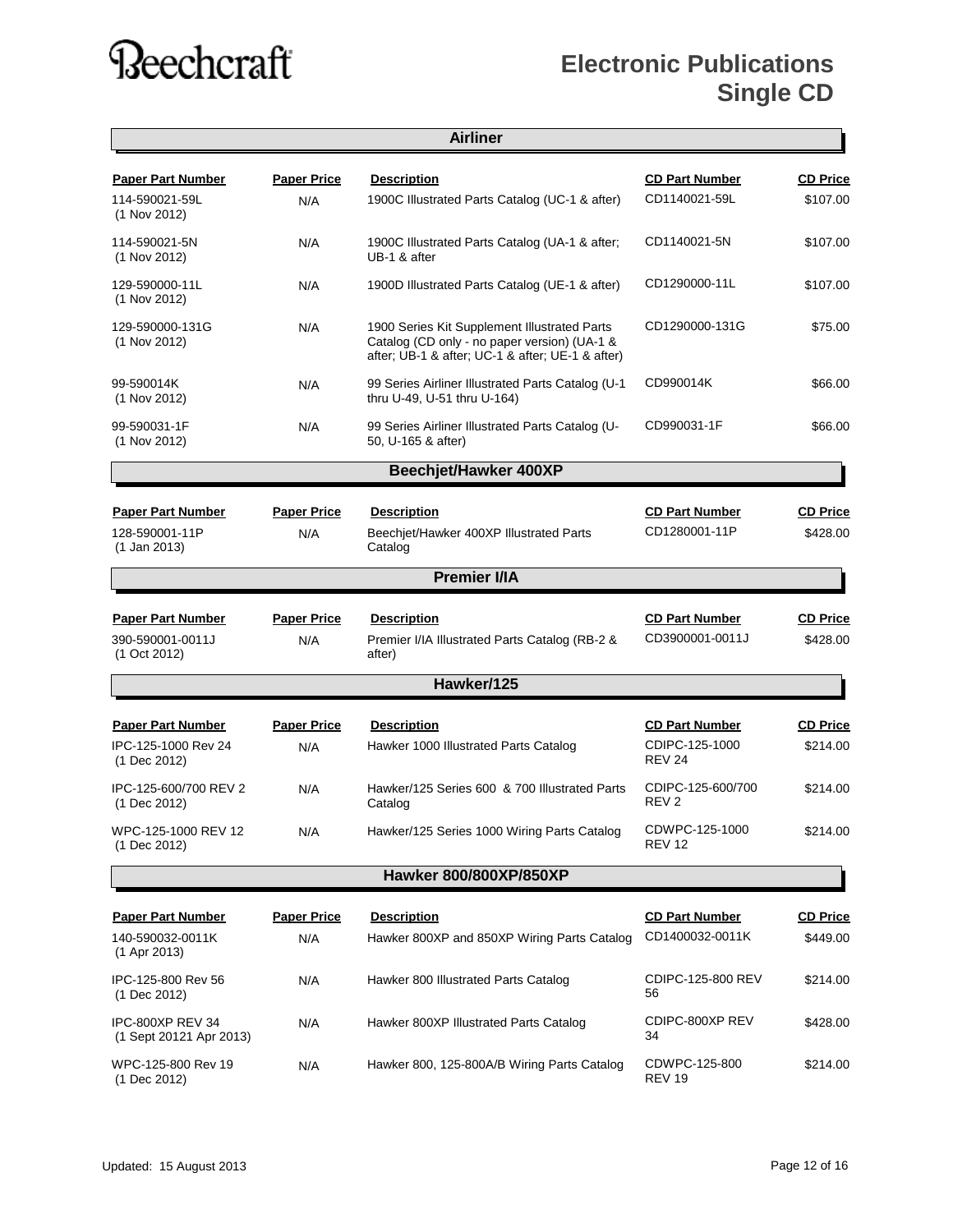# Beechcraft

## Electronic Publications Single CD

### Airliner

| Paper Part Number | Paper Price | Description | CD Part Number | CD Price |
|---|---|---|---|---|
| 114-590021-59L (1 Nov 2012) | N/A | 1900C Illustrated Parts Catalog (UC-1 & after) | CD1140021-59L | $107.00 |
| 114-590021-5N (1 Nov 2012) | N/A | 1900C Illustrated Parts Catalog (UA-1 & after; UB-1 & after | CD1140021-5N | $107.00 |
| 129-590000-11L (1 Nov 2012) | N/A | 1900D Illustrated Parts Catalog (UE-1 & after) | CD1290000-11L | $107.00 |
| 129-590000-131G (1 Nov 2012) | N/A | 1900 Series Kit Supplement Illustrated Parts Catalog (CD only - no paper version) (UA-1 & after; UB-1 & after; UC-1 & after; UE-1 & after) | CD1290000-131G | $75.00 |
| 99-590014K (1 Nov 2012) | N/A | 99 Series Airliner Illustrated Parts Catalog (U-1 thru U-49, U-51 thru U-164) | CD990014K | $66.00 |
| 99-590031-1F (1 Nov 2012) | N/A | 99 Series Airliner Illustrated Parts Catalog (U-50, U-165 & after) | CD990031-1F | $66.00 |

### Beechjet/Hawker 400XP

| Paper Part Number | Paper Price | Description | CD Part Number | CD Price |
|---|---|---|---|---|
| 128-590001-11P (1 Jan 2013) | N/A | Beechjet/Hawker 400XP Illustrated Parts Catalog | CD1280001-11P | $428.00 |

### Premier I/IA

| Paper Part Number | Paper Price | Description | CD Part Number | CD Price |
|---|---|---|---|---|
| 390-590001-0011J (1 Oct 2012) | N/A | Premier I/IA Illustrated Parts Catalog (RB-2 & after) | CD3900001-0011J | $428.00 |

### Hawker/125

| Paper Part Number | Paper Price | Description | CD Part Number | CD Price |
|---|---|---|---|---|
| IPC-125-1000 Rev 24 (1 Dec 2012) | N/A | Hawker 1000 Illustrated Parts Catalog | CDIPC-125-1000 REV 24 | $214.00 |
| IPC-125-600/700 REV 2 (1 Dec 2012) | N/A | Hawker/125 Series 600 & 700 Illustrated Parts Catalog | CDIPC-125-600/700 REV 2 | $214.00 |
| WPC-125-1000 REV 12 (1 Dec 2012) | N/A | Hawker/125 Series 1000 Wiring Parts Catalog | CDWPC-125-1000 REV 12 | $214.00 |

### Hawker 800/800XP/850XP

| Paper Part Number | Paper Price | Description | CD Part Number | CD Price |
|---|---|---|---|---|
| 140-590032-0011K (1 Apr 2013) | N/A | Hawker 800XP and 850XP Wiring Parts Catalog | CD1400032-0011K | $449.00 |
| IPC-125-800 Rev 56 (1 Dec 2012) | N/A | Hawker 800 Illustrated Parts Catalog | CDIPC-125-800 REV 56 | $214.00 |
| IPC-800XP REV 34 (1 Sept 20121 Apr 2013) | N/A | Hawker 800XP Illustrated Parts Catalog | CDIPC-800XP REV 34 | $428.00 |
| WPC-125-800 Rev 19 (1 Dec 2012) | N/A | Hawker 800, 125-800A/B Wiring Parts Catalog | CDWPC-125-800 REV 19 | $214.00 |

Updated: 15 August 2013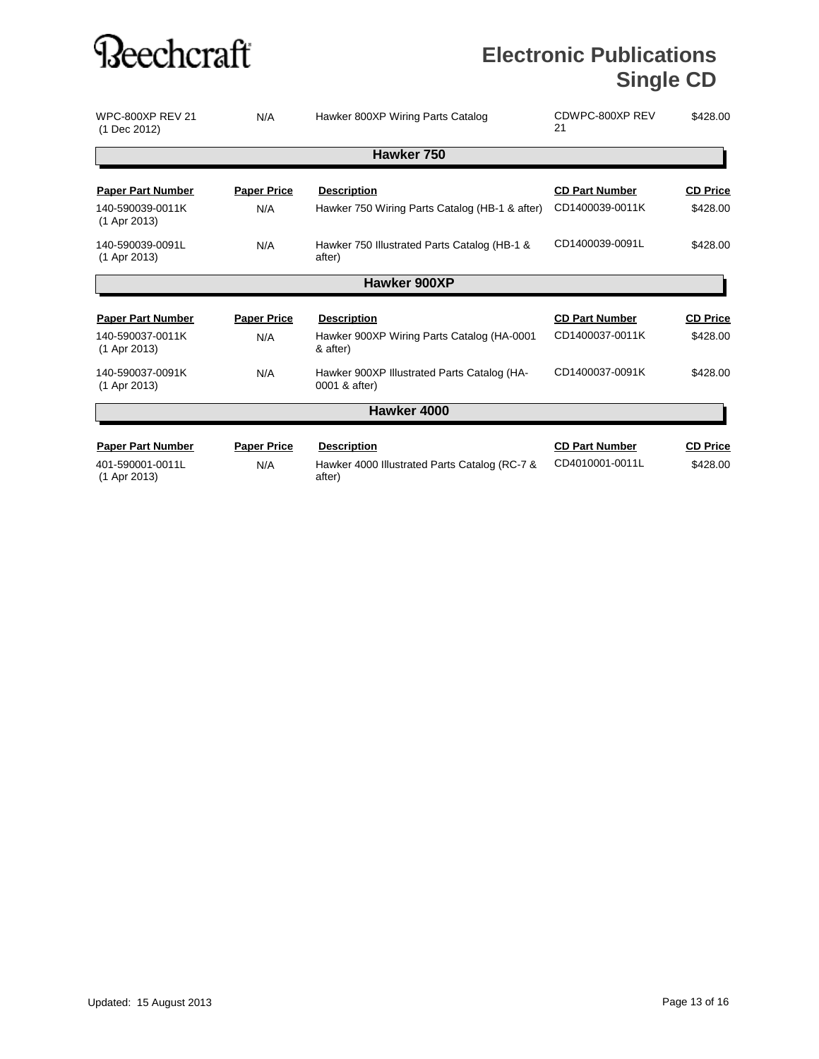| Paper Part Number | Paper Price | Description | CD Part Number | CD Price |
|---|---|---|---|---|
| WPC-800XP REV 21 (1 Dec 2012) | N/A | Hawker 800XP Wiring Parts Catalog | CDWPC-800XP REV 21 | $428.00 |

## Hawker 750

| Paper Part Number | Paper Price | Description | CD Part Number | CD Price |
|---|---|---|---|---|
| 140-590039-0011K (1 Apr 2013) | N/A | Hawker 750 Wiring Parts Catalog (HB-1 & after) | CD1400039-0011K | $428.00 |
| 140-590039-0091L (1 Apr 2013) | N/A | Hawker 750 Illustrated Parts Catalog (HB-1 & after) | CD1400039-0091L | $428.00 |

## Hawker 900XP

| Paper Part Number | Paper Price | Description | CD Part Number | CD Price |
|---|---|---|---|---|
| 140-590037-0011K (1 Apr 2013) | N/A | Hawker 900XP Wiring Parts Catalog (HA-0001 & after) | CD1400037-0011K | $428.00 |
| 140-590037-0091K (1 Apr 2013) | N/A | Hawker 900XP Illustrated Parts Catalog (HA-0001 & after) | CD1400037-0091K | $428.00 |

## Hawker 4000

| Paper Part Number | Paper Price | Description | CD Part Number | CD Price |
|---|---|---|---|---|
| 401-590001-0011L (1 Apr 2013) | N/A | Hawker 4000 Illustrated Parts Catalog (RC-7 & after) | CD4010001-0011L | $428.00 |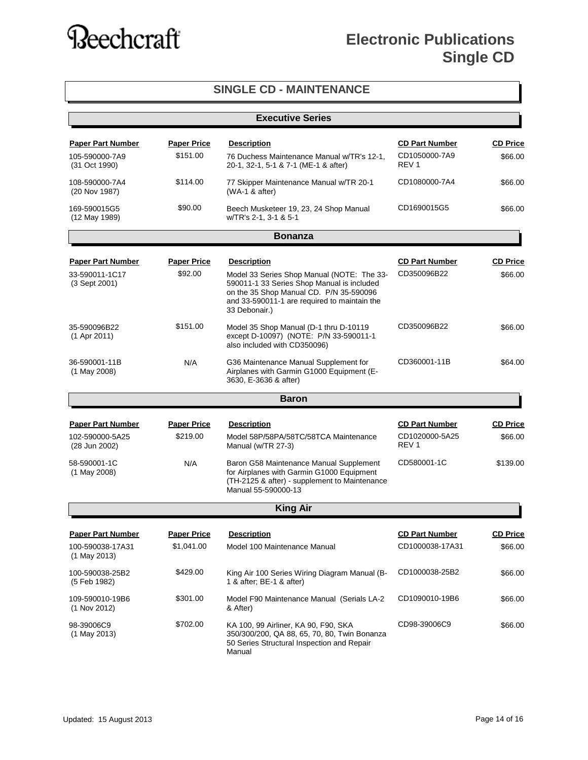# Electronic Publications Single CD

## SINGLE CD - MAINTENANCE

### Executive Series

| Paper Part Number | Paper Price | Description | CD Part Number | CD Price |
|---|---|---|---|---|
| 105-590000-7A9 (31 Oct 1990) | $151.00 | 76 Duchess Maintenance Manual w/TR's 12-1, 20-1, 32-1, 5-1 & 7-1 (ME-1 & after) | CD1050000-7A9 REV 1 | $66.00 |
| 108-590000-7A4 (20 Nov 1987) | $114.00 | 77 Skipper Maintenance Manual w/TR 20-1 (WA-1 & after) | CD1080000-7A4 | $66.00 |
| 169-590015G5 (12 May 1989) | $90.00 | Beech Musketeer 19, 23, 24 Shop Manual w/TR's 2-1, 3-1 & 5-1 | CD1690015G5 | $66.00 |

### Bonanza

| Paper Part Number | Paper Price | Description | CD Part Number | CD Price |
|---|---|---|---|---|
| 33-590011-1C17 (3 Sept 2001) | $92.00 | Model 33 Series Shop Manual (NOTE: The 33-590011-1 33 Series Shop Manual is included on the 35 Shop Manual CD. P/N 35-590096 and 33-590011-1 are required to maintain the 33 Debonair.) | CD350096B22 | $66.00 |
| 35-590096B22 (1 Apr 2011) | $151.00 | Model 35 Shop Manual (D-1 thru D-10119 except D-10097) (NOTE: P/N 33-590011-1 also included with CD350096) | CD350096B22 | $66.00 |
| 36-590001-11B (1 May 2008) | N/A | G36 Maintenance Manual Supplement for Airplanes with Garmin G1000 Equipment (E-3630, E-3636 & after) | CD360001-11B | $64.00 |

### Baron

| Paper Part Number | Paper Price | Description | CD Part Number | CD Price |
|---|---|---|---|---|
| 102-590000-5A25 (28 Jun 2002) | $219.00 | Model 58P/58PA/58TC/58TCA Maintenance Manual (w/TR 27-3) | CD1020000-5A25 REV 1 | $66.00 |
| 58-590001-1C (1 May 2008) | N/A | Baron G58 Maintenance Manual Supplement for Airplanes with Garmin G1000 Equipment (TH-2125 & after) - supplement to Maintenance Manual 55-590000-13 | CD580001-1C | $139.00 |

### King Air

| Paper Part Number | Paper Price | Description | CD Part Number | CD Price |
|---|---|---|---|---|
| 100-590038-17A31 (1 May 2013) | $1,041.00 | Model 100 Maintenance Manual | CD1000038-17A31 | $66.00 |
| 100-590038-25B2 (5 Feb 1982) | $429.00 | King Air 100 Series Wiring Diagram Manual (B-1 & after; BE-1 & after) | CD1000038-25B2 | $66.00 |
| 109-590010-19B6 (1 Nov 2012) | $301.00 | Model F90 Maintenance Manual (Serials LA-2 & After) | CD1090010-19B6 | $66.00 |
| 98-39006C9 (1 May 2013) | $702.00 | KA 100, 99 Airliner, KA 90, F90, SKA 350/300/200, QA 88, 65, 70, 80, Twin Bonanza 50 Series Structural Inspection and Repair Manual | CD98-39006C9 | $66.00 |

Updated: 15 August 2013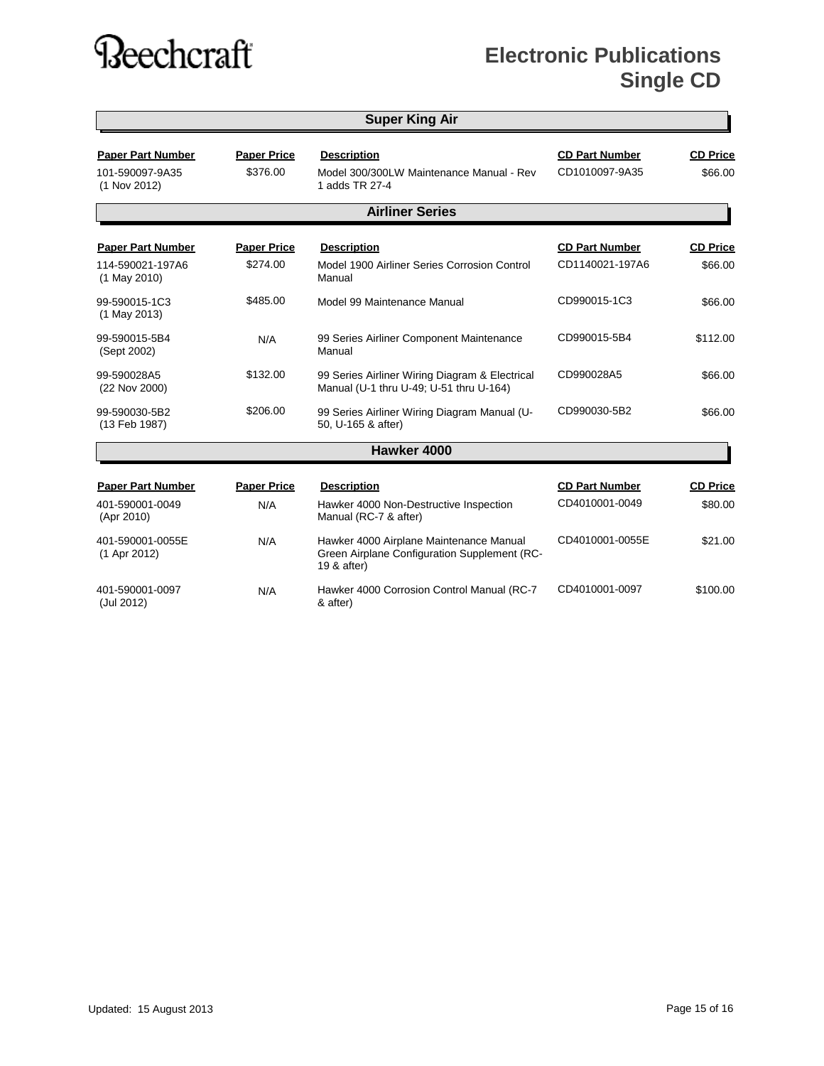Beechcraft

# Electronic Publications Single CD

## Super King Air

| Paper Part Number | Paper Price | Description | CD Part Number | CD Price |
|---|---|---|---|---|
| 101-590097-9A35 (1 Nov 2012) | $376.00 | Model 300/300LW Maintenance Manual - Rev 1 adds TR 27-4 | CD1010097-9A35 | $66.00 |

## Airliner Series

| Paper Part Number | Paper Price | Description | CD Part Number | CD Price |
|---|---|---|---|---|
| 114-590021-197A6 (1 May 2010) | $274.00 | Model 1900 Airliner Series Corrosion Control Manual | CD1140021-197A6 | $66.00 |
| 99-590015-1C3 (1 May 2013) | $485.00 | Model 99 Maintenance Manual | CD990015-1C3 | $66.00 |
| 99-590015-5B4 (Sept 2002) | N/A | 99 Series Airliner Component Maintenance Manual | CD990015-5B4 | $112.00 |
| 99-590028A5 (22 Nov 2000) | $132.00 | 99 Series Airliner Wiring Diagram & Electrical Manual (U-1 thru U-49; U-51 thru U-164) | CD990028A5 | $66.00 |
| 99-590030-5B2 (13 Feb 1987) | $206.00 | 99 Series Airliner Wiring Diagram Manual (U-50, U-165 & after) | CD990030-5B2 | $66.00 |

## Hawker 4000

| Paper Part Number | Paper Price | Description | CD Part Number | CD Price |
|---|---|---|---|---|
| 401-590001-0049 (Apr 2010) | N/A | Hawker 4000 Non-Destructive Inspection Manual (RC-7 & after) | CD4010001-0049 | $80.00 |
| 401-590001-0055E (1 Apr 2012) | N/A | Hawker 4000 Airplane Maintenance Manual Green Airplane Configuration Supplement (RC-19 & after) | CD4010001-0055E | $21.00 |
| 401-590001-0097 (Jul 2012) | N/A | Hawker 4000 Corrosion Control Manual (RC-7 & after) | CD4010001-0097 | $100.00 |

Updated: 15 August 2013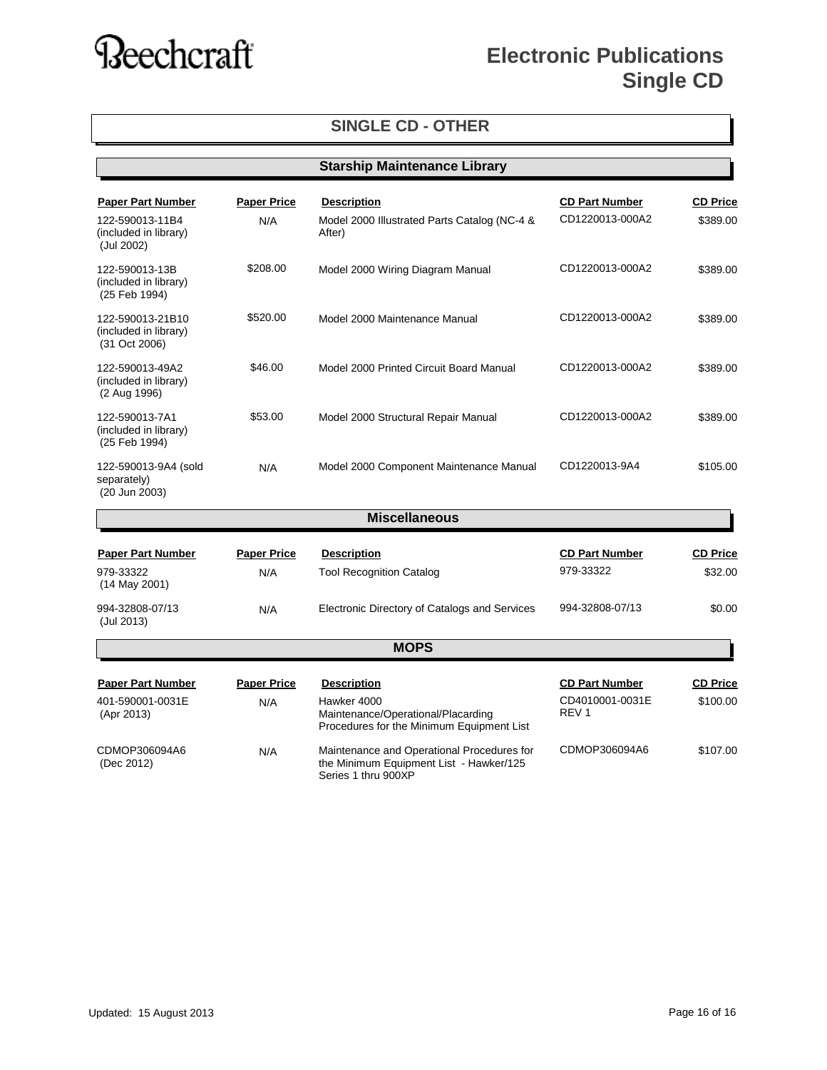# Beechcraft

# Electronic Publications Single CD

## SINGLE CD - OTHER

### Starship Maintenance Library

| Paper Part Number | Paper Price | Description | CD Part Number | CD Price |
|---|---|---|---|---|
| 122-590013-11B4 (included in library) (Jul 2002) | N/A | Model 2000 Illustrated Parts Catalog (NC-4 & After) | CD1220013-000A2 | $389.00 |
| 122-590013-13B (included in library) (25 Feb 1994) | $208.00 | Model 2000 Wiring Diagram Manual | CD1220013-000A2 | $389.00 |
| 122-590013-21B10 (included in library) (31 Oct 2006) | $520.00 | Model 2000 Maintenance Manual | CD1220013-000A2 | $389.00 |
| 122-590013-49A2 (included in library) (2 Aug 1996) | $46.00 | Model 2000 Printed Circuit Board Manual | CD1220013-000A2 | $389.00 |
| 122-590013-7A1 (included in library) (25 Feb 1994) | $53.00 | Model 2000 Structural Repair Manual | CD1220013-000A2 | $389.00 |
| 122-590013-9A4 (sold separately) (20 Jun 2003) | N/A | Model 2000 Component Maintenance Manual | CD1220013-9A4 | $105.00 |

### Miscellaneous

| Paper Part Number | Paper Price | Description | CD Part Number | CD Price |
|---|---|---|---|---|
| 979-33322 (14 May 2001) | N/A | Tool Recognition Catalog | 979-33322 | $32.00 |
| 994-32808-07/13 (Jul 2013) | N/A | Electronic Directory of Catalogs and Services | 994-32808-07/13 | $0.00 |

### MOPS

| Paper Part Number | Paper Price | Description | CD Part Number | CD Price |
|---|---|---|---|---|
| 401-590001-0031E (Apr 2013) | N/A | Hawker 4000 Maintenance/Operational/Placarding Procedures for the Minimum Equipment List | CD4010001-0031E REV 1 | $100.00 |
| CDMOP306094A6 (Dec 2012) | N/A | Maintenance and Operational Procedures for the Minimum Equipment List - Hawker/125 Series 1 thru 900XP | CDMOP306094A6 | $107.00 |

Updated: 15 August 2013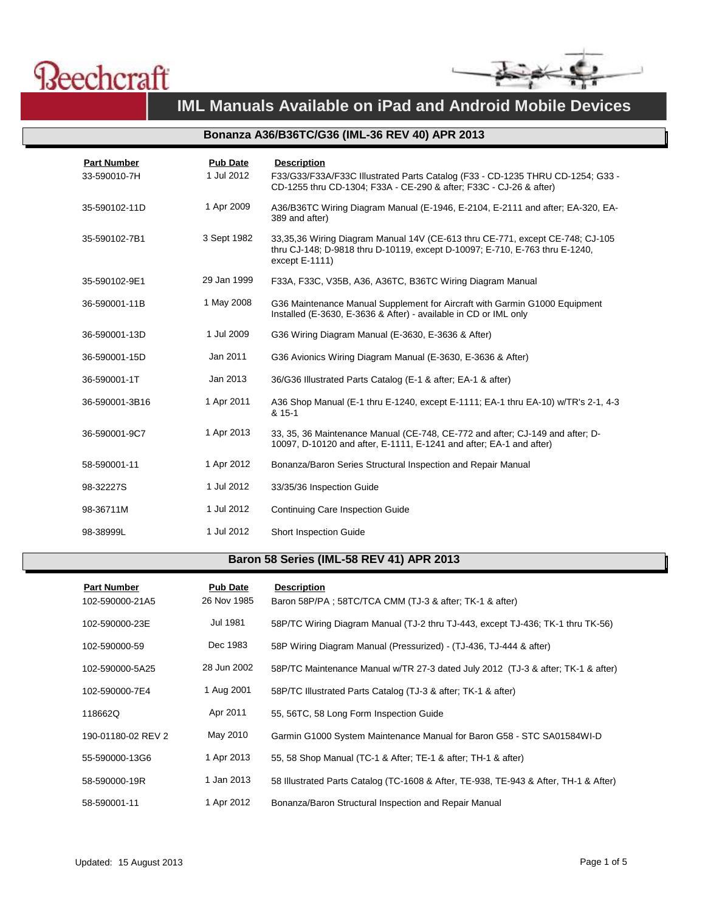Beechcraft

# IML Manuals Available on iPad and Android Mobile Devices

## Bonanza A36/B36TC/G36 (IML-36 REV 40) APR 2013

| Part Number | Pub Date | Description |
|---|---|---|
| 33-590010-7H | 1 Jul 2012 | F33/G33/F33A/F33C Illustrated Parts Catalog (F33 - CD-1235 THRU CD-1254; G33 - CD-1255 thru CD-1304; F33A - CE-290 & after; F33C - CJ-26 & after) |
| 35-590102-11D | 1 Apr 2009 | A36/B36TC Wiring Diagram Manual (E-1946, E-2104, E-2111 and after; EA-320, EA-389 and after) |
| 35-590102-7B1 | 3 Sept 1982 | 33,35,36 Wiring Diagram Manual 14V (CE-613 thru CE-771, except CE-748; CJ-105 thru CJ-148; D-9818 thru D-10119, except D-10097; E-710, E-763 thru E-1240, except E-1111) |
| 35-590102-9E1 | 29 Jan 1999 | F33A, F33C, V35B, A36, A36TC, B36TC Wiring Diagram Manual |
| 36-590001-11B | 1 May 2008 | G36 Maintenance Manual Supplement for Aircraft with Garmin G1000 Equipment Installed (E-3630, E-3636 & After) - available in CD or IML only |
| 36-590001-13D | 1 Jul 2009 | G36 Wiring Diagram Manual (E-3630, E-3636 & After) |
| 36-590001-15D | Jan 2011 | G36 Avionics Wiring Diagram Manual (E-3630, E-3636 & After) |
| 36-590001-1T | Jan 2013 | 36/G36 Illustrated Parts Catalog (E-1 & after; EA-1 & after) |
| 36-590001-3B16 | 1 Apr 2011 | A36 Shop Manual (E-1 thru E-1240, except E-1111; EA-1 thru EA-10) w/TR's 2-1, 4-3 & 15-1 |
| 36-590001-9C7 | 1 Apr 2013 | 33, 35, 36 Maintenance Manual (CE-748, CE-772 and after; CJ-149 and after; D-10097, D-10120 and after, E-1111, E-1241 and after; EA-1 and after) |
| 58-590001-11 | 1 Apr 2012 | Bonanza/Baron Series Structural Inspection and Repair Manual |
| 98-32227S | 1 Jul 2012 | 33/35/36 Inspection Guide |
| 98-36711M | 1 Jul 2012 | Continuing Care Inspection Guide |
| 98-38999L | 1 Jul 2012 | Short Inspection Guide |

## Baron 58 Series (IML-58 REV 41) APR 2013

| Part Number | Pub Date | Description |
|---|---|---|
| 102-590000-21A5 | 26 Nov 1985 | Baron 58P/PA ; 58TC/TCA CMM (TJ-3 & after; TK-1 & after) |
| 102-590000-23E | Jul 1981 | 58P/TC Wiring Diagram Manual (TJ-2 thru TJ-443, except TJ-436; TK-1 thru TK-56) |
| 102-590000-59 | Dec 1983 | 58P Wiring Diagram Manual (Pressurized) - (TJ-436, TJ-444 & after) |
| 102-590000-5A25 | 28 Jun 2002 | 58P/TC Maintenance Manual w/TR 27-3 dated July 2012 (TJ-3 & after; TK-1 & after) |
| 102-590000-7E4 | 1 Aug 2001 | 58P/TC Illustrated Parts Catalog (TJ-3 & after; TK-1 & after) |
| 118662Q | Apr 2011 | 55, 56TC, 58 Long Form Inspection Guide |
| 190-01180-02 REV 2 | May 2010 | Garmin G1000 System Maintenance Manual for Baron G58 - STC SA01584WI-D |
| 55-590000-13G6 | 1 Apr 2013 | 55, 58 Shop Manual (TC-1 & After; TE-1 & after; TH-1 & after) |
| 58-590000-19R | 1 Jan 2013 | 58 Illustrated Parts Catalog (TC-1608 & After, TE-938, TE-943 & After, TH-1 & After) |
| 58-590001-11 | 1 Apr 2012 | Bonanza/Baron Structural Inspection and Repair Manual |

Updated: 15 August 2013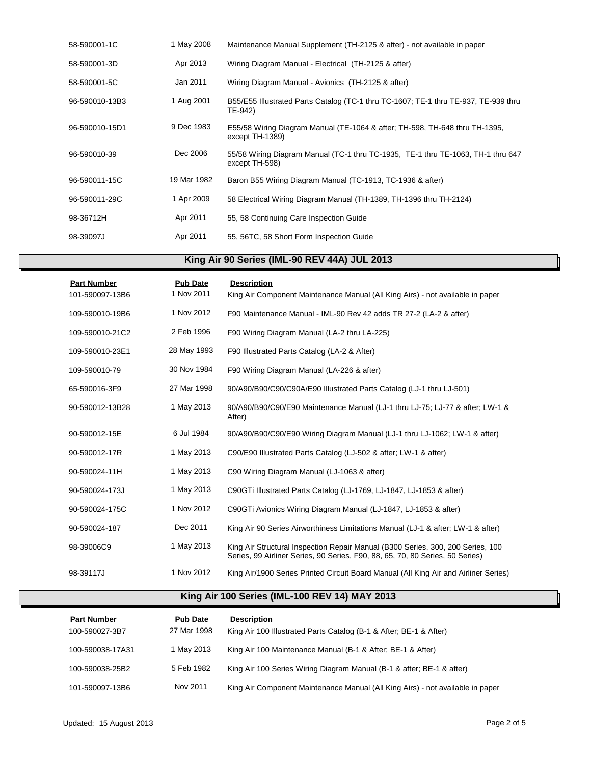| | | |
|---|---|---|
| 58-590001-1C | 1 May 2008 | Maintenance Manual Supplement (TH-2125 & after) - not available in paper |
| 58-590001-3D | Apr 2013 | Wiring Diagram Manual - Electrical (TH-2125 & after) |
| 58-590001-5C | Jan 2011 | Wiring Diagram Manual - Avionics (TH-2125 & after) |
| 96-590010-13B3 | 1 Aug 2001 | B55/E55 Illustrated Parts Catalog (TC-1 thru TC-1607; TE-1 thru TE-937, TE-939 thru TE-942) |
| 96-590010-15D1 | 9 Dec 1983 | E55/58 Wiring Diagram Manual (TE-1064 & after; TH-598, TH-648 thru TH-1395, except TH-1389) |
| 96-590010-39 | Dec 2006 | 55/58 Wiring Diagram Manual (TC-1 thru TC-1935, TE-1 thru TE-1063, TH-1 thru 647 except TH-598) |
| 96-590011-15C | 19 Mar 1982 | Baron B55 Wiring Diagram Manual (TC-1913, TC-1936 & after) |
| 96-590011-29C | 1 Apr 2009 | 58 Electrical Wiring Diagram Manual (TH-1389, TH-1396 thru TH-2124) |
| 98-36712H | Apr 2011 | 55, 58 Continuing Care Inspection Guide |
| 98-39097J | Apr 2011 | 55, 56TC, 58 Short Form Inspection Guide |

## King Air 90 Series (IML-90 REV 44A) JUL 2013

| Part Number | Pub Date | Description |
|---|---|---|
| 101-590097-13B6 | 1 Nov 2011 | King Air Component Maintenance Manual (All King Airs) - not available in paper |
| 109-590010-19B6 | 1 Nov 2012 | F90 Maintenance Manual - IML-90 Rev 42 adds TR 27-2 (LA-2 & after) |
| 109-590010-21C2 | 2 Feb 1996 | F90 Wiring Diagram Manual (LA-2 thru LA-225) |
| 109-590010-23E1 | 28 May 1993 | F90 Illustrated Parts Catalog (LA-2 & After) |
| 109-590010-79 | 30 Nov 1984 | F90 Wiring Diagram Manual (LA-226 & after) |
| 65-590016-3F9 | 27 Mar 1998 | 90/A90/B90/C90/C90A/E90 Illustrated Parts Catalog (LJ-1 thru LJ-501) |
| 90-590012-13B28 | 1 May 2013 | 90/A90/B90/C90/E90 Maintenance Manual (LJ-1 thru LJ-75; LJ-77 & after; LW-1 & After) |
| 90-590012-15E | 6 Jul 1984 | 90/A90/B90/C90/E90 Wiring Diagram Manual (LJ-1 thru LJ-1062; LW-1 & after) |
| 90-590012-17R | 1 May 2013 | C90/E90 Illustrated Parts Catalog (LJ-502 & after; LW-1 & after) |
| 90-590024-11H | 1 May 2013 | C90 Wiring Diagram Manual (LJ-1063 & after) |
| 90-590024-173J | 1 May 2013 | C90GTi Illustrated Parts Catalog (LJ-1769, LJ-1847, LJ-1853 & after) |
| 90-590024-175C | 1 Nov 2012 | C90GTi Avionics Wiring Diagram Manual (LJ-1847, LJ-1853 & after) |
| 90-590024-187 | Dec 2011 | King Air 90 Series Airworthiness Limitations Manual (LJ-1 & after; LW-1 & after) |
| 98-39006C9 | 1 May 2013 | King Air Structural Inspection Repair Manual (B300 Series, 300, 200 Series, 100 Series, 99 Airliner Series, 90 Series, F90, 88, 65, 70, 80 Series, 50 Series) |
| 98-39117J | 1 Nov 2012 | King Air/1900 Series Printed Circuit Board Manual (All King Air and Airliner Series) |

## King Air 100 Series (IML-100 REV 14) MAY 2013

| Part Number | Pub Date | Description |
|---|---|---|
| 100-590027-3B7 | 27 Mar 1998 | King Air 100 Illustrated Parts Catalog (B-1 & After; BE-1 & After) |
| 100-590038-17A31 | 1 May 2013 | King Air 100 Maintenance Manual (B-1 & After; BE-1 & After) |
| 100-590038-25B2 | 5 Feb 1982 | King Air 100 Series Wiring Diagram Manual (B-1 & after; BE-1 & after) |
| 101-590097-13B6 | Nov 2011 | King Air Component Maintenance Manual (All King Airs) - not available in paper |

Updated: 15 August 2013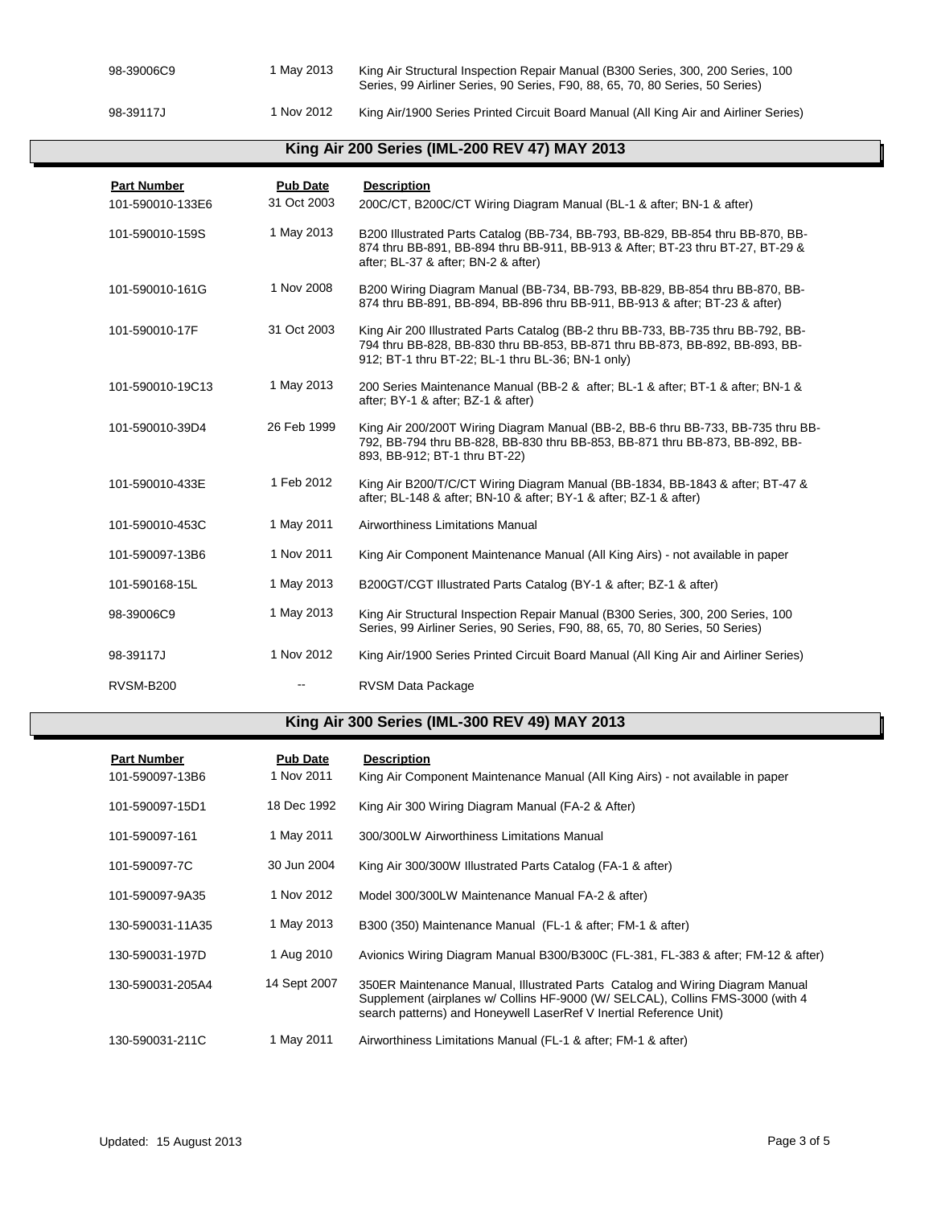| | | |
|---|---|---|
| 98-39006C9 | 1 May 2013 | King Air Structural Inspection Repair Manual (B300 Series, 300, 200 Series, 100 Series, 99 Airliner Series, 90 Series, F90, 88, 65, 70, 80 Series, 50 Series) |
| 98-39117J | 1 Nov 2012 | King Air/1900 Series Printed Circuit Board Manual (All King Air and Airliner Series) |

## King Air 200 Series (IML-200 REV 47) MAY 2013

| Part Number | Pub Date | Description |
|---|---|---|
| 101-590010-133E6 | 31 Oct 2003 | 200C/CT, B200C/CT Wiring Diagram Manual (BL-1 & after; BN-1 & after) |
| 101-590010-159S | 1 May 2013 | B200 Illustrated Parts Catalog (BB-734, BB-793, BB-829, BB-854 thru BB-870, BB-874 thru BB-891, BB-894 thru BB-911, BB-913 & After; BT-23 thru BT-27, BT-29 & after; BL-37 & after; BN-2 & after) |
| 101-590010-161G | 1 Nov 2008 | B200 Wiring Diagram Manual (BB-734, BB-793, BB-829, BB-854 thru BB-870, BB-874 thru BB-891, BB-894, BB-896 thru BB-911, BB-913 & after; BT-23 & after) |
| 101-590010-17F | 31 Oct 2003 | King Air 200 Illustrated Parts Catalog (BB-2 thru BB-733, BB-735 thru BB-792, BB-794 thru BB-828, BB-830 thru BB-853, BB-871 thru BB-873, BB-892, BB-893, BB-912; BT-1 thru BT-22; BL-1 thru BL-36; BN-1 only) |
| 101-590010-19C13 | 1 May 2013 | 200 Series Maintenance Manual (BB-2 & after; BL-1 & after; BT-1 & after; BN-1 & after; BY-1 & after; BZ-1 & after) |
| 101-590010-39D4 | 26 Feb 1999 | King Air 200/200T Wiring Diagram Manual (BB-2, BB-6 thru BB-733, BB-735 thru BB-792, BB-794 thru BB-828, BB-830 thru BB-853, BB-871 thru BB-873, BB-892, BB-893, BB-912; BT-1 thru BT-22) |
| 101-590010-433E | 1 Feb 2012 | King Air B200/T/C/CT Wiring Diagram Manual (BB-1834, BB-1843 & after; BT-47 & after; BL-148 & after; BN-10 & after; BY-1 & after; BZ-1 & after) |
| 101-590010-453C | 1 May 2011 | Airworthiness Limitations Manual |
| 101-590097-13B6 | 1 Nov 2011 | King Air Component Maintenance Manual (All King Airs) - not available in paper |
| 101-590168-15L | 1 May 2013 | B200GT/CGT Illustrated Parts Catalog (BY-1 & after; BZ-1 & after) |
| 98-39006C9 | 1 May 2013 | King Air Structural Inspection Repair Manual (B300 Series, 300, 200 Series, 100 Series, 99 Airliner Series, 90 Series, F90, 88, 65, 70, 80 Series, 50 Series) |
| 98-39117J | 1 Nov 2012 | King Air/1900 Series Printed Circuit Board Manual (All King Air and Airliner Series) |
| RVSM-B200 | -- | RVSM Data Package |

## King Air 300 Series (IML-300 REV 49) MAY 2013

| Part Number | Pub Date | Description |
|---|---|---|
| 101-590097-13B6 | 1 Nov 2011 | King Air Component Maintenance Manual (All King Airs) - not available in paper |
| 101-590097-15D1 | 18 Dec 1992 | King Air 300 Wiring Diagram Manual (FA-2 & After) |
| 101-590097-161 | 1 May 2011 | 300/300LW Airworthiness Limitations Manual |
| 101-590097-7C | 30 Jun 2004 | King Air 300/300W Illustrated Parts Catalog (FA-1 & after) |
| 101-590097-9A35 | 1 Nov 2012 | Model 300/300LW Maintenance Manual FA-2 & after) |
| 130-590031-11A35 | 1 May 2013 | B300 (350) Maintenance Manual (FL-1 & after; FM-1 & after) |
| 130-590031-197D | 1 Aug 2010 | Avionics Wiring Diagram Manual B300/B300C (FL-381, FL-383 & after; FM-12 & after) |
| 130-590031-205A4 | 14 Sept 2007 | 350ER Maintenance Manual, Illustrated Parts Catalog and Wiring Diagram Manual Supplement (airplanes w/ Collins HF-9000 (W/ SELCAL), Collins FMS-3000 (with 4 search patterns) and Honeywell LaserRef V Inertial Reference Unit) |
| 130-590031-211C | 1 May 2011 | Airworthiness Limitations Manual (FL-1 & after; FM-1 & after) |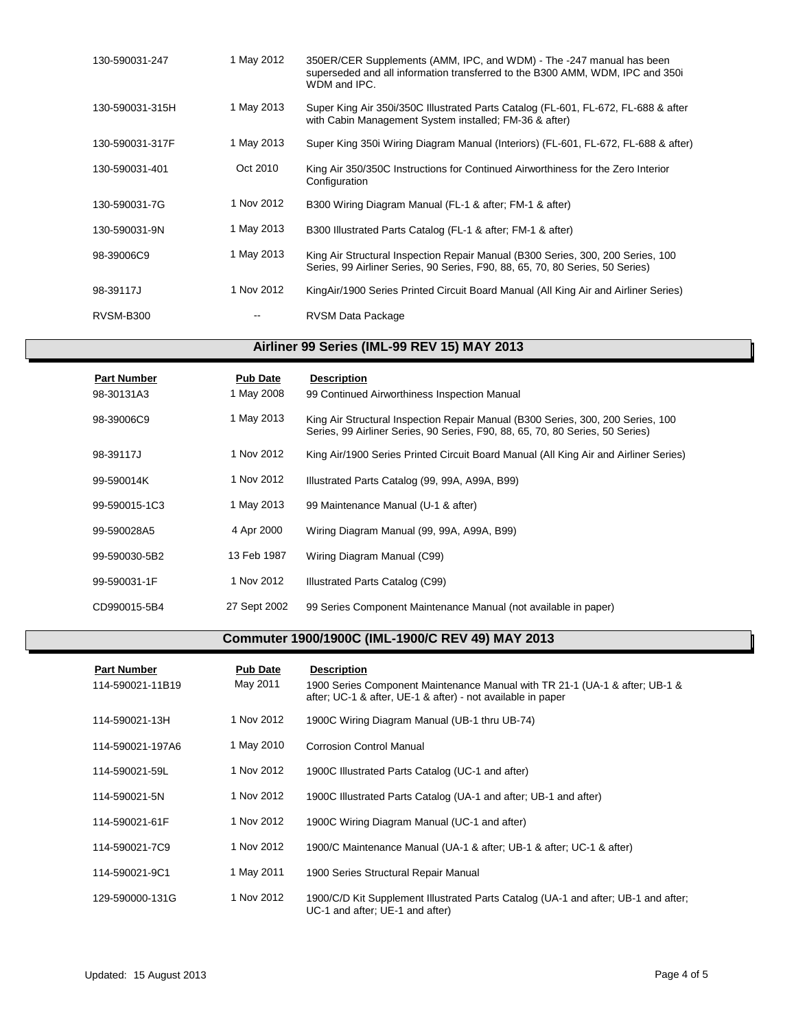| Part Number | Pub Date | Description |
|---|---|---|
| 130-590031-247 | 1 May 2012 | 350ER/CER Supplements (AMM, IPC, and WDM) - The -247 manual has been superseded and all information transferred to the B300 AMM, WDM, IPC and 350i WDM and IPC. |
| 130-590031-315H | 1 May 2013 | Super King Air 350i/350C Illustrated Parts Catalog (FL-601, FL-672, FL-688 & after with Cabin Management System installed; FM-36 & after) |
| 130-590031-317F | 1 May 2013 | Super King 350i Wiring Diagram Manual (Interiors) (FL-601, FL-672, FL-688 & after) |
| 130-590031-401 | Oct 2010 | King Air 350/350C Instructions for Continued Airworthiness for the Zero Interior Configuration |
| 130-590031-7G | 1 Nov 2012 | B300 Wiring Diagram Manual (FL-1 & after; FM-1 & after) |
| 130-590031-9N | 1 May 2013 | B300 Illustrated Parts Catalog (FL-1 & after; FM-1 & after) |
| 98-39006C9 | 1 May 2013 | King Air Structural Inspection Repair Manual (B300 Series, 300, 200 Series, 100 Series, 99 Airliner Series, 90 Series, F90, 88, 65, 70, 80 Series, 50 Series) |
| 98-39117J | 1 Nov 2012 | KingAir/1900 Series Printed Circuit Board Manual (All King Air and Airliner Series) |
| RVSM-B300 | -- | RVSM Data Package |

## Airliner 99 Series (IML-99 REV 15) MAY 2013

| Part Number | Pub Date | Description |
|---|---|---|
| 98-30131A3 | 1 May 2008 | 99 Continued Airworthiness Inspection Manual |
| 98-39006C9 | 1 May 2013 | King Air Structural Inspection Repair Manual (B300 Series, 300, 200 Series, 100 Series, 99 Airliner Series, 90 Series, F90, 88, 65, 70, 80 Series, 50 Series) |
| 98-39117J | 1 Nov 2012 | King Air/1900 Series Printed Circuit Board Manual (All King Air and Airliner Series) |
| 99-590014K | 1 Nov 2012 | Illustrated Parts Catalog (99, 99A, A99A, B99) |
| 99-590015-1C3 | 1 May 2013 | 99 Maintenance Manual (U-1 & after) |
| 99-590028A5 | 4 Apr 2000 | Wiring Diagram Manual (99, 99A, A99A, B99) |
| 99-590030-5B2 | 13 Feb 1987 | Wiring Diagram Manual (C99) |
| 99-590031-1F | 1 Nov 2012 | Illustrated Parts Catalog (C99) |
| CD990015-5B4 | 27 Sept 2002 | 99 Series Component Maintenance Manual (not available in paper) |

## Commuter 1900/1900C (IML-1900/C REV 49) MAY 2013

| Part Number | Pub Date | Description |
|---|---|---|
| 114-590021-11B19 | May 2011 | 1900 Series Component Maintenance Manual with TR 21-1 (UA-1 & after; UB-1 & after; UC-1 & after, UE-1 & after) - not available in paper |
| 114-590021-13H | 1 Nov 2012 | 1900C Wiring Diagram Manual (UB-1 thru UB-74) |
| 114-590021-197A6 | 1 May 2010 | Corrosion Control Manual |
| 114-590021-59L | 1 Nov 2012 | 1900C Illustrated Parts Catalog (UC-1 and after) |
| 114-590021-5N | 1 Nov 2012 | 1900C Illustrated Parts Catalog (UA-1 and after; UB-1 and after) |
| 114-590021-61F | 1 Nov 2012 | 1900C Wiring Diagram Manual (UC-1 and after) |
| 114-590021-7C9 | 1 Nov 2012 | 1900/C Maintenance Manual (UA-1 & after; UB-1 & after; UC-1 & after) |
| 114-590021-9C1 | 1 May 2011 | 1900 Series Structural Repair Manual |
| 129-590000-131G | 1 Nov 2012 | 1900/C/D Kit Supplement Illustrated Parts Catalog (UA-1 and after; UB-1 and after; UC-1 and after; UE-1 and after) |

Updated: 15 August 2013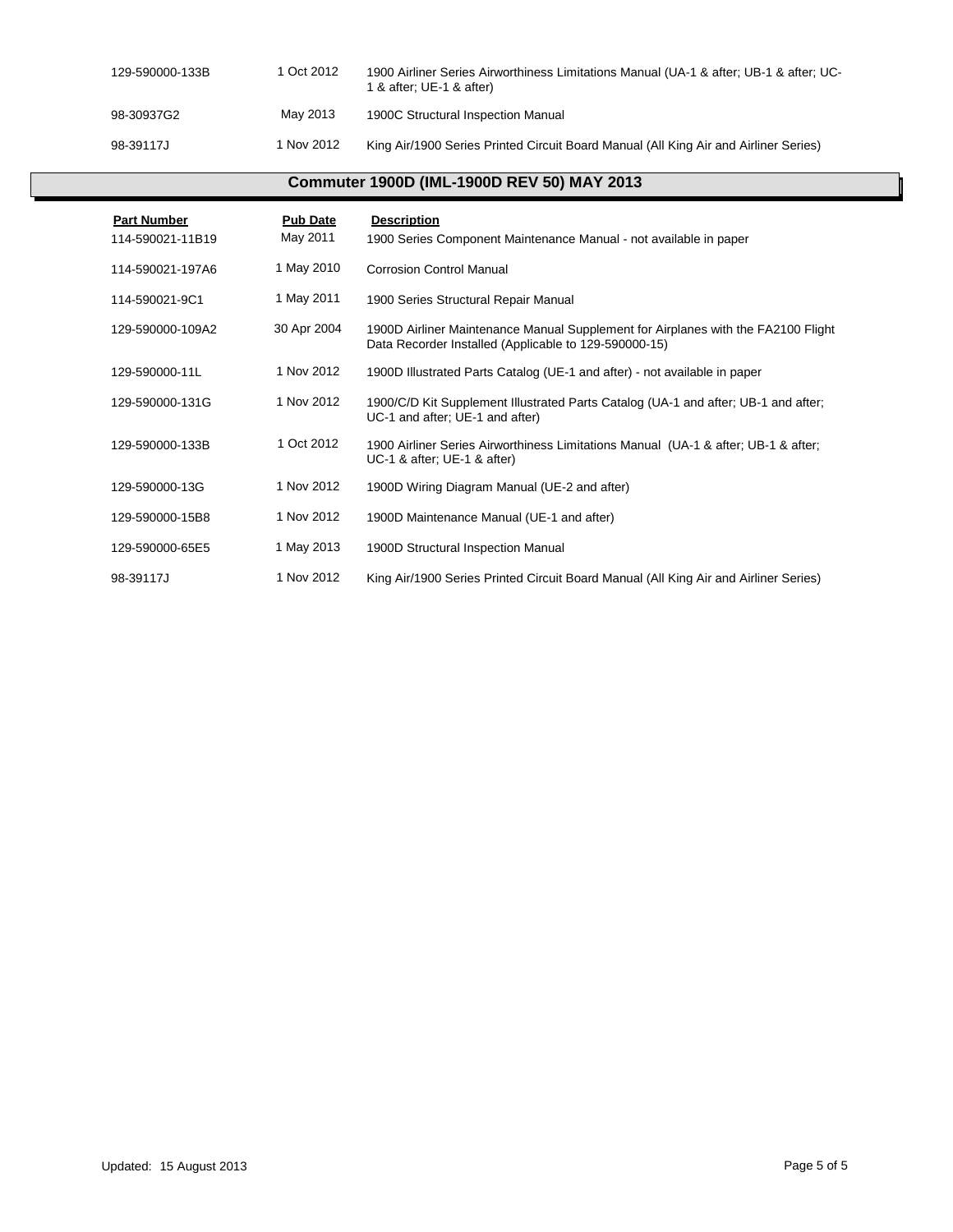| | | |
|---|---|---|
| 129-590000-133B | 1 Oct 2012 | 1900 Airliner Series Airworthiness Limitations Manual (UA-1 & after; UB-1 & after; UC-1 & after; UE-1 & after) |
| 98-30937G2 | May 2013 | 1900C Structural Inspection Manual |
| 98-39117J | 1 Nov 2012 | King Air/1900 Series Printed Circuit Board Manual (All King Air and Airliner Series) |

## Commuter 1900D (IML-1900D REV 50) MAY 2013

| Part Number | Pub Date | Description |
|---|---|---|
| 114-590021-11B19 | May 2011 | 1900 Series Component Maintenance Manual - not available in paper |
| 114-590021-197A6 | 1 May 2010 | Corrosion Control Manual |
| 114-590021-9C1 | 1 May 2011 | 1900 Series Structural Repair Manual |
| 129-590000-109A2 | 30 Apr 2004 | 1900D Airliner Maintenance Manual Supplement for Airplanes with the FA2100 Flight Data Recorder Installed (Applicable to 129-590000-15) |
| 129-590000-11L | 1 Nov 2012 | 1900D Illustrated Parts Catalog (UE-1 and after) - not available in paper |
| 129-590000-131G | 1 Nov 2012 | 1900/C/D Kit Supplement Illustrated Parts Catalog (UA-1 and after; UB-1 and after; UC-1 and after; UE-1 and after) |
| 129-590000-133B | 1 Oct 2012 | 1900 Airliner Series Airworthiness Limitations Manual (UA-1 & after; UB-1 & after; UC-1 & after; UE-1 & after) |
| 129-590000-13G | 1 Nov 2012 | 1900D Wiring Diagram Manual (UE-2 and after) |
| 129-590000-15B8 | 1 Nov 2012 | 1900D Maintenance Manual (UE-1 and after) |
| 129-590000-65E5 | 1 May 2013 | 1900D Structural Inspection Manual |
| 98-39117J | 1 Nov 2012 | King Air/1900 Series Printed Circuit Board Manual (All King Air and Airliner Series) |

Updated: 15 August 2013